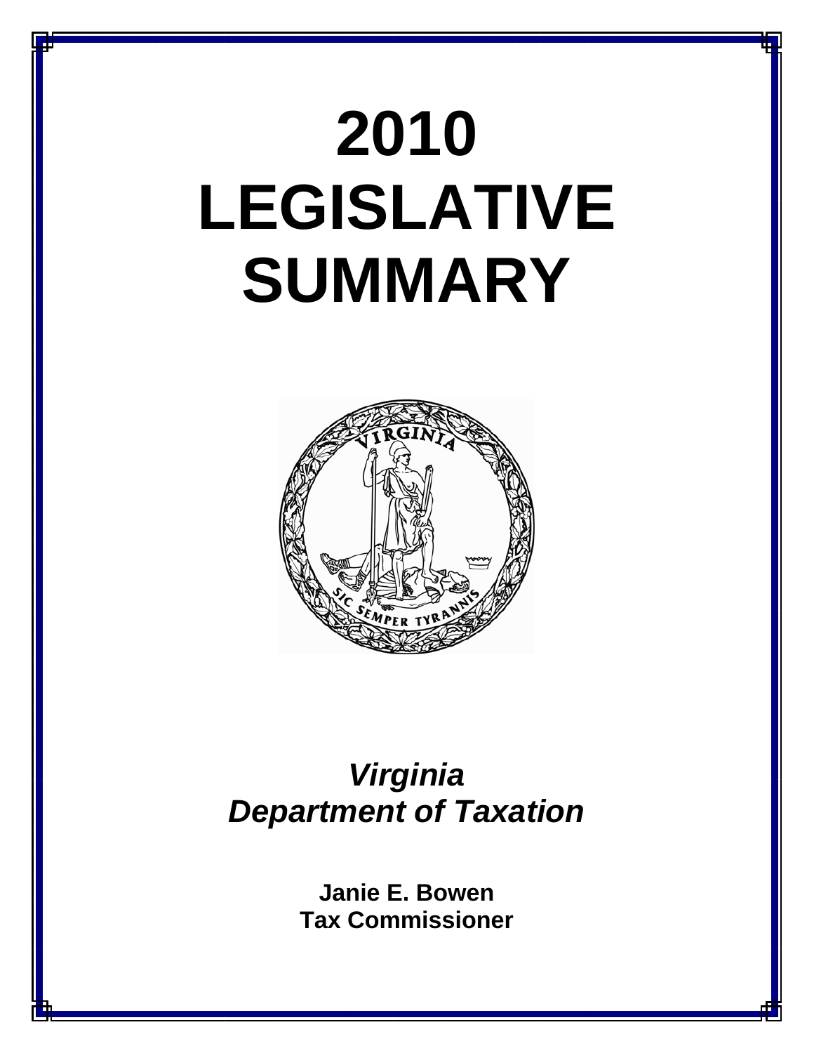# 2010 LEGISLATIVE SUMMARY

***Virginia Department of Taxation***

**Janie E. Bowen**
**Tax Commissioner**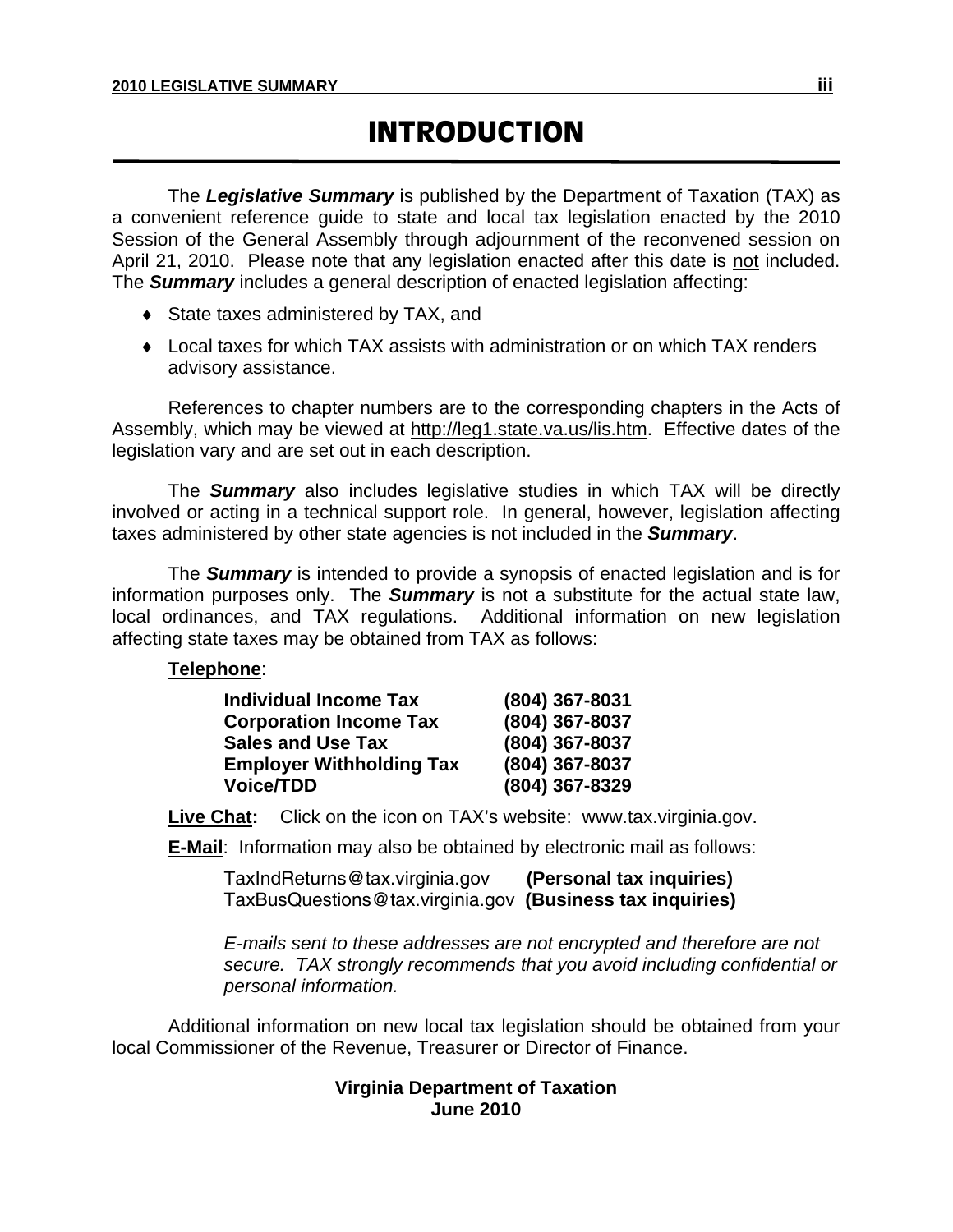# INTRODUCTION

The ***Legislative Summary*** is published by the Department of Taxation (TAX) as a convenient reference guide to state and local tax legislation enacted by the 2010 Session of the General Assembly through adjournment of the reconvened session on April 21, 2010. Please note that any legislation enacted after this date is not included. The ***Summary*** includes a general description of enacted legislation affecting:

- State taxes administered by TAX, and
- Local taxes for which TAX assists with administration or on which TAX renders advisory assistance.

References to chapter numbers are to the corresponding chapters in the Acts of Assembly, which may be viewed at http://leg1.state.va.us/lis.htm. Effective dates of the legislation vary and are set out in each description.

The ***Summary*** also includes legislative studies in which TAX will be directly involved or acting in a technical support role. In general, however, legislation affecting taxes administered by other state agencies is not included in the ***Summary***.

The ***Summary*** is intended to provide a synopsis of enacted legislation and is for information purposes only. The ***Summary*** is not a substitute for the actual state law, local ordinances, and TAX regulations. Additional information on new legislation affecting state taxes may be obtained from TAX as follows:

**Telephone**:

| | |
|---|---|
| **Individual Income Tax** | **(804) 367-8031** |
| **Corporation Income Tax** | **(804) 367-8037** |
| **Sales and Use Tax** | **(804) 367-8037** |
| **Employer Withholding Tax** | **(804) 367-8037** |
| **Voice/TDD** | **(804) 367-8329** |

**Live Chat:** Click on the icon on TAX's website: www.tax.virginia.gov.

**E-Mail**: Information may also be obtained by electronic mail as follows:

TaxIndReturns@tax.virginia.gov **(Personal tax inquiries)**
TaxBusQuestions@tax.virginia.gov **(Business tax inquiries)**

*E-mails sent to these addresses are not encrypted and therefore are not secure. TAX strongly recommends that you avoid including confidential or personal information.*

Additional information on new local tax legislation should be obtained from your local Commissioner of the Revenue, Treasurer or Director of Finance.

**Virginia Department of Taxation**
**June 2010**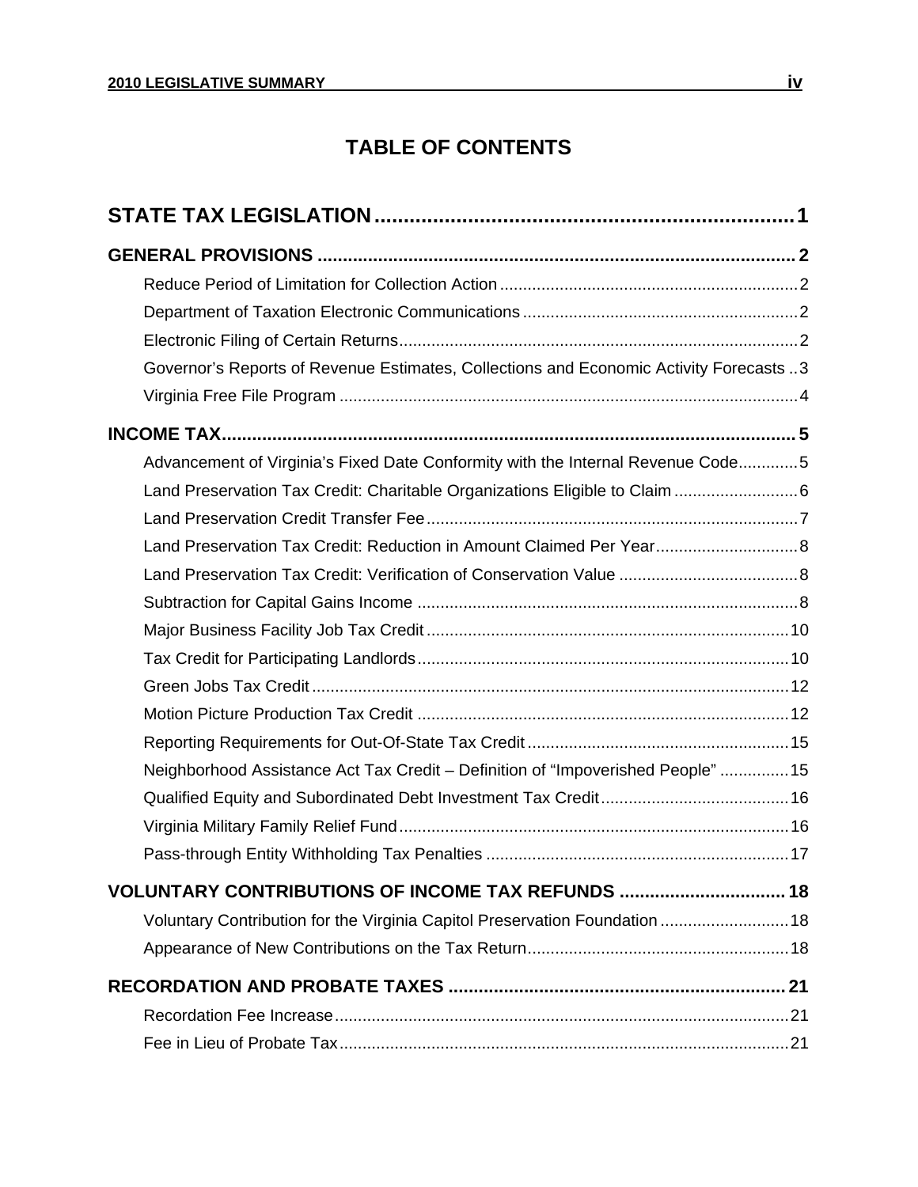# TABLE OF CONTENTS

## STATE TAX LEGISLATION ........................................................................ 1

### GENERAL PROVISIONS ........................................................................ 2

- Reduce Period of Limitation for Collection Action ........................................ 2
- Department of Taxation Electronic Communications ........................................ 2
- Electronic Filing of Certain Returns ........................................ 2
- Governor's Reports of Revenue Estimates, Collections and Economic Activity Forecasts .. 3
- Virginia Free File Program ........................................ 4

### INCOME TAX ........................................................................ 5

- Advancement of Virginia's Fixed Date Conformity with the Internal Revenue Code ............ 5
- Land Preservation Tax Credit: Charitable Organizations Eligible to Claim ........................ 6
- Land Preservation Credit Transfer Fee ........................................ 7
- Land Preservation Tax Credit: Reduction in Amount Claimed Per Year ........................ 8
- Land Preservation Tax Credit: Verification of Conservation Value ........................ 8
- Subtraction for Capital Gains Income ........................................ 8
- Major Business Facility Job Tax Credit ........................................ 10
- Tax Credit for Participating Landlords ........................................ 10
- Green Jobs Tax Credit ........................................ 12
- Motion Picture Production Tax Credit ........................................ 12
- Reporting Requirements for Out-Of-State Tax Credit ........................................ 15
- Neighborhood Assistance Act Tax Credit – Definition of "Impoverished People" ............... 15
- Qualified Equity and Subordinated Debt Investment Tax Credit ........................................ 16
- Virginia Military Family Relief Fund ........................................ 16
- Pass-through Entity Withholding Tax Penalties ........................................ 17

### VOLUNTARY CONTRIBUTIONS OF INCOME TAX REFUNDS ................................ 18

- Voluntary Contribution for the Virginia Capitol Preservation Foundation ............................ 18
- Appearance of New Contributions on the Tax Return ........................................ 18

### RECORDATION AND PROBATE TAXES ........................................................................ 21

- Recordation Fee Increase ........................................ 21
- Fee in Lieu of Probate Tax ........................................ 21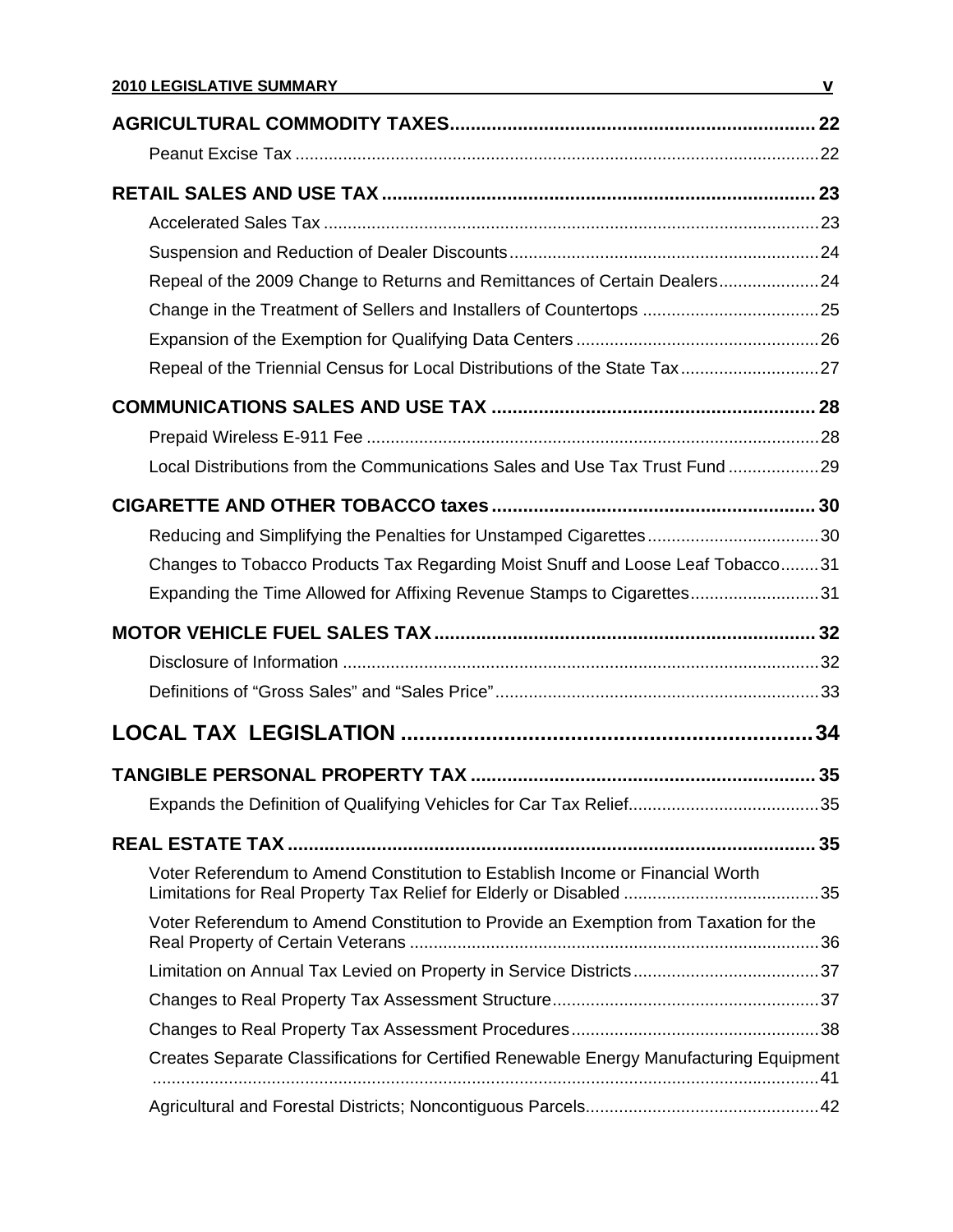**AGRICULTURAL COMMODITY TAXES** ..................................................................... 22

Peanut Excise Tax ............................................................................................................ 22

**RETAIL SALES AND USE TAX** ................................................................................... 23

Accelerated Sales Tax ....................................................................................................... 23

Suspension and Reduction of Dealer Discounts ................................................................ 24

Repeal of the 2009 Change to Returns and Remittances of Certain Dealers ..................... 24

Change in the Treatment of Sellers and Installers of Countertops ..................................... 25

Expansion of the Exemption for Qualifying Data Centers .................................................. 26

Repeal of the Triennial Census for Local Distributions of the State Tax ............................. 27

**COMMUNICATIONS SALES AND USE TAX** ............................................................. 28

Prepaid Wireless E-911 Fee .............................................................................................. 28

Local Distributions from the Communications Sales and Use Tax Trust Fund ................... 29

**CIGARETTE AND OTHER TOBACCO taxes** ............................................................. 30

Reducing and Simplifying the Penalties for Unstamped Cigarettes .................................... 30

Changes to Tobacco Products Tax Regarding Moist Snuff and Loose Leaf Tobacco ........ 31

Expanding the Time Allowed for Affixing Revenue Stamps to Cigarettes ........................... 31

**MOTOR VEHICLE FUEL SALES TAX** ....................................................................... 32

Disclosure of Information .................................................................................................... 32

Definitions of “Gross Sales” and “Sales Price” .................................................................... 33

## LOCAL TAX LEGISLATION ..................................................................... 34

**TANGIBLE PERSONAL PROPERTY TAX** ................................................................. 35

Expands the Definition of Qualifying Vehicles for Car Tax Relief........................................ 35

**REAL ESTATE TAX** .................................................................................................... 35

Voter Referendum to Amend Constitution to Establish Income or Financial Worth Limitations for Real Property Tax Relief for Elderly or Disabled ......................................... 35

Voter Referendum to Amend Constitution to Provide an Exemption from Taxation for the Real Property of Certain Veterans ...................................................................................... 36

Limitation on Annual Tax Levied on Property in Service Districts ....................................... 37

Changes to Real Property Tax Assessment Structure ........................................................ 37

Changes to Real Property Tax Assessment Procedures .................................................... 38

Creates Separate Classifications for Certified Renewable Energy Manufacturing Equipment ........................................................................................................................................... 41

Agricultural and Forestal Districts; Noncontiguous Parcels................................................. 42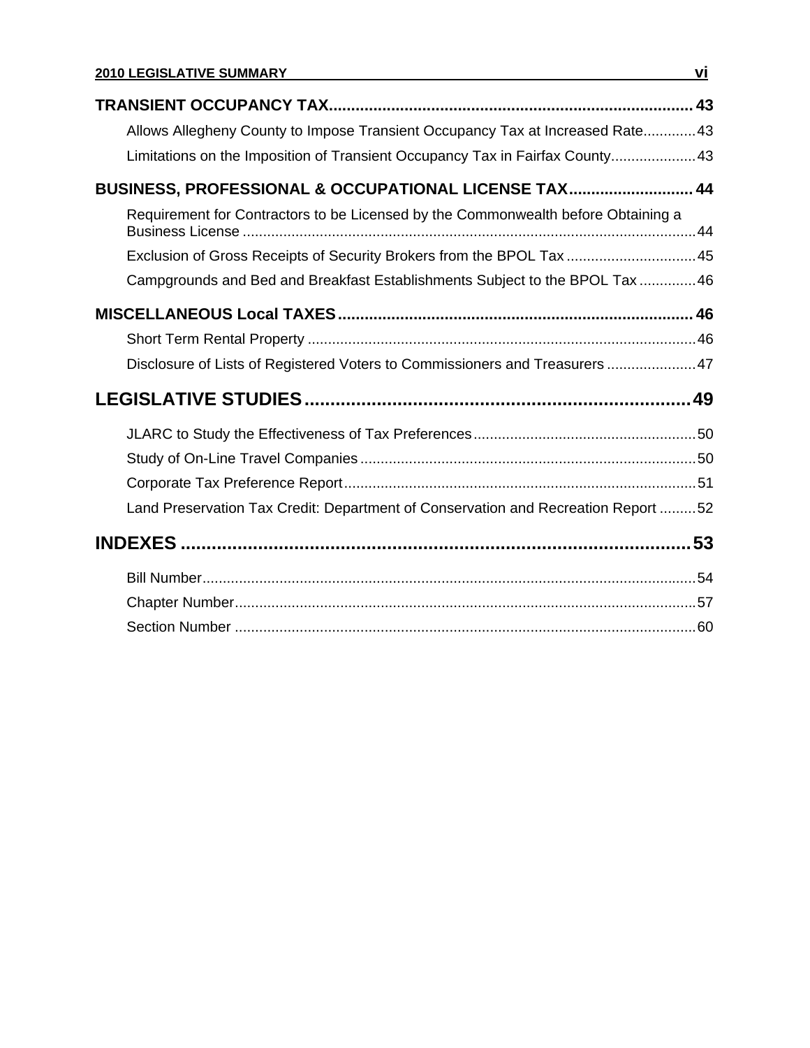**TRANSIENT OCCUPANCY TAX** ................................................................................. 43

Allows Allegheny County to Impose Transient Occupancy Tax at Increased Rate............. 43

Limitations on the Imposition of Transient Occupancy Tax in Fairfax County..................... 43

**BUSINESS, PROFESSIONAL & OCCUPATIONAL LICENSE TAX** ............................ 44

Requirement for Contractors to be Licensed by the Commonwealth before Obtaining a Business License ............................................................................................................. 44

Exclusion of Gross Receipts of Security Brokers from the BPOL Tax ................................ 45

Campgrounds and Bed and Breakfast Establishments Subject to the BPOL Tax .............. 46

**MISCELLANEOUS Local TAXES** .............................................................................. 46

Short Term Rental Property ............................................................................................. 46

Disclosure of Lists of Registered Voters to Commissioners and Treasurers ...................... 47

**LEGISLATIVE STUDIES** ......................................................................... 49

JLARC to Study the Effectiveness of Tax Preferences...................................................... 50

Study of On-Line Travel Companies .................................................................................. 50

Corporate Tax Preference Report...................................................................................... 51

Land Preservation Tax Credit: Department of Conservation and Recreation Report ......... 52

**INDEXES** ................................................................................................ 53

Bill Number........................................................................................................................ 54

Chapter Number................................................................................................................. 57

Section Number ................................................................................................................. 60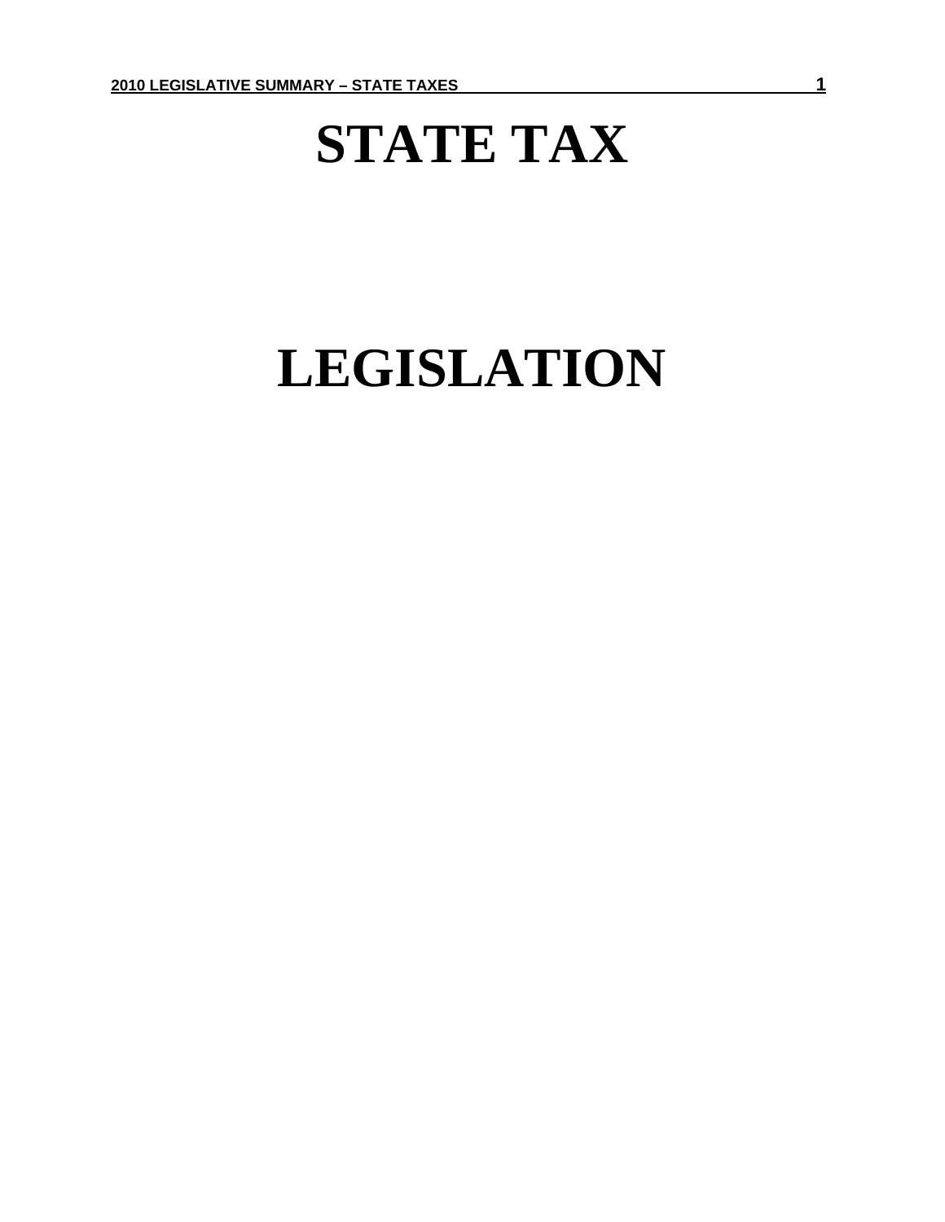# STATE TAX

# LEGISLATION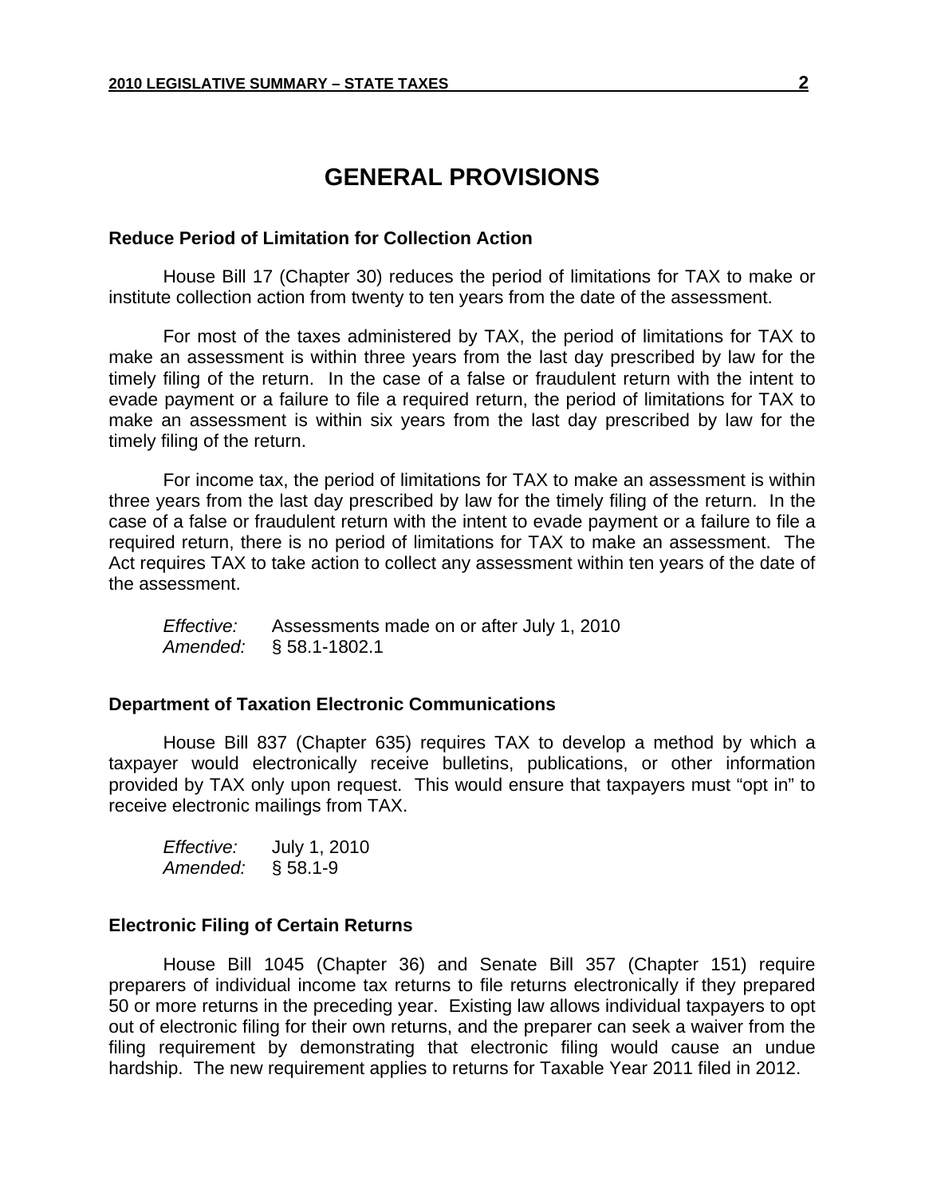# GENERAL PROVISIONS

### Reduce Period of Limitation for Collection Action

House Bill 17 (Chapter 30) reduces the period of limitations for TAX to make or institute collection action from twenty to ten years from the date of the assessment.

For most of the taxes administered by TAX, the period of limitations for TAX to make an assessment is within three years from the last day prescribed by law for the timely filing of the return. In the case of a false or fraudulent return with the intent to evade payment or a failure to file a required return, the period of limitations for TAX to make an assessment is within six years from the last day prescribed by law for the timely filing of the return.

For income tax, the period of limitations for TAX to make an assessment is within three years from the last day prescribed by law for the timely filing of the return. In the case of a false or fraudulent return with the intent to evade payment or a failure to file a required return, there is no period of limitations for TAX to make an assessment. The Act requires TAX to take action to collect any assessment within ten years of the date of the assessment.

*Effective:* Assessments made on or after July 1, 2010
*Amended:* § 58.1-1802.1

### Department of Taxation Electronic Communications

House Bill 837 (Chapter 635) requires TAX to develop a method by which a taxpayer would electronically receive bulletins, publications, or other information provided by TAX only upon request. This would ensure that taxpayers must "opt in" to receive electronic mailings from TAX.

*Effective:* July 1, 2010
*Amended:* § 58.1-9

### Electronic Filing of Certain Returns

House Bill 1045 (Chapter 36) and Senate Bill 357 (Chapter 151) require preparers of individual income tax returns to file returns electronically if they prepared 50 or more returns in the preceding year. Existing law allows individual taxpayers to opt out of electronic filing for their own returns, and the preparer can seek a waiver from the filing requirement by demonstrating that electronic filing would cause an undue hardship. The new requirement applies to returns for Taxable Year 2011 filed in 2012.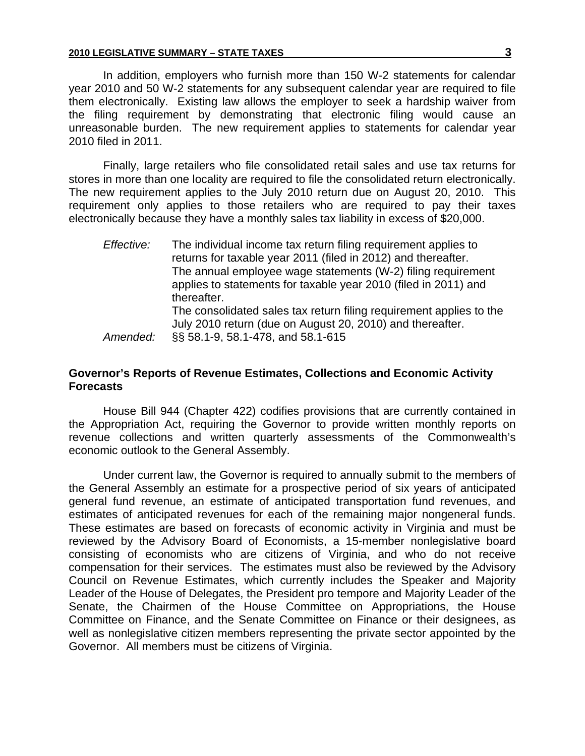In addition, employers who furnish more than 150 W-2 statements for calendar year 2010 and 50 W-2 statements for any subsequent calendar year are required to file them electronically. Existing law allows the employer to seek a hardship waiver from the filing requirement by demonstrating that electronic filing would cause an unreasonable burden. The new requirement applies to statements for calendar year 2010 filed in 2011.

Finally, large retailers who file consolidated retail sales and use tax returns for stores in more than one locality are required to file the consolidated return electronically. The new requirement applies to the July 2010 return due on August 20, 2010. This requirement only applies to those retailers who are required to pay their taxes electronically because they have a monthly sales tax liability in excess of $20,000.

*Effective:* The individual income tax return filing requirement applies to returns for taxable year 2011 (filed in 2012) and thereafter. The annual employee wage statements (W-2) filing requirement applies to statements for taxable year 2010 (filed in 2011) and thereafter. The consolidated sales tax return filing requirement applies to the July 2010 return (due on August 20, 2010) and thereafter.

*Amended:* §§ 58.1-9, 58.1-478, and 58.1-615

## Governor's Reports of Revenue Estimates, Collections and Economic Activity Forecasts

House Bill 944 (Chapter 422) codifies provisions that are currently contained in the Appropriation Act, requiring the Governor to provide written monthly reports on revenue collections and written quarterly assessments of the Commonwealth's economic outlook to the General Assembly.

Under current law, the Governor is required to annually submit to the members of the General Assembly an estimate for a prospective period of six years of anticipated general fund revenue, an estimate of anticipated transportation fund revenues, and estimates of anticipated revenues for each of the remaining major nongeneral funds. These estimates are based on forecasts of economic activity in Virginia and must be reviewed by the Advisory Board of Economists, a 15-member nonlegislative board consisting of economists who are citizens of Virginia, and who do not receive compensation for their services. The estimates must also be reviewed by the Advisory Council on Revenue Estimates, which currently includes the Speaker and Majority Leader of the House of Delegates, the President pro tempore and Majority Leader of the Senate, the Chairmen of the House Committee on Appropriations, the House Committee on Finance, and the Senate Committee on Finance or their designees, as well as nonlegislative citizen members representing the private sector appointed by the Governor. All members must be citizens of Virginia.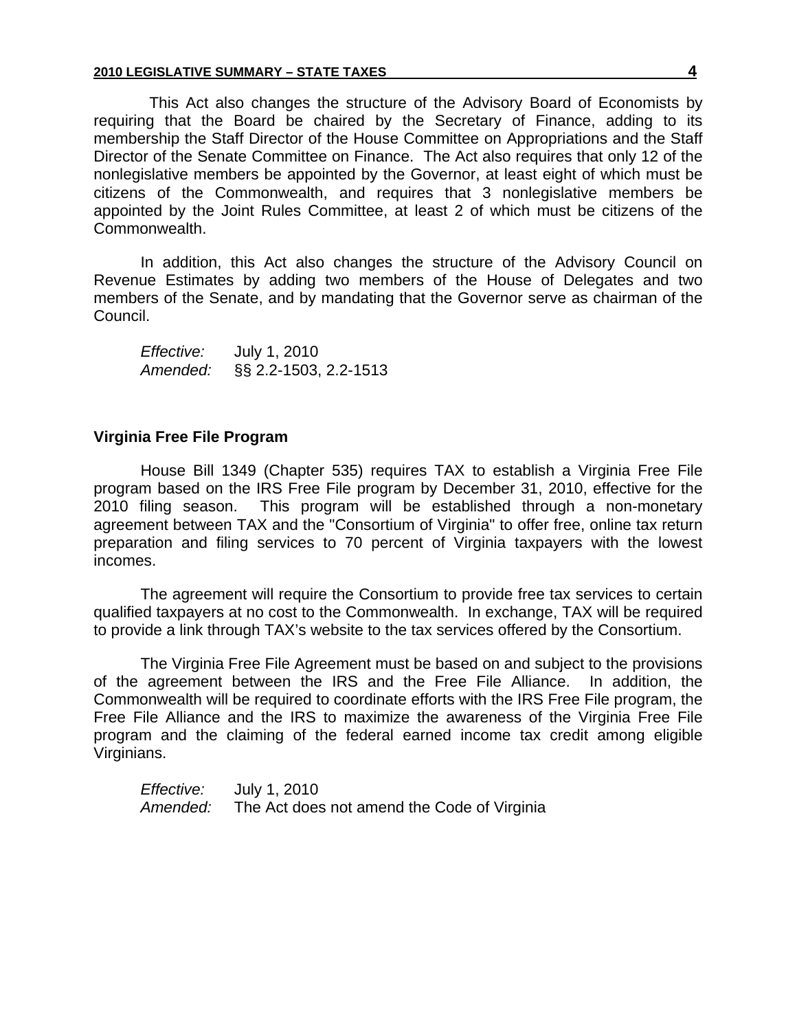This Act also changes the structure of the Advisory Board of Economists by requiring that the Board be chaired by the Secretary of Finance, adding to its membership the Staff Director of the House Committee on Appropriations and the Staff Director of the Senate Committee on Finance. The Act also requires that only 12 of the nonlegislative members be appointed by the Governor, at least eight of which must be citizens of the Commonwealth, and requires that 3 nonlegislative members be appointed by the Joint Rules Committee, at least 2 of which must be citizens of the Commonwealth.

In addition, this Act also changes the structure of the Advisory Council on Revenue Estimates by adding two members of the House of Delegates and two members of the Senate, and by mandating that the Governor serve as chairman of the Council.

*Effective:* July 1, 2010
*Amended:* §§ 2.2-1503, 2.2-1513

**Virginia Free File Program**

House Bill 1349 (Chapter 535) requires TAX to establish a Virginia Free File program based on the IRS Free File program by December 31, 2010, effective for the 2010 filing season. This program will be established through a non-monetary agreement between TAX and the "Consortium of Virginia" to offer free, online tax return preparation and filing services to 70 percent of Virginia taxpayers with the lowest incomes.

The agreement will require the Consortium to provide free tax services to certain qualified taxpayers at no cost to the Commonwealth. In exchange, TAX will be required to provide a link through TAX's website to the tax services offered by the Consortium.

The Virginia Free File Agreement must be based on and subject to the provisions of the agreement between the IRS and the Free File Alliance. In addition, the Commonwealth will be required to coordinate efforts with the IRS Free File program, the Free File Alliance and the IRS to maximize the awareness of the Virginia Free File program and the claiming of the federal earned income tax credit among eligible Virginians.

*Effective:* July 1, 2010
*Amended:* The Act does not amend the Code of Virginia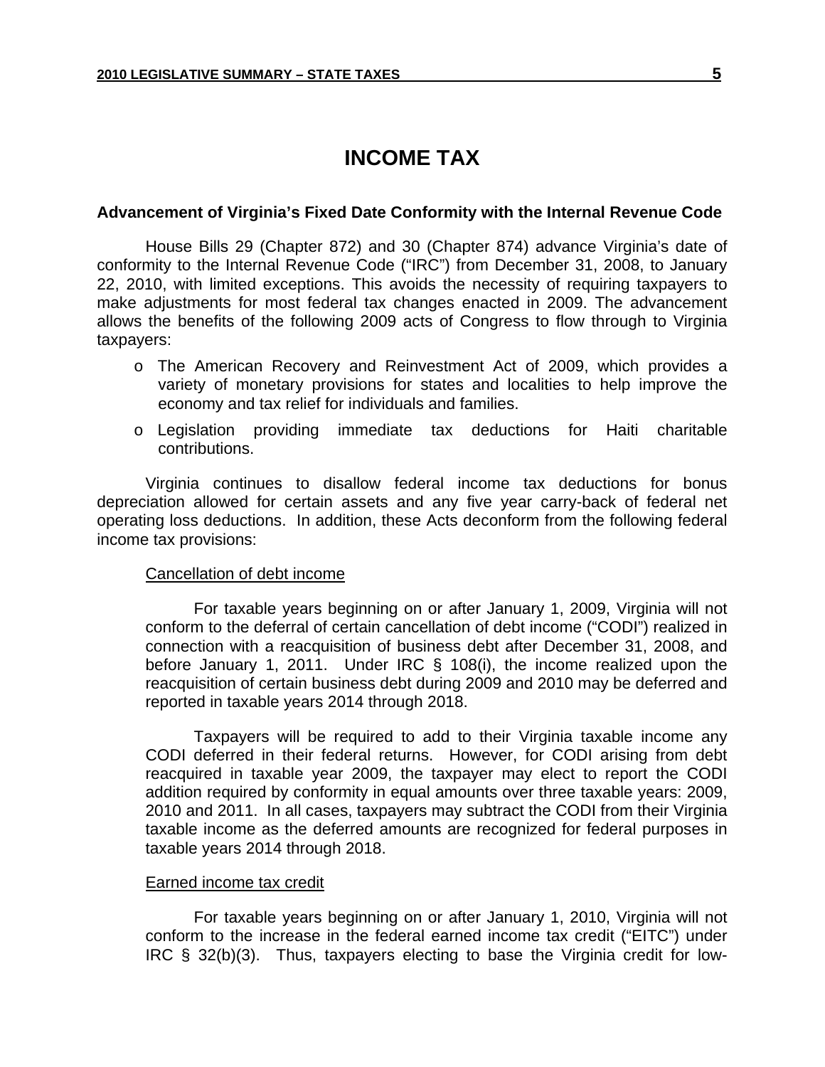# INCOME TAX

### Advancement of Virginia's Fixed Date Conformity with the Internal Revenue Code

House Bills 29 (Chapter 872) and 30 (Chapter 874) advance Virginia's date of conformity to the Internal Revenue Code ("IRC") from December 31, 2008, to January 22, 2010, with limited exceptions. This avoids the necessity of requiring taxpayers to make adjustments for most federal tax changes enacted in 2009. The advancement allows the benefits of the following 2009 acts of Congress to flow through to Virginia taxpayers:

- The American Recovery and Reinvestment Act of 2009, which provides a variety of monetary provisions for states and localities to help improve the economy and tax relief for individuals and families.
- Legislation providing immediate tax deductions for Haiti charitable contributions.

Virginia continues to disallow federal income tax deductions for bonus depreciation allowed for certain assets and any five year carry-back of federal net operating loss deductions. In addition, these Acts deconform from the following federal income tax provisions:

<u>Cancellation of debt income</u>

For taxable years beginning on or after January 1, 2009, Virginia will not conform to the deferral of certain cancellation of debt income ("CODI") realized in connection with a reacquisition of business debt after December 31, 2008, and before January 1, 2011. Under IRC § 108(i), the income realized upon the reacquisition of certain business debt during 2009 and 2010 may be deferred and reported in taxable years 2014 through 2018.

Taxpayers will be required to add to their Virginia taxable income any CODI deferred in their federal returns. However, for CODI arising from debt reacquired in taxable year 2009, the taxpayer may elect to report the CODI addition required by conformity in equal amounts over three taxable years: 2009, 2010 and 2011. In all cases, taxpayers may subtract the CODI from their Virginia taxable income as the deferred amounts are recognized for federal purposes in taxable years 2014 through 2018.

<u>Earned income tax credit</u>

For taxable years beginning on or after January 1, 2010, Virginia will not conform to the increase in the federal earned income tax credit ("EITC") under IRC § 32(b)(3). Thus, taxpayers electing to base the Virginia credit for low-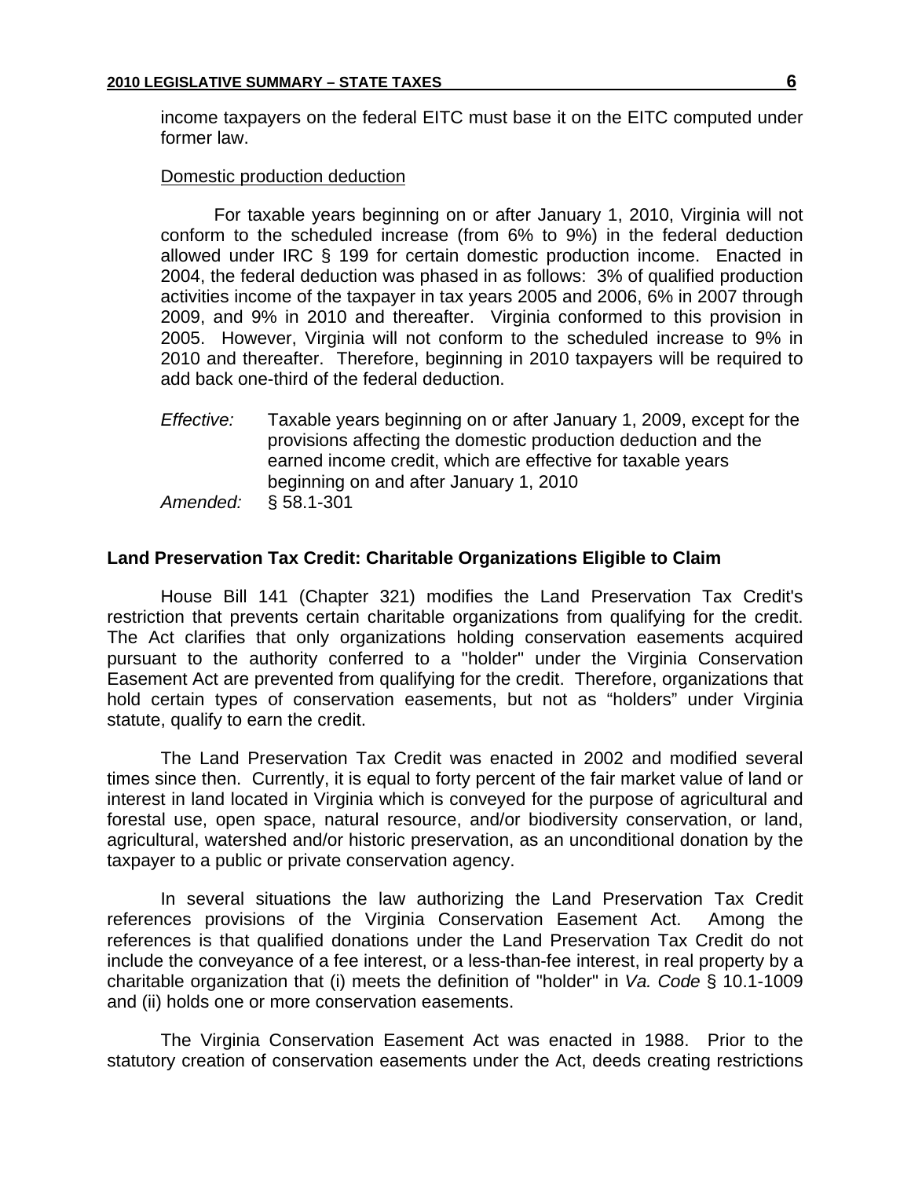income taxpayers on the federal EITC must base it on the EITC computed under former law.

Domestic production deduction

For taxable years beginning on or after January 1, 2010, Virginia will not conform to the scheduled increase (from 6% to 9%) in the federal deduction allowed under IRC § 199 for certain domestic production income. Enacted in 2004, the federal deduction was phased in as follows: 3% of qualified production activities income of the taxpayer in tax years 2005 and 2006, 6% in 2007 through 2009, and 9% in 2010 and thereafter. Virginia conformed to this provision in 2005. However, Virginia will not conform to the scheduled increase to 9% in 2010 and thereafter. Therefore, beginning in 2010 taxpayers will be required to add back one-third of the federal deduction.

*Effective:* Taxable years beginning on or after January 1, 2009, except for the provisions affecting the domestic production deduction and the earned income credit, which are effective for taxable years beginning on and after January 1, 2010

*Amended:* § 58.1-301

**Land Preservation Tax Credit: Charitable Organizations Eligible to Claim**

House Bill 141 (Chapter 321) modifies the Land Preservation Tax Credit's restriction that prevents certain charitable organizations from qualifying for the credit. The Act clarifies that only organizations holding conservation easements acquired pursuant to the authority conferred to a "holder" under the Virginia Conservation Easement Act are prevented from qualifying for the credit. Therefore, organizations that hold certain types of conservation easements, but not as "holders" under Virginia statute, qualify to earn the credit.

The Land Preservation Tax Credit was enacted in 2002 and modified several times since then. Currently, it is equal to forty percent of the fair market value of land or interest in land located in Virginia which is conveyed for the purpose of agricultural and forestal use, open space, natural resource, and/or biodiversity conservation, or land, agricultural, watershed and/or historic preservation, as an unconditional donation by the taxpayer to a public or private conservation agency.

In several situations the law authorizing the Land Preservation Tax Credit references provisions of the Virginia Conservation Easement Act. Among the references is that qualified donations under the Land Preservation Tax Credit do not include the conveyance of a fee interest, or a less-than-fee interest, in real property by a charitable organization that (i) meets the definition of "holder" in *Va. Code* § 10.1-1009 and (ii) holds one or more conservation easements.

The Virginia Conservation Easement Act was enacted in 1988. Prior to the statutory creation of conservation easements under the Act, deeds creating restrictions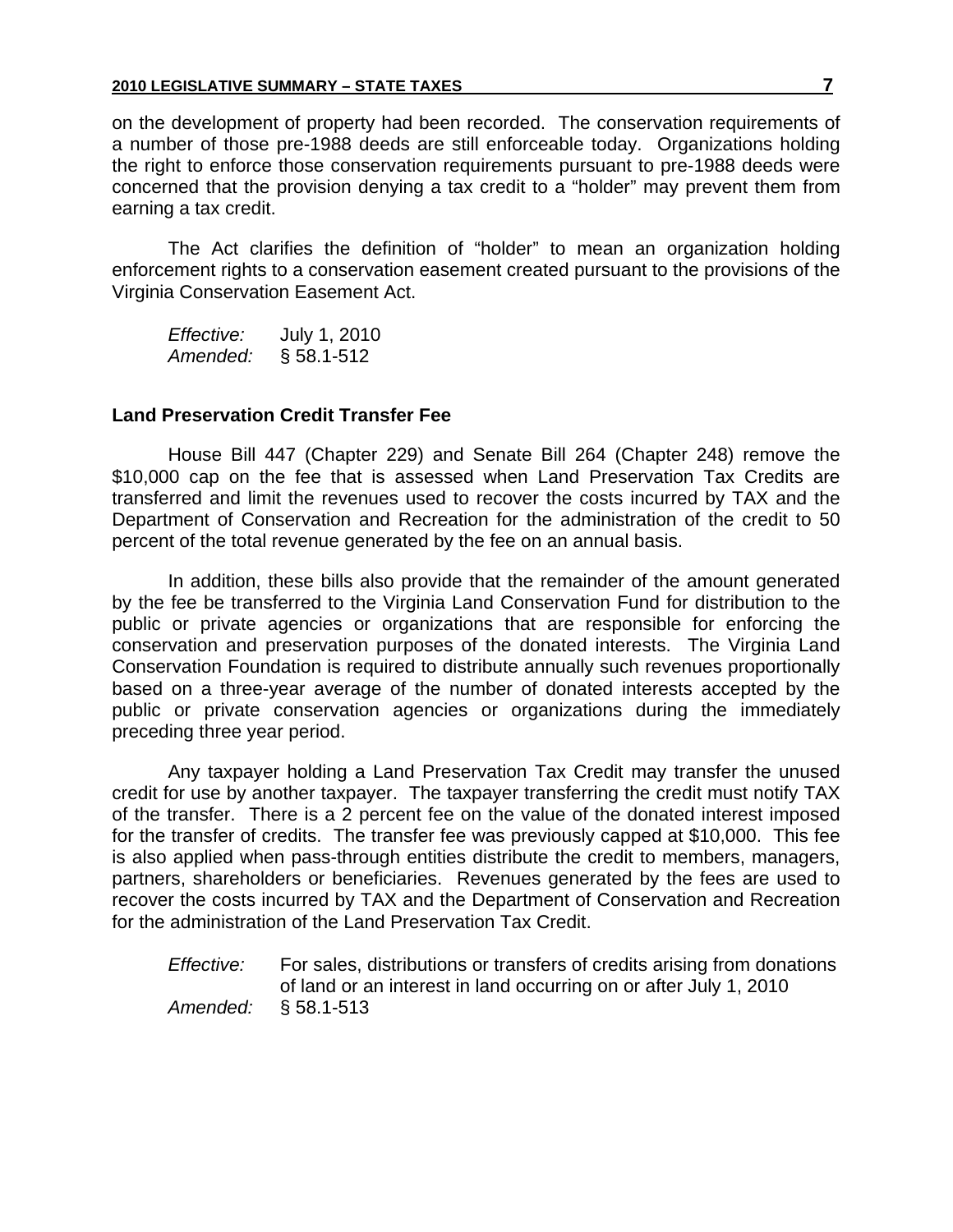on the development of property had been recorded. The conservation requirements of a number of those pre-1988 deeds are still enforceable today. Organizations holding the right to enforce those conservation requirements pursuant to pre-1988 deeds were concerned that the provision denying a tax credit to a "holder" may prevent them from earning a tax credit.

The Act clarifies the definition of "holder" to mean an organization holding enforcement rights to a conservation easement created pursuant to the provisions of the Virginia Conservation Easement Act.

*Effective:* July 1, 2010
*Amended:* § 58.1-512

**Land Preservation Credit Transfer Fee**

House Bill 447 (Chapter 229) and Senate Bill 264 (Chapter 248) remove the $10,000 cap on the fee that is assessed when Land Preservation Tax Credits are transferred and limit the revenues used to recover the costs incurred by TAX and the Department of Conservation and Recreation for the administration of the credit to 50 percent of the total revenue generated by the fee on an annual basis.

In addition, these bills also provide that the remainder of the amount generated by the fee be transferred to the Virginia Land Conservation Fund for distribution to the public or private agencies or organizations that are responsible for enforcing the conservation and preservation purposes of the donated interests. The Virginia Land Conservation Foundation is required to distribute annually such revenues proportionally based on a three-year average of the number of donated interests accepted by the public or private conservation agencies or organizations during the immediately preceding three year period.

Any taxpayer holding a Land Preservation Tax Credit may transfer the unused credit for use by another taxpayer. The taxpayer transferring the credit must notify TAX of the transfer. There is a 2 percent fee on the value of the donated interest imposed for the transfer of credits. The transfer fee was previously capped at $10,000. This fee is also applied when pass-through entities distribute the credit to members, managers, partners, shareholders or beneficiaries. Revenues generated by the fees are used to recover the costs incurred by TAX and the Department of Conservation and Recreation for the administration of the Land Preservation Tax Credit.

*Effective:* For sales, distributions or transfers of credits arising from donations of land or an interest in land occurring on or after July 1, 2010
*Amended:* § 58.1-513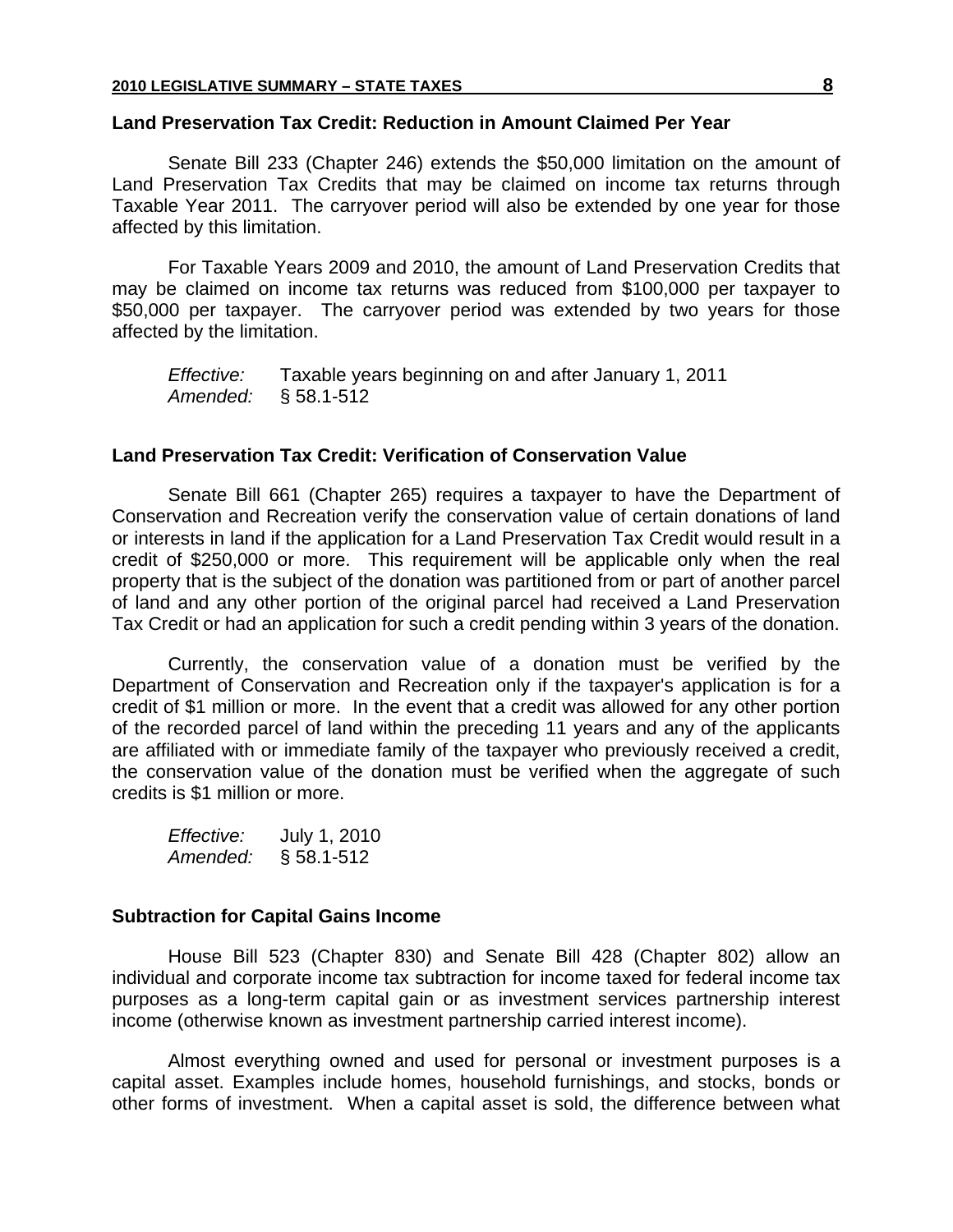### Land Preservation Tax Credit: Reduction in Amount Claimed Per Year

Senate Bill 233 (Chapter 246) extends the $50,000 limitation on the amount of Land Preservation Tax Credits that may be claimed on income tax returns through Taxable Year 2011. The carryover period will also be extended by one year for those affected by this limitation.

For Taxable Years 2009 and 2010, the amount of Land Preservation Credits that may be claimed on income tax returns was reduced from $100,000 per taxpayer to $50,000 per taxpayer. The carryover period was extended by two years for those affected by the limitation.

*Effective:* Taxable years beginning on and after January 1, 2011
*Amended:* § 58.1-512

### Land Preservation Tax Credit: Verification of Conservation Value

Senate Bill 661 (Chapter 265) requires a taxpayer to have the Department of Conservation and Recreation verify the conservation value of certain donations of land or interests in land if the application for a Land Preservation Tax Credit would result in a credit of $250,000 or more. This requirement will be applicable only when the real property that is the subject of the donation was partitioned from or part of another parcel of land and any other portion of the original parcel had received a Land Preservation Tax Credit or had an application for such a credit pending within 3 years of the donation.

Currently, the conservation value of a donation must be verified by the Department of Conservation and Recreation only if the taxpayer's application is for a credit of $1 million or more. In the event that a credit was allowed for any other portion of the recorded parcel of land within the preceding 11 years and any of the applicants are affiliated with or immediate family of the taxpayer who previously received a credit, the conservation value of the donation must be verified when the aggregate of such credits is $1 million or more.

*Effective:* July 1, 2010
*Amended:* § 58.1-512

### Subtraction for Capital Gains Income

House Bill 523 (Chapter 830) and Senate Bill 428 (Chapter 802) allow an individual and corporate income tax subtraction for income taxed for federal income tax purposes as a long-term capital gain or as investment services partnership interest income (otherwise known as investment partnership carried interest income).

Almost everything owned and used for personal or investment purposes is a capital asset. Examples include homes, household furnishings, and stocks, bonds or other forms of investment. When a capital asset is sold, the difference between what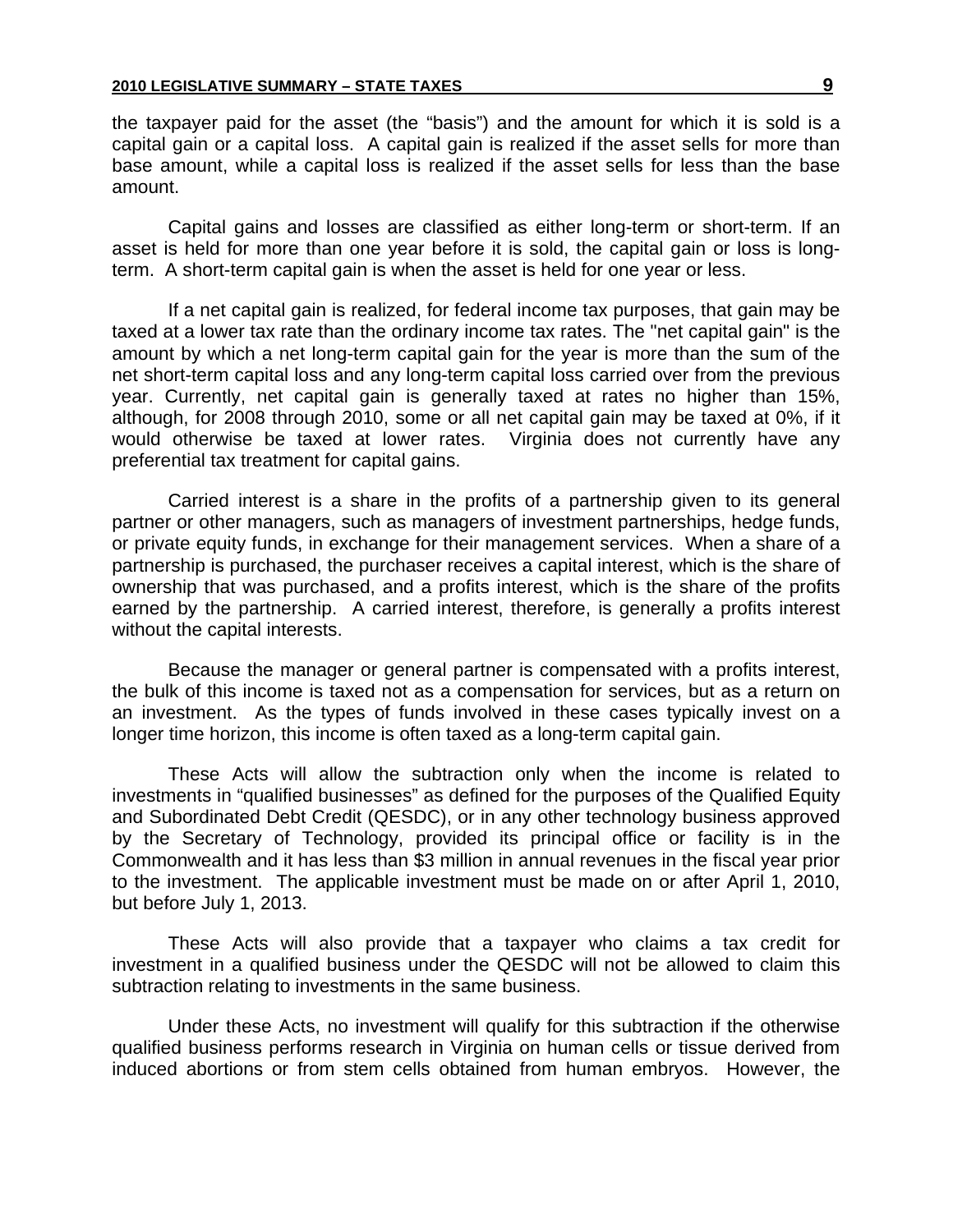the taxpayer paid for the asset (the "basis") and the amount for which it is sold is a capital gain or a capital loss. A capital gain is realized if the asset sells for more than base amount, while a capital loss is realized if the asset sells for less than the base amount.

Capital gains and losses are classified as either long-term or short-term. If an asset is held for more than one year before it is sold, the capital gain or loss is long-term. A short-term capital gain is when the asset is held for one year or less.

If a net capital gain is realized, for federal income tax purposes, that gain may be taxed at a lower tax rate than the ordinary income tax rates. The "net capital gain" is the amount by which a net long-term capital gain for the year is more than the sum of the net short-term capital loss and any long-term capital loss carried over from the previous year. Currently, net capital gain is generally taxed at rates no higher than 15%, although, for 2008 through 2010, some or all net capital gain may be taxed at 0%, if it would otherwise be taxed at lower rates. Virginia does not currently have any preferential tax treatment for capital gains.

Carried interest is a share in the profits of a partnership given to its general partner or other managers, such as managers of investment partnerships, hedge funds, or private equity funds, in exchange for their management services. When a share of a partnership is purchased, the purchaser receives a capital interest, which is the share of ownership that was purchased, and a profits interest, which is the share of the profits earned by the partnership. A carried interest, therefore, is generally a profits interest without the capital interests.

Because the manager or general partner is compensated with a profits interest, the bulk of this income is taxed not as a compensation for services, but as a return on an investment. As the types of funds involved in these cases typically invest on a longer time horizon, this income is often taxed as a long-term capital gain.

These Acts will allow the subtraction only when the income is related to investments in "qualified businesses" as defined for the purposes of the Qualified Equity and Subordinated Debt Credit (QESDC), or in any other technology business approved by the Secretary of Technology, provided its principal office or facility is in the Commonwealth and it has less than $3 million in annual revenues in the fiscal year prior to the investment. The applicable investment must be made on or after April 1, 2010, but before July 1, 2013.

These Acts will also provide that a taxpayer who claims a tax credit for investment in a qualified business under the QESDC will not be allowed to claim this subtraction relating to investments in the same business.

Under these Acts, no investment will qualify for this subtraction if the otherwise qualified business performs research in Virginia on human cells or tissue derived from induced abortions or from stem cells obtained from human embryos. However, the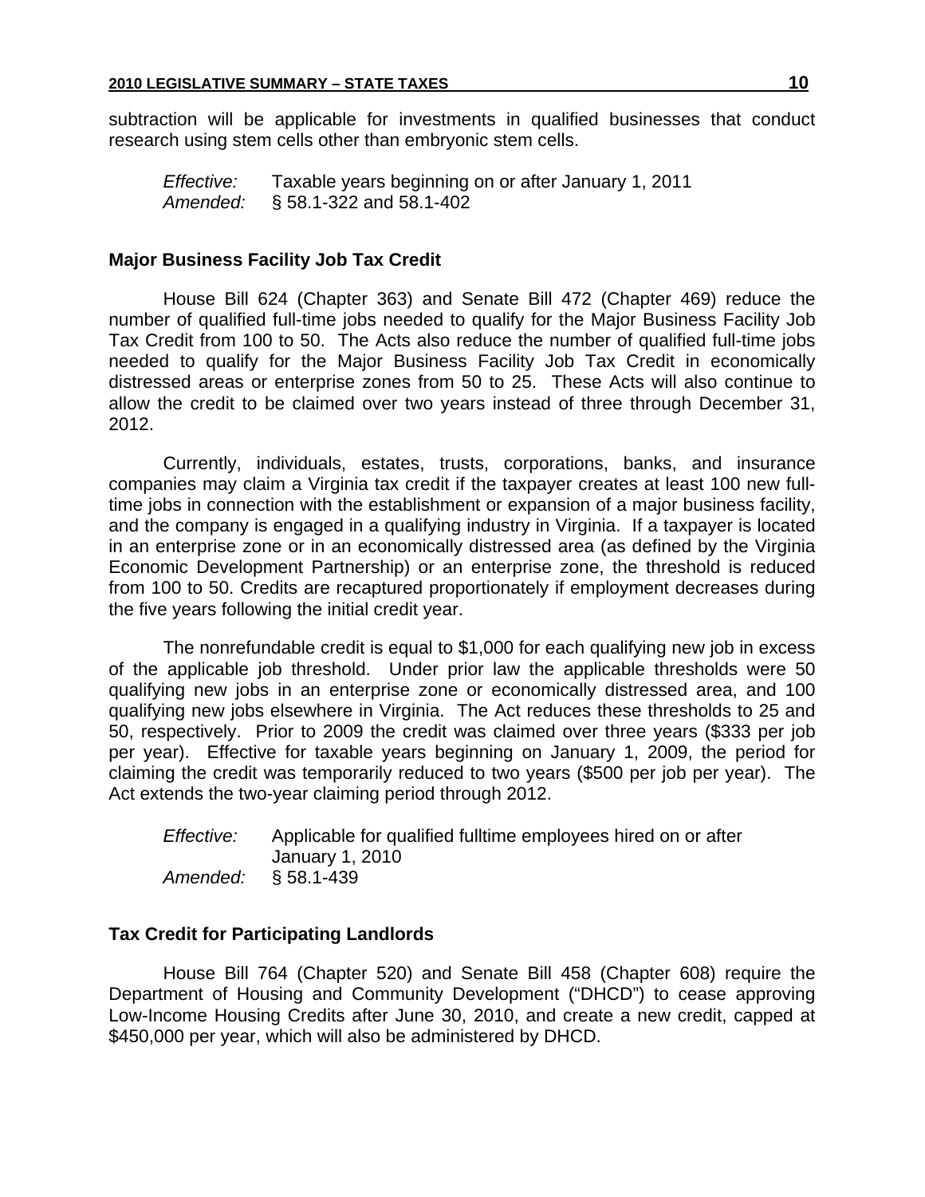subtraction will be applicable for investments in qualified businesses that conduct research using stem cells other than embryonic stem cells.

*Effective:* Taxable years beginning on or after January 1, 2011
*Amended:* § 58.1-322 and 58.1-402

### Major Business Facility Job Tax Credit

House Bill 624 (Chapter 363) and Senate Bill 472 (Chapter 469) reduce the number of qualified full-time jobs needed to qualify for the Major Business Facility Job Tax Credit from 100 to 50. The Acts also reduce the number of qualified full-time jobs needed to qualify for the Major Business Facility Job Tax Credit in economically distressed areas or enterprise zones from 50 to 25. These Acts will also continue to allow the credit to be claimed over two years instead of three through December 31, 2012.

Currently, individuals, estates, trusts, corporations, banks, and insurance companies may claim a Virginia tax credit if the taxpayer creates at least 100 new full-time jobs in connection with the establishment or expansion of a major business facility, and the company is engaged in a qualifying industry in Virginia. If a taxpayer is located in an enterprise zone or in an economically distressed area (as defined by the Virginia Economic Development Partnership) or an enterprise zone, the threshold is reduced from 100 to 50. Credits are recaptured proportionately if employment decreases during the five years following the initial credit year.

The nonrefundable credit is equal to $1,000 for each qualifying new job in excess of the applicable job threshold. Under prior law the applicable thresholds were 50 qualifying new jobs in an enterprise zone or economically distressed area, and 100 qualifying new jobs elsewhere in Virginia. The Act reduces these thresholds to 25 and 50, respectively. Prior to 2009 the credit was claimed over three years ($333 per job per year). Effective for taxable years beginning on January 1, 2009, the period for claiming the credit was temporarily reduced to two years ($500 per job per year). The Act extends the two-year claiming period through 2012.

*Effective:* Applicable for qualified fulltime employees hired on or after January 1, 2010
*Amended:* § 58.1-439

### Tax Credit for Participating Landlords

House Bill 764 (Chapter 520) and Senate Bill 458 (Chapter 608) require the Department of Housing and Community Development ("DHCD") to cease approving Low-Income Housing Credits after June 30, 2010, and create a new credit, capped at $450,000 per year, which will also be administered by DHCD.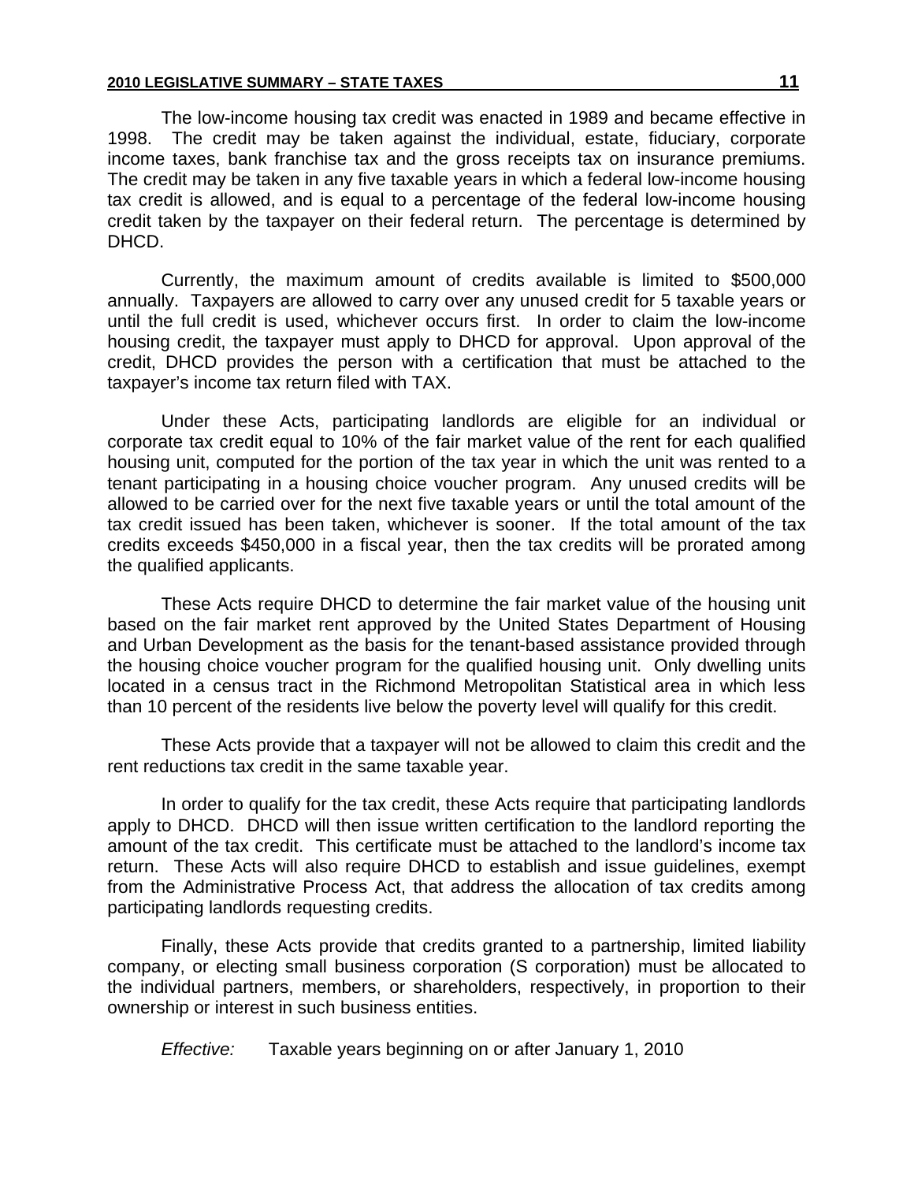The low-income housing tax credit was enacted in 1989 and became effective in 1998. The credit may be taken against the individual, estate, fiduciary, corporate income taxes, bank franchise tax and the gross receipts tax on insurance premiums. The credit may be taken in any five taxable years in which a federal low-income housing tax credit is allowed, and is equal to a percentage of the federal low-income housing credit taken by the taxpayer on their federal return. The percentage is determined by DHCD.

Currently, the maximum amount of credits available is limited to $500,000 annually. Taxpayers are allowed to carry over any unused credit for 5 taxable years or until the full credit is used, whichever occurs first. In order to claim the low-income housing credit, the taxpayer must apply to DHCD for approval. Upon approval of the credit, DHCD provides the person with a certification that must be attached to the taxpayer's income tax return filed with TAX.

Under these Acts, participating landlords are eligible for an individual or corporate tax credit equal to 10% of the fair market value of the rent for each qualified housing unit, computed for the portion of the tax year in which the unit was rented to a tenant participating in a housing choice voucher program. Any unused credits will be allowed to be carried over for the next five taxable years or until the total amount of the tax credit issued has been taken, whichever is sooner. If the total amount of the tax credits exceeds $450,000 in a fiscal year, then the tax credits will be prorated among the qualified applicants.

These Acts require DHCD to determine the fair market value of the housing unit based on the fair market rent approved by the United States Department of Housing and Urban Development as the basis for the tenant-based assistance provided through the housing choice voucher program for the qualified housing unit. Only dwelling units located in a census tract in the Richmond Metropolitan Statistical area in which less than 10 percent of the residents live below the poverty level will qualify for this credit.

These Acts provide that a taxpayer will not be allowed to claim this credit and the rent reductions tax credit in the same taxable year.

In order to qualify for the tax credit, these Acts require that participating landlords apply to DHCD. DHCD will then issue written certification to the landlord reporting the amount of the tax credit. This certificate must be attached to the landlord's income tax return. These Acts will also require DHCD to establish and issue guidelines, exempt from the Administrative Process Act, that address the allocation of tax credits among participating landlords requesting credits.

Finally, these Acts provide that credits granted to a partnership, limited liability company, or electing small business corporation (S corporation) must be allocated to the individual partners, members, or shareholders, respectively, in proportion to their ownership or interest in such business entities.

*Effective:* Taxable years beginning on or after January 1, 2010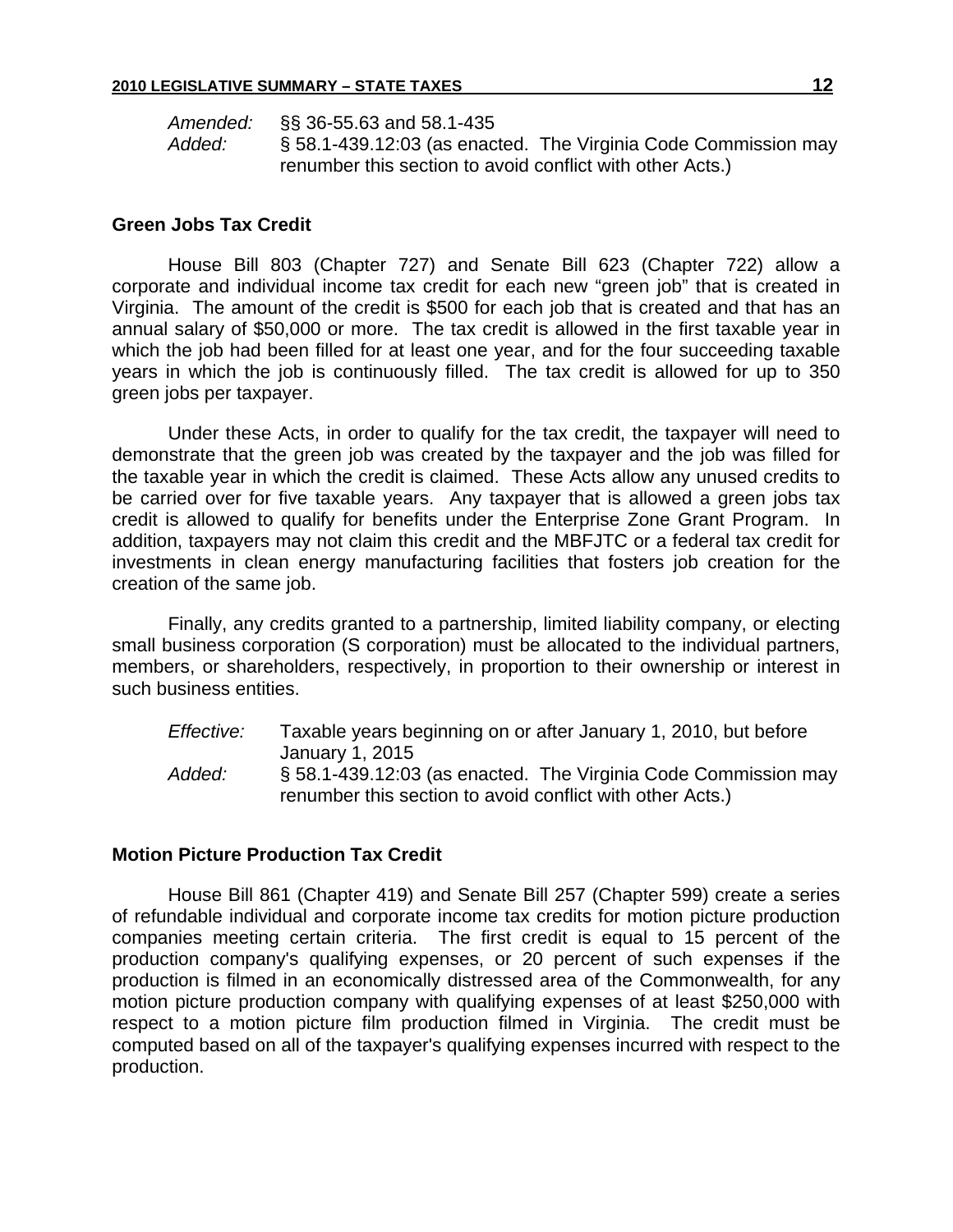*Amended:* §§ 36-55.63 and 58.1-435
*Added:* § 58.1-439.12:03 (as enacted. The Virginia Code Commission may renumber this section to avoid conflict with other Acts.)

### Green Jobs Tax Credit

House Bill 803 (Chapter 727) and Senate Bill 623 (Chapter 722) allow a corporate and individual income tax credit for each new "green job" that is created in Virginia. The amount of the credit is $500 for each job that is created and that has an annual salary of $50,000 or more. The tax credit is allowed in the first taxable year in which the job had been filled for at least one year, and for the four succeeding taxable years in which the job is continuously filled. The tax credit is allowed for up to 350 green jobs per taxpayer.

Under these Acts, in order to qualify for the tax credit, the taxpayer will need to demonstrate that the green job was created by the taxpayer and the job was filled for the taxable year in which the credit is claimed. These Acts allow any unused credits to be carried over for five taxable years. Any taxpayer that is allowed a green jobs tax credit is allowed to qualify for benefits under the Enterprise Zone Grant Program. In addition, taxpayers may not claim this credit and the MBFJTC or a federal tax credit for investments in clean energy manufacturing facilities that fosters job creation for the creation of the same job.

Finally, any credits granted to a partnership, limited liability company, or electing small business corporation (S corporation) must be allocated to the individual partners, members, or shareholders, respectively, in proportion to their ownership or interest in such business entities.

*Effective:* Taxable years beginning on or after January 1, 2010, but before January 1, 2015
*Added:* § 58.1-439.12:03 (as enacted. The Virginia Code Commission may renumber this section to avoid conflict with other Acts.)

### Motion Picture Production Tax Credit

House Bill 861 (Chapter 419) and Senate Bill 257 (Chapter 599) create a series of refundable individual and corporate income tax credits for motion picture production companies meeting certain criteria. The first credit is equal to 15 percent of the production company's qualifying expenses, or 20 percent of such expenses if the production is filmed in an economically distressed area of the Commonwealth, for any motion picture production company with qualifying expenses of at least $250,000 with respect to a motion picture film production filmed in Virginia. The credit must be computed based on all of the taxpayer's qualifying expenses incurred with respect to the production.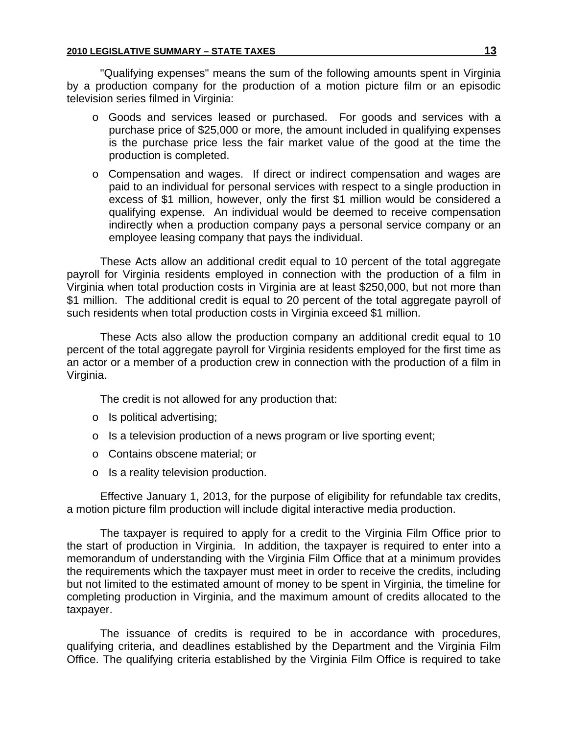"Qualifying expenses" means the sum of the following amounts spent in Virginia by a production company for the production of a motion picture film or an episodic television series filmed in Virginia:

- Goods and services leased or purchased. For goods and services with a purchase price of $25,000 or more, the amount included in qualifying expenses is the purchase price less the fair market value of the good at the time the production is completed.
- Compensation and wages. If direct or indirect compensation and wages are paid to an individual for personal services with respect to a single production in excess of $1 million, however, only the first $1 million would be considered a qualifying expense. An individual would be deemed to receive compensation indirectly when a production company pays a personal service company or an employee leasing company that pays the individual.

These Acts allow an additional credit equal to 10 percent of the total aggregate payroll for Virginia residents employed in connection with the production of a film in Virginia when total production costs in Virginia are at least $250,000, but not more than $1 million. The additional credit is equal to 20 percent of the total aggregate payroll of such residents when total production costs in Virginia exceed $1 million.

These Acts also allow the production company an additional credit equal to 10 percent of the total aggregate payroll for Virginia residents employed for the first time as an actor or a member of a production crew in connection with the production of a film in Virginia.

The credit is not allowed for any production that:

- Is political advertising;
- Is a television production of a news program or live sporting event;
- Contains obscene material; or
- Is a reality television production.

Effective January 1, 2013, for the purpose of eligibility for refundable tax credits, a motion picture film production will include digital interactive media production.

The taxpayer is required to apply for a credit to the Virginia Film Office prior to the start of production in Virginia. In addition, the taxpayer is required to enter into a memorandum of understanding with the Virginia Film Office that at a minimum provides the requirements which the taxpayer must meet in order to receive the credits, including but not limited to the estimated amount of money to be spent in Virginia, the timeline for completing production in Virginia, and the maximum amount of credits allocated to the taxpayer.

The issuance of credits is required to be in accordance with procedures, qualifying criteria, and deadlines established by the Department and the Virginia Film Office. The qualifying criteria established by the Virginia Film Office is required to take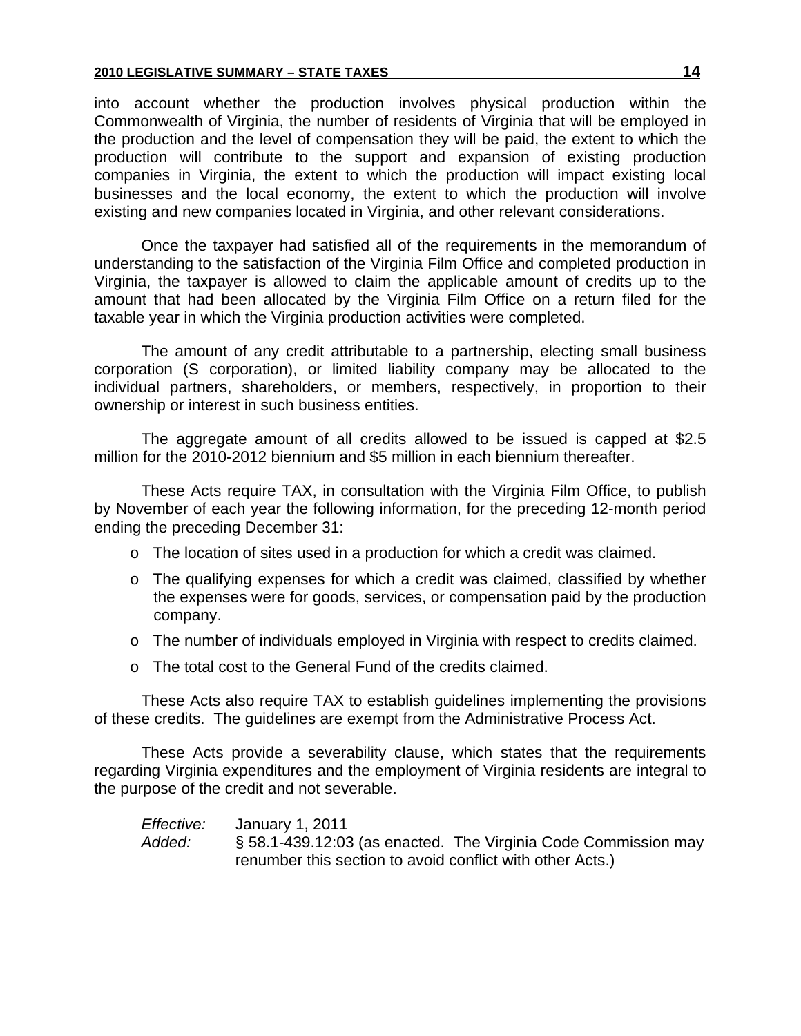into account whether the production involves physical production within the Commonwealth of Virginia, the number of residents of Virginia that will be employed in the production and the level of compensation they will be paid, the extent to which the production will contribute to the support and expansion of existing production companies in Virginia, the extent to which the production will impact existing local businesses and the local economy, the extent to which the production will involve existing and new companies located in Virginia, and other relevant considerations.

Once the taxpayer had satisfied all of the requirements in the memorandum of understanding to the satisfaction of the Virginia Film Office and completed production in Virginia, the taxpayer is allowed to claim the applicable amount of credits up to the amount that had been allocated by the Virginia Film Office on a return filed for the taxable year in which the Virginia production activities were completed.

The amount of any credit attributable to a partnership, electing small business corporation (S corporation), or limited liability company may be allocated to the individual partners, shareholders, or members, respectively, in proportion to their ownership or interest in such business entities.

The aggregate amount of all credits allowed to be issued is capped at $2.5 million for the 2010-2012 biennium and $5 million in each biennium thereafter.

These Acts require TAX, in consultation with the Virginia Film Office, to publish by November of each year the following information, for the preceding 12-month period ending the preceding December 31:

- The location of sites used in a production for which a credit was claimed.
- The qualifying expenses for which a credit was claimed, classified by whether the expenses were for goods, services, or compensation paid by the production company.
- The number of individuals employed in Virginia with respect to credits claimed.
- The total cost to the General Fund of the credits claimed.

These Acts also require TAX to establish guidelines implementing the provisions of these credits. The guidelines are exempt from the Administrative Process Act.

These Acts provide a severability clause, which states that the requirements regarding Virginia expenditures and the employment of Virginia residents are integral to the purpose of the credit and not severable.

*Effective:* January 1, 2011
*Added:* § 58.1-439.12:03 (as enacted. The Virginia Code Commission may renumber this section to avoid conflict with other Acts.)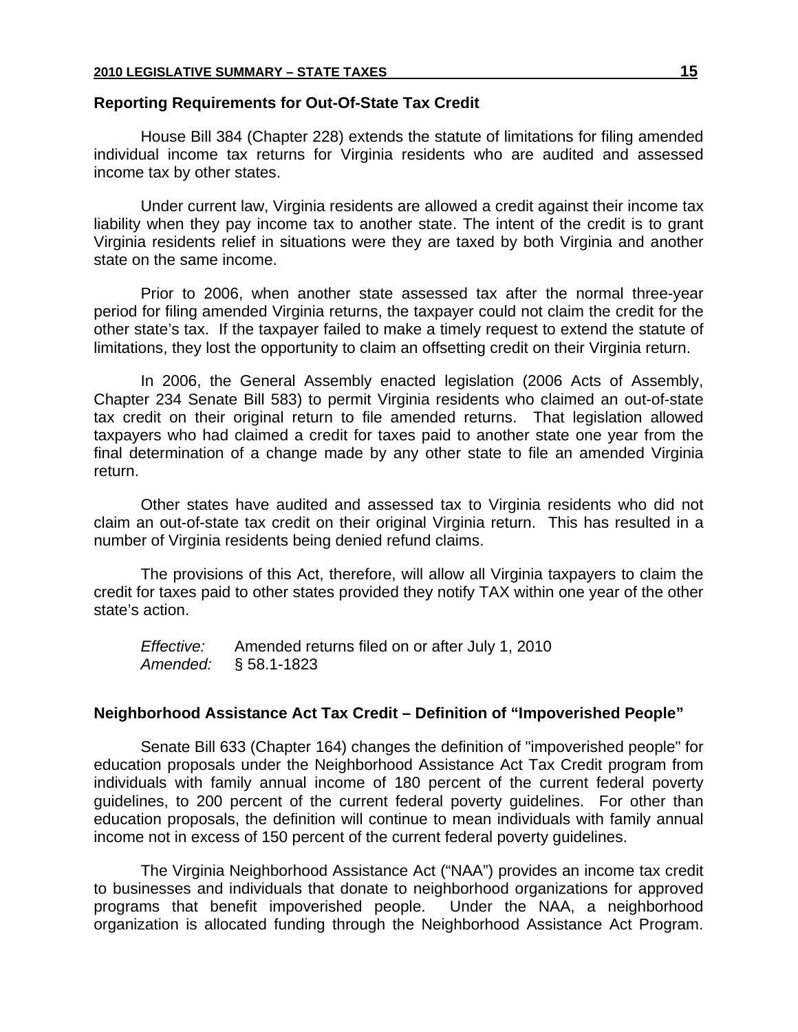### Reporting Requirements for Out-Of-State Tax Credit

House Bill 384 (Chapter 228) extends the statute of limitations for filing amended individual income tax returns for Virginia residents who are audited and assessed income tax by other states.

Under current law, Virginia residents are allowed a credit against their income tax liability when they pay income tax to another state. The intent of the credit is to grant Virginia residents relief in situations were they are taxed by both Virginia and another state on the same income.

Prior to 2006, when another state assessed tax after the normal three-year period for filing amended Virginia returns, the taxpayer could not claim the credit for the other state's tax. If the taxpayer failed to make a timely request to extend the statute of limitations, they lost the opportunity to claim an offsetting credit on their Virginia return.

In 2006, the General Assembly enacted legislation (2006 Acts of Assembly, Chapter 234 Senate Bill 583) to permit Virginia residents who claimed an out-of-state tax credit on their original return to file amended returns. That legislation allowed taxpayers who had claimed a credit for taxes paid to another state one year from the final determination of a change made by any other state to file an amended Virginia return.

Other states have audited and assessed tax to Virginia residents who did not claim an out-of-state tax credit on their original Virginia return. This has resulted in a number of Virginia residents being denied refund claims.

The provisions of this Act, therefore, will allow all Virginia taxpayers to claim the credit for taxes paid to other states provided they notify TAX within one year of the other state's action.

*Effective:* Amended returns filed on or after July 1, 2010
*Amended:* § 58.1-1823

### Neighborhood Assistance Act Tax Credit – Definition of "Impoverished People"

Senate Bill 633 (Chapter 164) changes the definition of "impoverished people" for education proposals under the Neighborhood Assistance Act Tax Credit program from individuals with family annual income of 180 percent of the current federal poverty guidelines, to 200 percent of the current federal poverty guidelines. For other than education proposals, the definition will continue to mean individuals with family annual income not in excess of 150 percent of the current federal poverty guidelines.

The Virginia Neighborhood Assistance Act ("NAA") provides an income tax credit to businesses and individuals that donate to neighborhood organizations for approved programs that benefit impoverished people. Under the NAA, a neighborhood organization is allocated funding through the Neighborhood Assistance Act Program.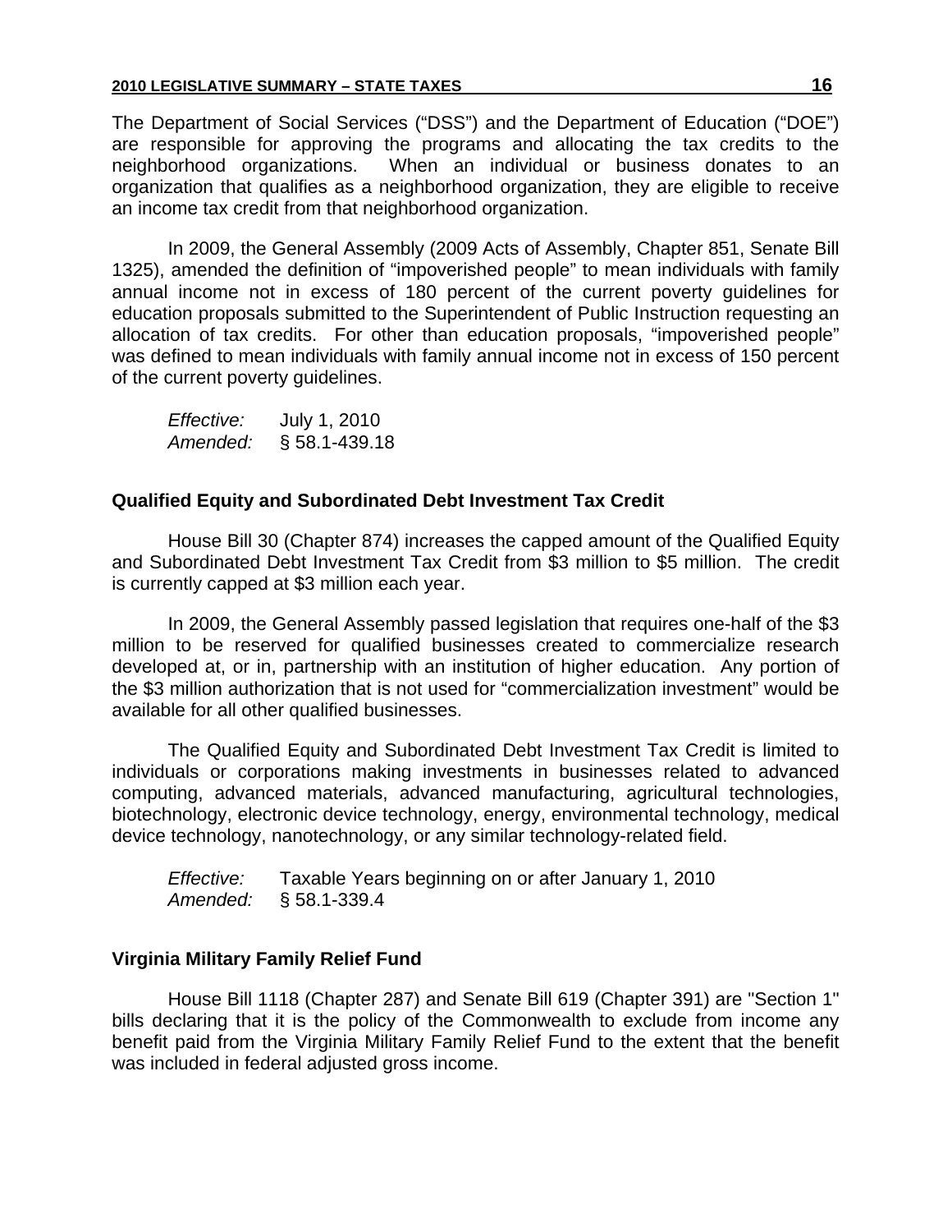The Department of Social Services ("DSS") and the Department of Education ("DOE") are responsible for approving the programs and allocating the tax credits to the neighborhood organizations. When an individual or business donates to an organization that qualifies as a neighborhood organization, they are eligible to receive an income tax credit from that neighborhood organization.

In 2009, the General Assembly (2009 Acts of Assembly, Chapter 851, Senate Bill 1325), amended the definition of "impoverished people" to mean individuals with family annual income not in excess of 180 percent of the current poverty guidelines for education proposals submitted to the Superintendent of Public Instruction requesting an allocation of tax credits. For other than education proposals, "impoverished people" was defined to mean individuals with family annual income not in excess of 150 percent of the current poverty guidelines.

*Effective:* July 1, 2010
*Amended:* § 58.1-439.18

**Qualified Equity and Subordinated Debt Investment Tax Credit**

House Bill 30 (Chapter 874) increases the capped amount of the Qualified Equity and Subordinated Debt Investment Tax Credit from $3 million to $5 million. The credit is currently capped at $3 million each year.

In 2009, the General Assembly passed legislation that requires one-half of the $3 million to be reserved for qualified businesses created to commercialize research developed at, or in, partnership with an institution of higher education. Any portion of the $3 million authorization that is not used for "commercialization investment" would be available for all other qualified businesses.

The Qualified Equity and Subordinated Debt Investment Tax Credit is limited to individuals or corporations making investments in businesses related to advanced computing, advanced materials, advanced manufacturing, agricultural technologies, biotechnology, electronic device technology, energy, environmental technology, medical device technology, nanotechnology, or any similar technology-related field.

*Effective:* Taxable Years beginning on or after January 1, 2010
*Amended:* § 58.1-339.4

**Virginia Military Family Relief Fund**

House Bill 1118 (Chapter 287) and Senate Bill 619 (Chapter 391) are "Section 1" bills declaring that it is the policy of the Commonwealth to exclude from income any benefit paid from the Virginia Military Family Relief Fund to the extent that the benefit was included in federal adjusted gross income.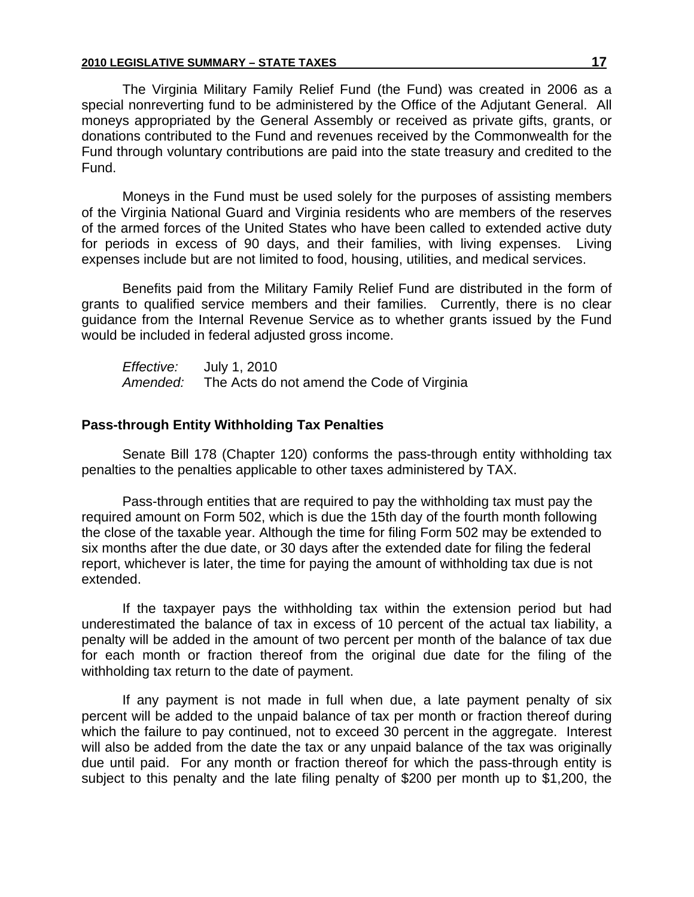The Virginia Military Family Relief Fund (the Fund) was created in 2006 as a special nonreverting fund to be administered by the Office of the Adjutant General. All moneys appropriated by the General Assembly or received as private gifts, grants, or donations contributed to the Fund and revenues received by the Commonwealth for the Fund through voluntary contributions are paid into the state treasury and credited to the Fund.

Moneys in the Fund must be used solely for the purposes of assisting members of the Virginia National Guard and Virginia residents who are members of the reserves of the armed forces of the United States who have been called to extended active duty for periods in excess of 90 days, and their families, with living expenses. Living expenses include but are not limited to food, housing, utilities, and medical services.

Benefits paid from the Military Family Relief Fund are distributed in the form of grants to qualified service members and their families. Currently, there is no clear guidance from the Internal Revenue Service as to whether grants issued by the Fund would be included in federal adjusted gross income.

*Effective:* July 1, 2010
*Amended:* The Acts do not amend the Code of Virginia

### Pass-through Entity Withholding Tax Penalties

Senate Bill 178 (Chapter 120) conforms the pass-through entity withholding tax penalties to the penalties applicable to other taxes administered by TAX.

Pass-through entities that are required to pay the withholding tax must pay the required amount on Form 502, which is due the 15th day of the fourth month following the close of the taxable year. Although the time for filing Form 502 may be extended to six months after the due date, or 30 days after the extended date for filing the federal report, whichever is later, the time for paying the amount of withholding tax due is not extended.

If the taxpayer pays the withholding tax within the extension period but had underestimated the balance of tax in excess of 10 percent of the actual tax liability, a penalty will be added in the amount of two percent per month of the balance of tax due for each month or fraction thereof from the original due date for the filing of the withholding tax return to the date of payment.

If any payment is not made in full when due, a late payment penalty of six percent will be added to the unpaid balance of tax per month or fraction thereof during which the failure to pay continued, not to exceed 30 percent in the aggregate. Interest will also be added from the date the tax or any unpaid balance of the tax was originally due until paid. For any month or fraction thereof for which the pass-through entity is subject to this penalty and the late filing penalty of $200 per month up to $1,200, the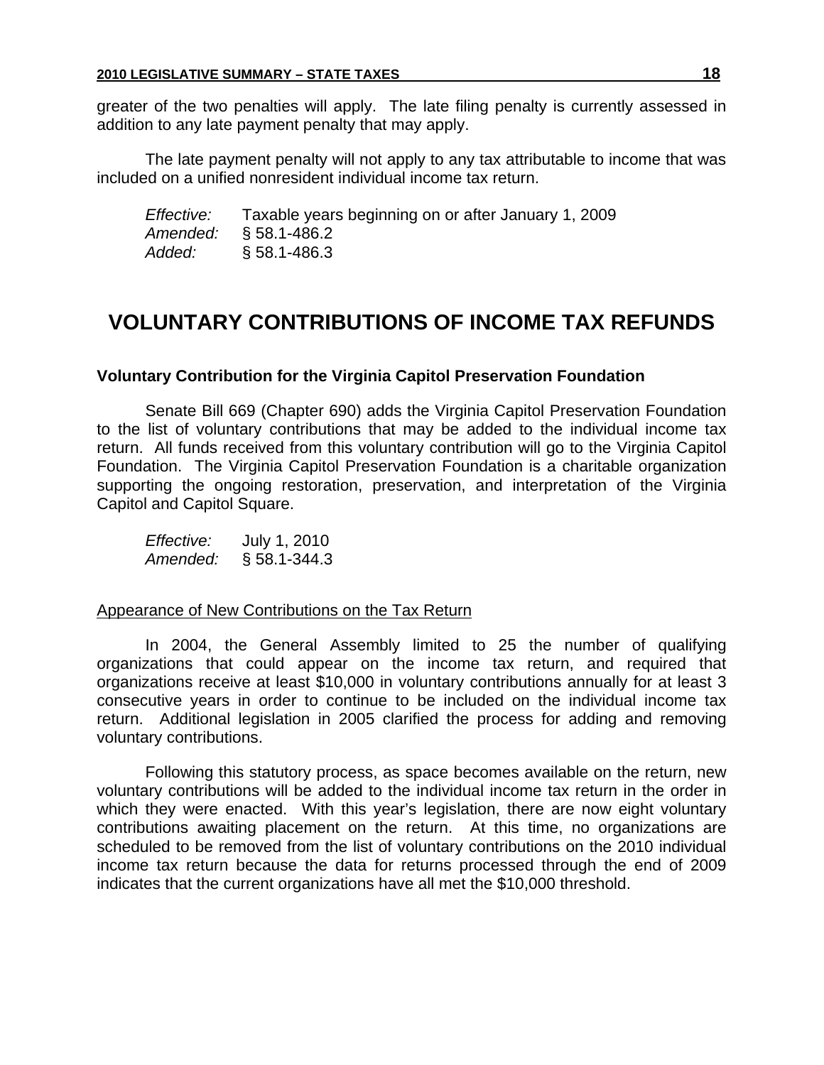greater of the two penalties will apply. The late filing penalty is currently assessed in addition to any late payment penalty that may apply.

The late payment penalty will not apply to any tax attributable to income that was included on a unified nonresident individual income tax return.

*Effective:* Taxable years beginning on or after January 1, 2009
*Amended:* § 58.1-486.2
*Added:* § 58.1-486.3

# VOLUNTARY CONTRIBUTIONS OF INCOME TAX REFUNDS

**Voluntary Contribution for the Virginia Capitol Preservation Foundation**

Senate Bill 669 (Chapter 690) adds the Virginia Capitol Preservation Foundation to the list of voluntary contributions that may be added to the individual income tax return. All funds received from this voluntary contribution will go to the Virginia Capitol Foundation. The Virginia Capitol Preservation Foundation is a charitable organization supporting the ongoing restoration, preservation, and interpretation of the Virginia Capitol and Capitol Square.

*Effective:* July 1, 2010
*Amended:* § 58.1-344.3

Appearance of New Contributions on the Tax Return

In 2004, the General Assembly limited to 25 the number of qualifying organizations that could appear on the income tax return, and required that organizations receive at least $10,000 in voluntary contributions annually for at least 3 consecutive years in order to continue to be included on the individual income tax return. Additional legislation in 2005 clarified the process for adding and removing voluntary contributions.

Following this statutory process, as space becomes available on the return, new voluntary contributions will be added to the individual income tax return in the order in which they were enacted. With this year's legislation, there are now eight voluntary contributions awaiting placement on the return. At this time, no organizations are scheduled to be removed from the list of voluntary contributions on the 2010 individual income tax return because the data for returns processed through the end of 2009 indicates that the current organizations have all met the $10,000 threshold.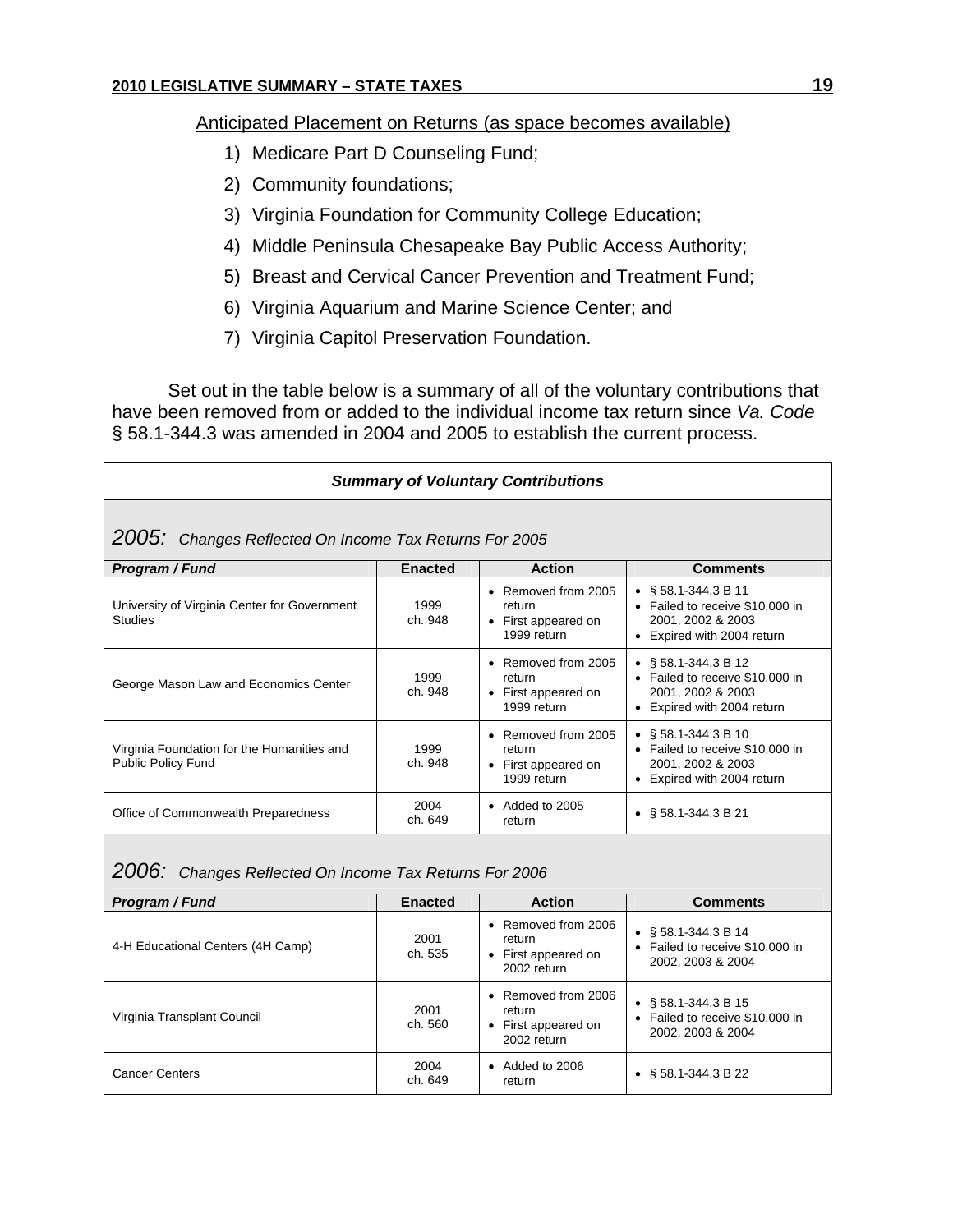Anticipated Placement on Returns (as space becomes available)

1) Medicare Part D Counseling Fund;
2) Community foundations;
3) Virginia Foundation for Community College Education;
4) Middle Peninsula Chesapeake Bay Public Access Authority;
5) Breast and Cervical Cancer Prevention and Treatment Fund;
6) Virginia Aquarium and Marine Science Center; and
7) Virginia Capitol Preservation Foundation.

Set out in the table below is a summary of all of the voluntary contributions that have been removed from or added to the individual income tax return since *Va. Code* § 58.1-344.3 was amended in 2004 and 2005 to establish the current process.

***Summary of Voluntary Contributions***

*2005: Changes Reflected On Income Tax Returns For 2005*

| ***Program / Fund*** | **Enacted** | **Action** | **Comments** |
|---|---|---|---|
| University of Virginia Center for Government Studies | 1999 ch. 948 | • Removed from 2005 return • First appeared on 1999 return | • § 58.1-344.3 B 11 • Failed to receive $10,000 in 2001, 2002 & 2003 • Expired with 2004 return |
| George Mason Law and Economics Center | 1999 ch. 948 | • Removed from 2005 return • First appeared on 1999 return | • § 58.1-344.3 B 12 • Failed to receive $10,000 in 2001, 2002 & 2003 • Expired with 2004 return |
| Virginia Foundation for the Humanities and Public Policy Fund | 1999 ch. 948 | • Removed from 2005 return • First appeared on 1999 return | • § 58.1-344.3 B 10 • Failed to receive $10,000 in 2001, 2002 & 2003 • Expired with 2004 return |
| Office of Commonwealth Preparedness | 2004 ch. 649 | • Added to 2005 return | • § 58.1-344.3 B 21 |

*2006: Changes Reflected On Income Tax Returns For 2006*

| ***Program / Fund*** | **Enacted** | **Action** | **Comments** |
|---|---|---|---|
| 4-H Educational Centers (4H Camp) | 2001 ch. 535 | • Removed from 2006 return • First appeared on 2002 return | • § 58.1-344.3 B 14 • Failed to receive $10,000 in 2002, 2003 & 2004 |
| Virginia Transplant Council | 2001 ch. 560 | • Removed from 2006 return • First appeared on 2002 return | • § 58.1-344.3 B 15 • Failed to receive $10,000 in 2002, 2003 & 2004 |
| Cancer Centers | 2004 ch. 649 | • Added to 2006 return | • § 58.1-344.3 B 22 |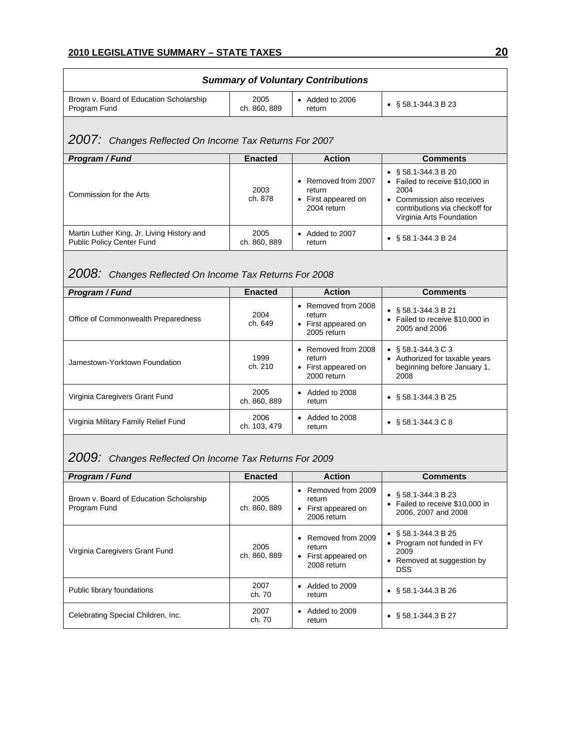| *Summary of Voluntary Contributions* | | | |
|---|---|---|---|
| Brown v. Board of Education Scholarship Program Fund | 2005 ch. 860, 889 | • Added to 2006 return | • § 58.1-344.3 B 23 |

## *2007: Changes Reflected On Income Tax Returns For 2007*

| *Program / Fund* | Enacted | Action | Comments |
|---|---|---|---|
| Commission for the Arts | 2003 ch. 878 | • Removed from 2007 return<br>• First appeared on 2004 return | • § 58.1-344.3 B 20<br>• Failed to receive $10,000 in 2004<br>• Commission also receives contributions via checkoff for Virginia Arts Foundation |
| Martin Luther King, Jr. Living History and Public Policy Center Fund | 2005 ch. 860, 889 | • Added to 2007 return | • § 58.1-344.3 B 24 |

## *2008: Changes Reflected On Income Tax Returns For 2008*

| *Program / Fund* | Enacted | Action | Comments |
|---|---|---|---|
| Office of Commonwealth Preparedness | 2004 ch. 649 | • Removed from 2008 return<br>• First appeared on 2005 return | • § 58.1-344.3 B 21<br>• Failed to receive $10,000 in 2005 and 2006 |
| Jamestown-Yorktown Foundation | 1999 ch. 210 | • Removed from 2008 return<br>• First appeared on 2000 return | • § 58.1-344.3 C 3<br>• Authorized for taxable years beginning before January 1, 2008 |
| Virginia Caregivers Grant Fund | 2005 ch. 860, 889 | • Added to 2008 return | • § 58.1-344.3 B 25 |
| Virginia Military Family Relief Fund | 2006 ch. 103, 479 | • Added to 2008 return | • § 58.1-344.3 C 8 |

## *2009: Changes Reflected On Income Tax Returns For 2009*

| *Program / Fund* | Enacted | Action | Comments |
|---|---|---|---|
| Brown v. Board of Education Scholarship Program Fund | 2005 ch. 860, 889 | • Removed from 2009 return<br>• First appeared on 2006 return | • § 58.1-344.3 B 23<br>• Failed to receive $10,000 in 2006, 2007 and 2008 |
| Virginia Caregivers Grant Fund | 2005 ch. 860, 889 | • Removed from 2009 return<br>• First appeared on 2008 return | • § 58.1-344.3 B 25<br>• Program not funded in FY 2009<br>• Removed at suggestion by DSS |
| Public library foundations | 2007 ch. 70 | • Added to 2009 return | • § 58.1-344.3 B 26 |
| Celebrating Special Children, Inc. | 2007 ch. 70 | • Added to 2009 return | • § 58.1-344.3 B 27 |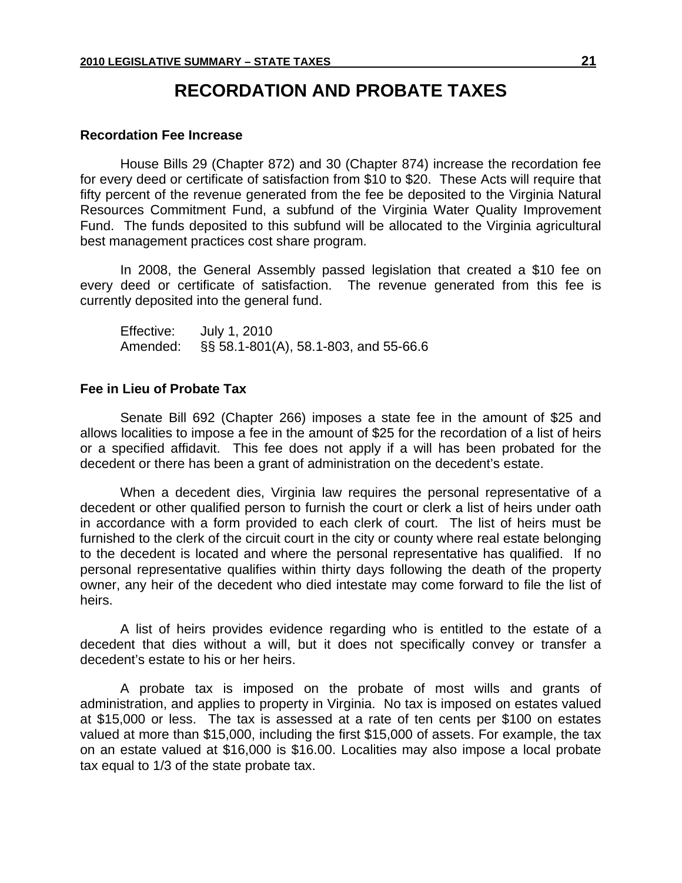# RECORDATION AND PROBATE TAXES

### Recordation Fee Increase

House Bills 29 (Chapter 872) and 30 (Chapter 874) increase the recordation fee for every deed or certificate of satisfaction from $10 to $20. These Acts will require that fifty percent of the revenue generated from the fee be deposited to the Virginia Natural Resources Commitment Fund, a subfund of the Virginia Water Quality Improvement Fund. The funds deposited to this subfund will be allocated to the Virginia agricultural best management practices cost share program.

In 2008, the General Assembly passed legislation that created a $10 fee on every deed or certificate of satisfaction. The revenue generated from this fee is currently deposited into the general fund.

Effective: July 1, 2010
Amended: §§ 58.1-801(A), 58.1-803, and 55-66.6

### Fee in Lieu of Probate Tax

Senate Bill 692 (Chapter 266) imposes a state fee in the amount of $25 and allows localities to impose a fee in the amount of $25 for the recordation of a list of heirs or a specified affidavit. This fee does not apply if a will has been probated for the decedent or there has been a grant of administration on the decedent's estate.

When a decedent dies, Virginia law requires the personal representative of a decedent or other qualified person to furnish the court or clerk a list of heirs under oath in accordance with a form provided to each clerk of court. The list of heirs must be furnished to the clerk of the circuit court in the city or county where real estate belonging to the decedent is located and where the personal representative has qualified. If no personal representative qualifies within thirty days following the death of the property owner, any heir of the decedent who died intestate may come forward to file the list of heirs.

A list of heirs provides evidence regarding who is entitled to the estate of a decedent that dies without a will, but it does not specifically convey or transfer a decedent's estate to his or her heirs.

A probate tax is imposed on the probate of most wills and grants of administration, and applies to property in Virginia. No tax is imposed on estates valued at $15,000 or less. The tax is assessed at a rate of ten cents per $100 on estates valued at more than $15,000, including the first $15,000 of assets. For example, the tax on an estate valued at $16,000 is $16.00. Localities may also impose a local probate tax equal to 1/3 of the state probate tax.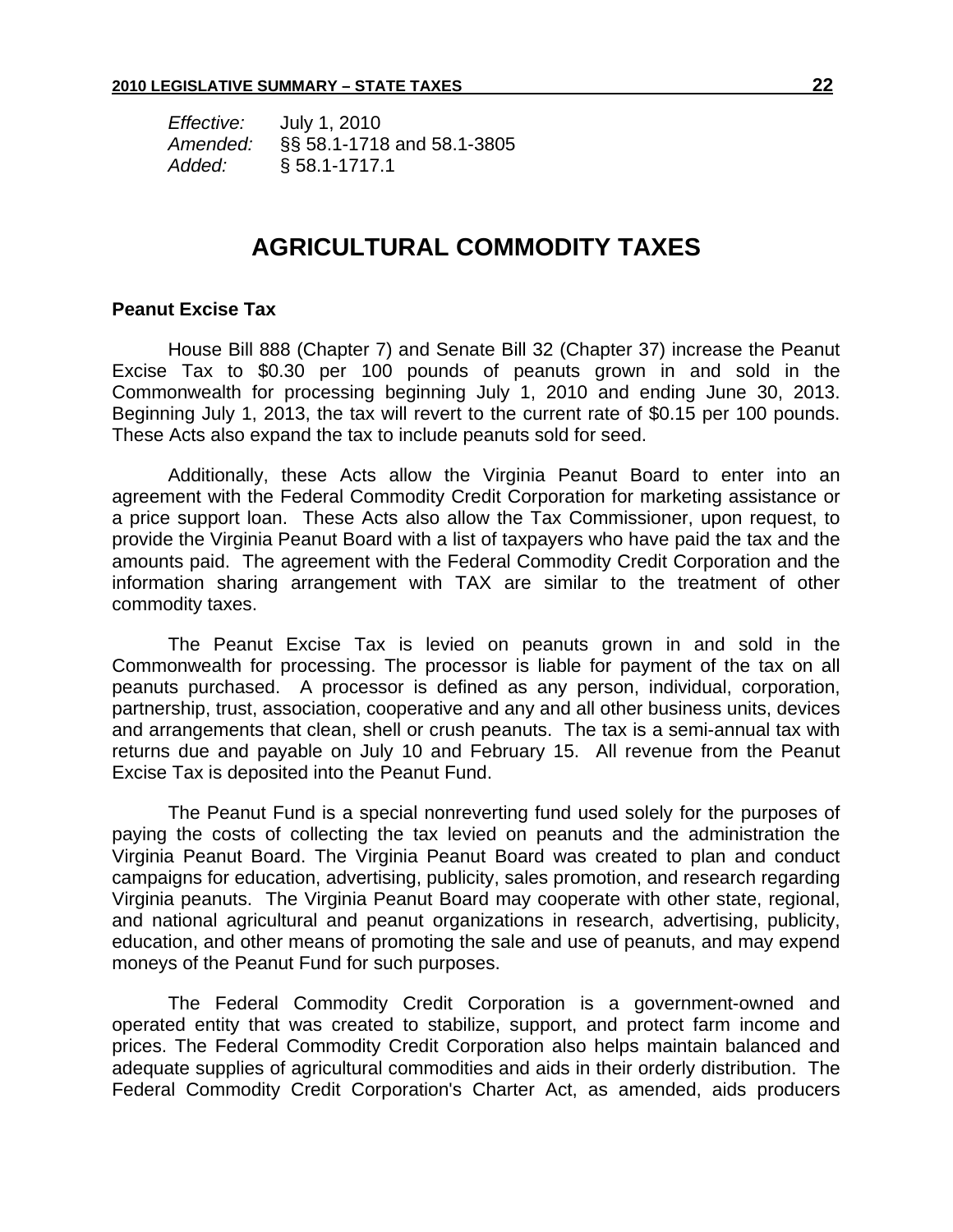*Effective:* July 1, 2010
*Amended:* §§ 58.1-1718 and 58.1-3805
*Added:* § 58.1-1717.1

# AGRICULTURAL COMMODITY TAXES

**Peanut Excise Tax**

House Bill 888 (Chapter 7) and Senate Bill 32 (Chapter 37) increase the Peanut Excise Tax to $0.30 per 100 pounds of peanuts grown in and sold in the Commonwealth for processing beginning July 1, 2010 and ending June 30, 2013. Beginning July 1, 2013, the tax will revert to the current rate of $0.15 per 100 pounds. These Acts also expand the tax to include peanuts sold for seed.

Additionally, these Acts allow the Virginia Peanut Board to enter into an agreement with the Federal Commodity Credit Corporation for marketing assistance or a price support loan. These Acts also allow the Tax Commissioner, upon request, to provide the Virginia Peanut Board with a list of taxpayers who have paid the tax and the amounts paid. The agreement with the Federal Commodity Credit Corporation and the information sharing arrangement with TAX are similar to the treatment of other commodity taxes.

The Peanut Excise Tax is levied on peanuts grown in and sold in the Commonwealth for processing. The processor is liable for payment of the tax on all peanuts purchased. A processor is defined as any person, individual, corporation, partnership, trust, association, cooperative and any and all other business units, devices and arrangements that clean, shell or crush peanuts. The tax is a semi-annual tax with returns due and payable on July 10 and February 15. All revenue from the Peanut Excise Tax is deposited into the Peanut Fund.

The Peanut Fund is a special nonreverting fund used solely for the purposes of paying the costs of collecting the tax levied on peanuts and the administration the Virginia Peanut Board. The Virginia Peanut Board was created to plan and conduct campaigns for education, advertising, publicity, sales promotion, and research regarding Virginia peanuts. The Virginia Peanut Board may cooperate with other state, regional, and national agricultural and peanut organizations in research, advertising, publicity, education, and other means of promoting the sale and use of peanuts, and may expend moneys of the Peanut Fund for such purposes.

The Federal Commodity Credit Corporation is a government-owned and operated entity that was created to stabilize, support, and protect farm income and prices. The Federal Commodity Credit Corporation also helps maintain balanced and adequate supplies of agricultural commodities and aids in their orderly distribution. The Federal Commodity Credit Corporation's Charter Act, as amended, aids producers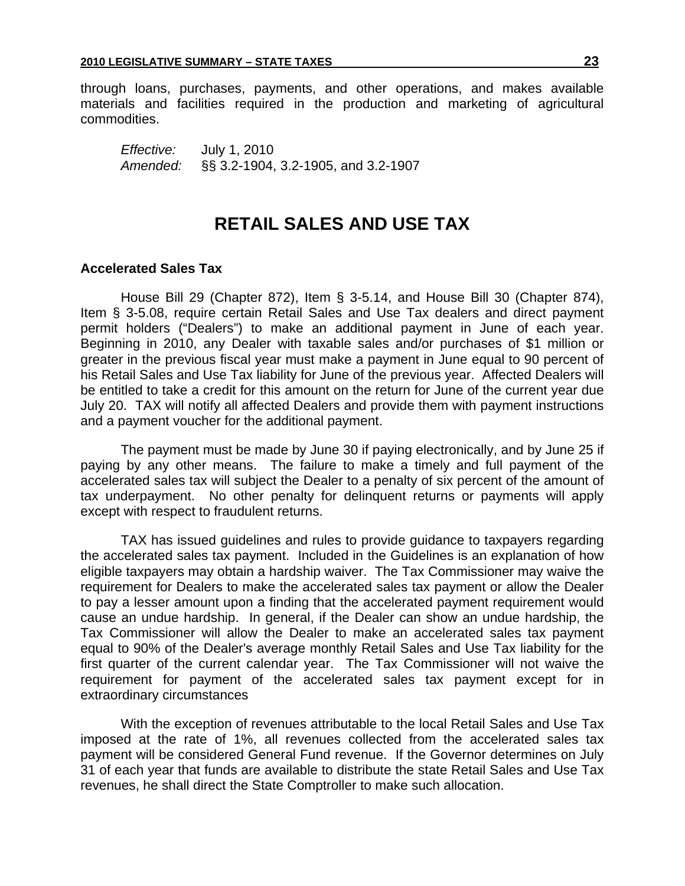through loans, purchases, payments, and other operations, and makes available materials and facilities required in the production and marketing of agricultural commodities.

*Effective:* July 1, 2010
*Amended:* §§ 3.2-1904, 3.2-1905, and 3.2-1907

# RETAIL SALES AND USE TAX

### Accelerated Sales Tax

House Bill 29 (Chapter 872), Item § 3-5.14, and House Bill 30 (Chapter 874), Item § 3-5.08, require certain Retail Sales and Use Tax dealers and direct payment permit holders ("Dealers") to make an additional payment in June of each year. Beginning in 2010, any Dealer with taxable sales and/or purchases of $1 million or greater in the previous fiscal year must make a payment in June equal to 90 percent of his Retail Sales and Use Tax liability for June of the previous year. Affected Dealers will be entitled to take a credit for this amount on the return for June of the current year due July 20. TAX will notify all affected Dealers and provide them with payment instructions and a payment voucher for the additional payment.

The payment must be made by June 30 if paying electronically, and by June 25 if paying by any other means. The failure to make a timely and full payment of the accelerated sales tax will subject the Dealer to a penalty of six percent of the amount of tax underpayment. No other penalty for delinquent returns or payments will apply except with respect to fraudulent returns.

TAX has issued guidelines and rules to provide guidance to taxpayers regarding the accelerated sales tax payment. Included in the Guidelines is an explanation of how eligible taxpayers may obtain a hardship waiver. The Tax Commissioner may waive the requirement for Dealers to make the accelerated sales tax payment or allow the Dealer to pay a lesser amount upon a finding that the accelerated payment requirement would cause an undue hardship. In general, if the Dealer can show an undue hardship, the Tax Commissioner will allow the Dealer to make an accelerated sales tax payment equal to 90% of the Dealer's average monthly Retail Sales and Use Tax liability for the first quarter of the current calendar year. The Tax Commissioner will not waive the requirement for payment of the accelerated sales tax payment except for in extraordinary circumstances

With the exception of revenues attributable to the local Retail Sales and Use Tax imposed at the rate of 1%, all revenues collected from the accelerated sales tax payment will be considered General Fund revenue. If the Governor determines on July 31 of each year that funds are available to distribute the state Retail Sales and Use Tax revenues, he shall direct the State Comptroller to make such allocation.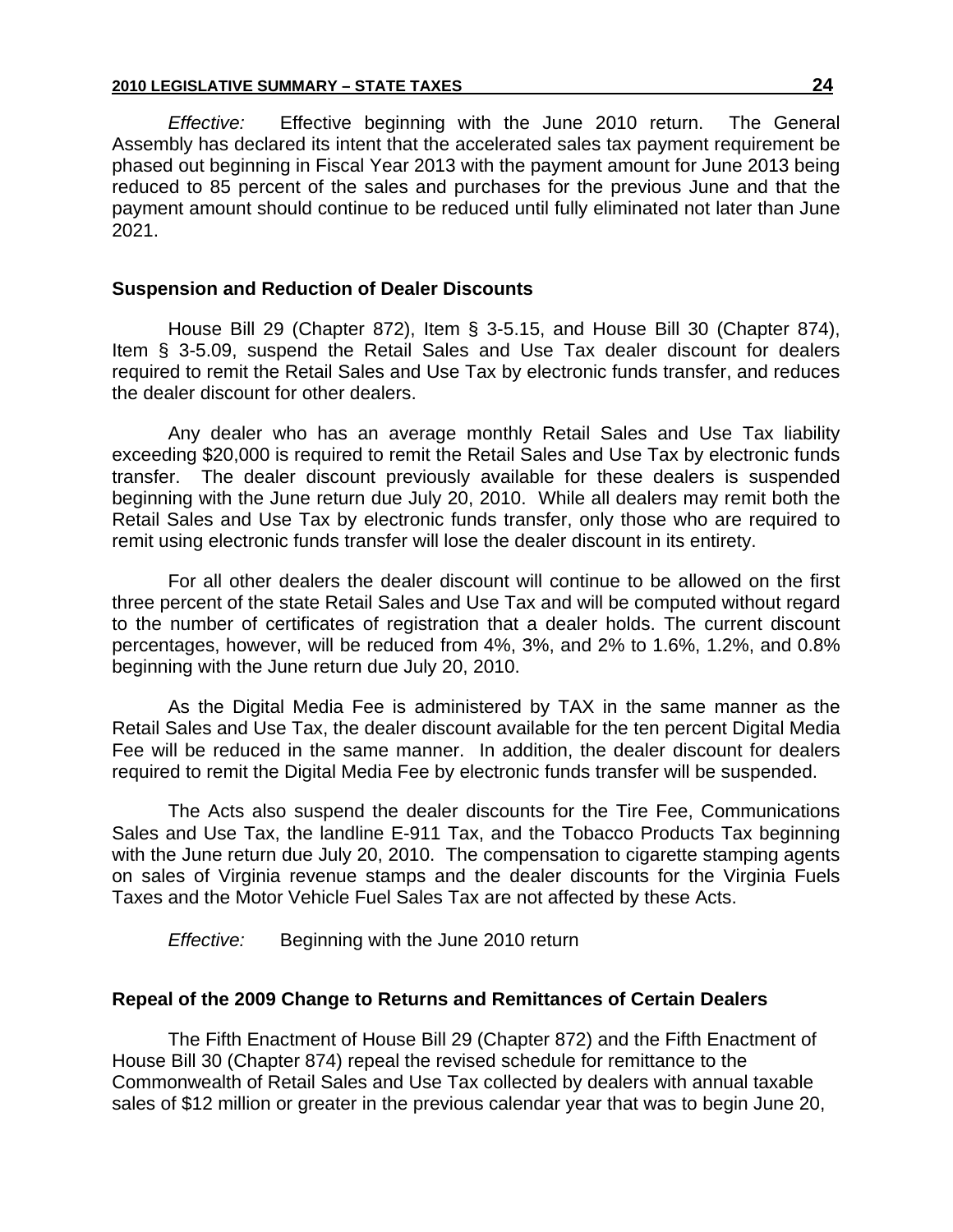*Effective:* Effective beginning with the June 2010 return. The General Assembly has declared its intent that the accelerated sales tax payment requirement be phased out beginning in Fiscal Year 2013 with the payment amount for June 2013 being reduced to 85 percent of the sales and purchases for the previous June and that the payment amount should continue to be reduced until fully eliminated not later than June 2021.

**Suspension and Reduction of Dealer Discounts**

House Bill 29 (Chapter 872), Item § 3-5.15, and House Bill 30 (Chapter 874), Item § 3-5.09, suspend the Retail Sales and Use Tax dealer discount for dealers required to remit the Retail Sales and Use Tax by electronic funds transfer, and reduces the dealer discount for other dealers.

Any dealer who has an average monthly Retail Sales and Use Tax liability exceeding $20,000 is required to remit the Retail Sales and Use Tax by electronic funds transfer. The dealer discount previously available for these dealers is suspended beginning with the June return due July 20, 2010. While all dealers may remit both the Retail Sales and Use Tax by electronic funds transfer, only those who are required to remit using electronic funds transfer will lose the dealer discount in its entirety.

For all other dealers the dealer discount will continue to be allowed on the first three percent of the state Retail Sales and Use Tax and will be computed without regard to the number of certificates of registration that a dealer holds. The current discount percentages, however, will be reduced from 4%, 3%, and 2% to 1.6%, 1.2%, and 0.8% beginning with the June return due July 20, 2010.

As the Digital Media Fee is administered by TAX in the same manner as the Retail Sales and Use Tax, the dealer discount available for the ten percent Digital Media Fee will be reduced in the same manner. In addition, the dealer discount for dealers required to remit the Digital Media Fee by electronic funds transfer will be suspended.

The Acts also suspend the dealer discounts for the Tire Fee, Communications Sales and Use Tax, the landline E-911 Tax, and the Tobacco Products Tax beginning with the June return due July 20, 2010. The compensation to cigarette stamping agents on sales of Virginia revenue stamps and the dealer discounts for the Virginia Fuels Taxes and the Motor Vehicle Fuel Sales Tax are not affected by these Acts.

*Effective:* Beginning with the June 2010 return

**Repeal of the 2009 Change to Returns and Remittances of Certain Dealers**

The Fifth Enactment of House Bill 29 (Chapter 872) and the Fifth Enactment of House Bill 30 (Chapter 874) repeal the revised schedule for remittance to the Commonwealth of Retail Sales and Use Tax collected by dealers with annual taxable sales of $12 million or greater in the previous calendar year that was to begin June 20,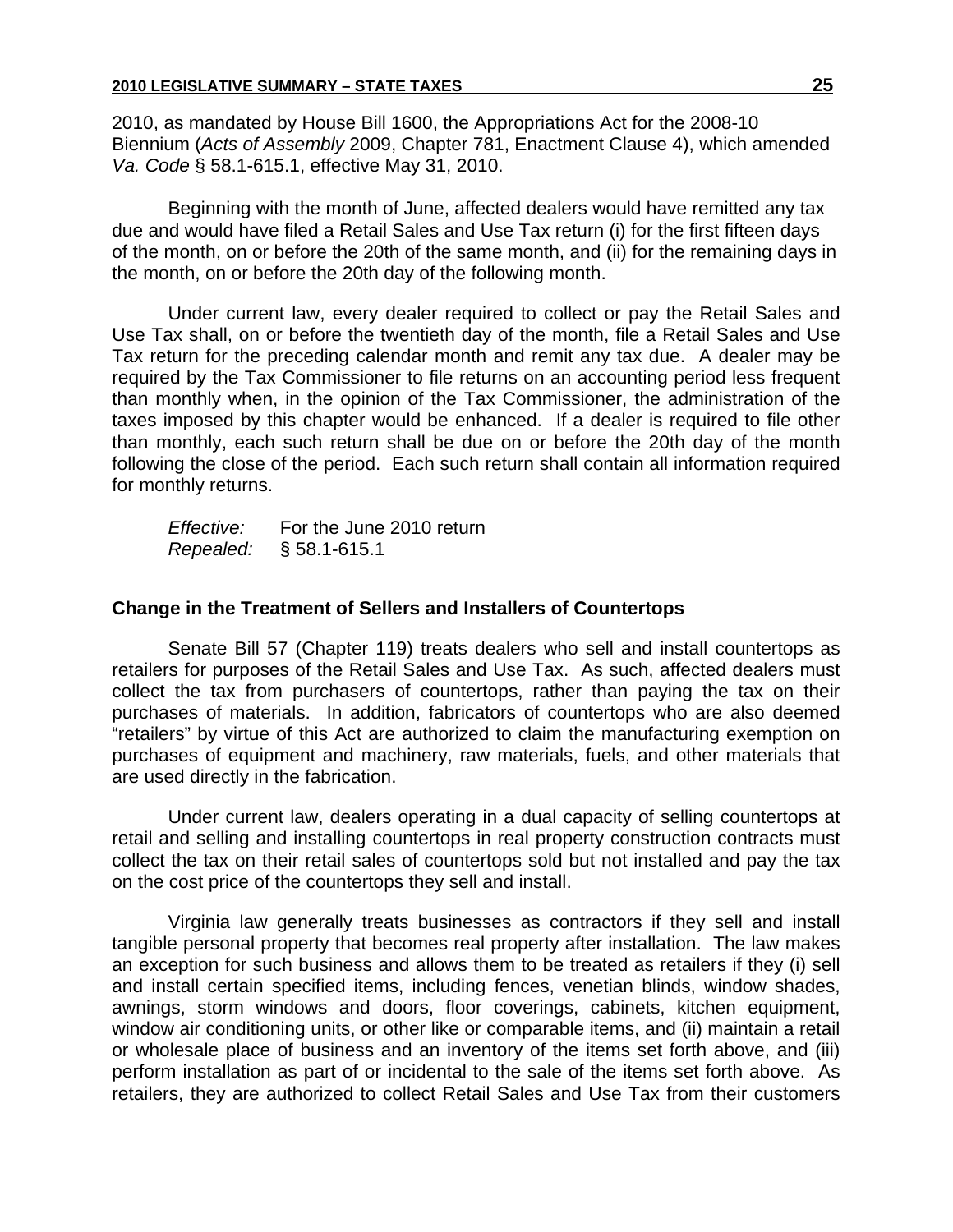2010, as mandated by House Bill 1600, the Appropriations Act for the 2008-10 Biennium (*Acts of Assembly* 2009, Chapter 781, Enactment Clause 4), which amended *Va. Code* § 58.1-615.1, effective May 31, 2010.

Beginning with the month of June, affected dealers would have remitted any tax due and would have filed a Retail Sales and Use Tax return (i) for the first fifteen days of the month, on or before the 20th of the same month, and (ii) for the remaining days in the month, on or before the 20th day of the following month.

Under current law, every dealer required to collect or pay the Retail Sales and Use Tax shall, on or before the twentieth day of the month, file a Retail Sales and Use Tax return for the preceding calendar month and remit any tax due. A dealer may be required by the Tax Commissioner to file returns on an accounting period less frequent than monthly when, in the opinion of the Tax Commissioner, the administration of the taxes imposed by this chapter would be enhanced. If a dealer is required to file other than monthly, each such return shall be due on or before the 20th day of the month following the close of the period. Each such return shall contain all information required for monthly returns.

*Effective:* For the June 2010 return
*Repealed:* § 58.1-615.1

### Change in the Treatment of Sellers and Installers of Countertops

Senate Bill 57 (Chapter 119) treats dealers who sell and install countertops as retailers for purposes of the Retail Sales and Use Tax. As such, affected dealers must collect the tax from purchasers of countertops, rather than paying the tax on their purchases of materials. In addition, fabricators of countertops who are also deemed "retailers" by virtue of this Act are authorized to claim the manufacturing exemption on purchases of equipment and machinery, raw materials, fuels, and other materials that are used directly in the fabrication.

Under current law, dealers operating in a dual capacity of selling countertops at retail and selling and installing countertops in real property construction contracts must collect the tax on their retail sales of countertops sold but not installed and pay the tax on the cost price of the countertops they sell and install.

Virginia law generally treats businesses as contractors if they sell and install tangible personal property that becomes real property after installation. The law makes an exception for such business and allows them to be treated as retailers if they (i) sell and install certain specified items, including fences, venetian blinds, window shades, awnings, storm windows and doors, floor coverings, cabinets, kitchen equipment, window air conditioning units, or other like or comparable items, and (ii) maintain a retail or wholesale place of business and an inventory of the items set forth above, and (iii) perform installation as part of or incidental to the sale of the items set forth above. As retailers, they are authorized to collect Retail Sales and Use Tax from their customers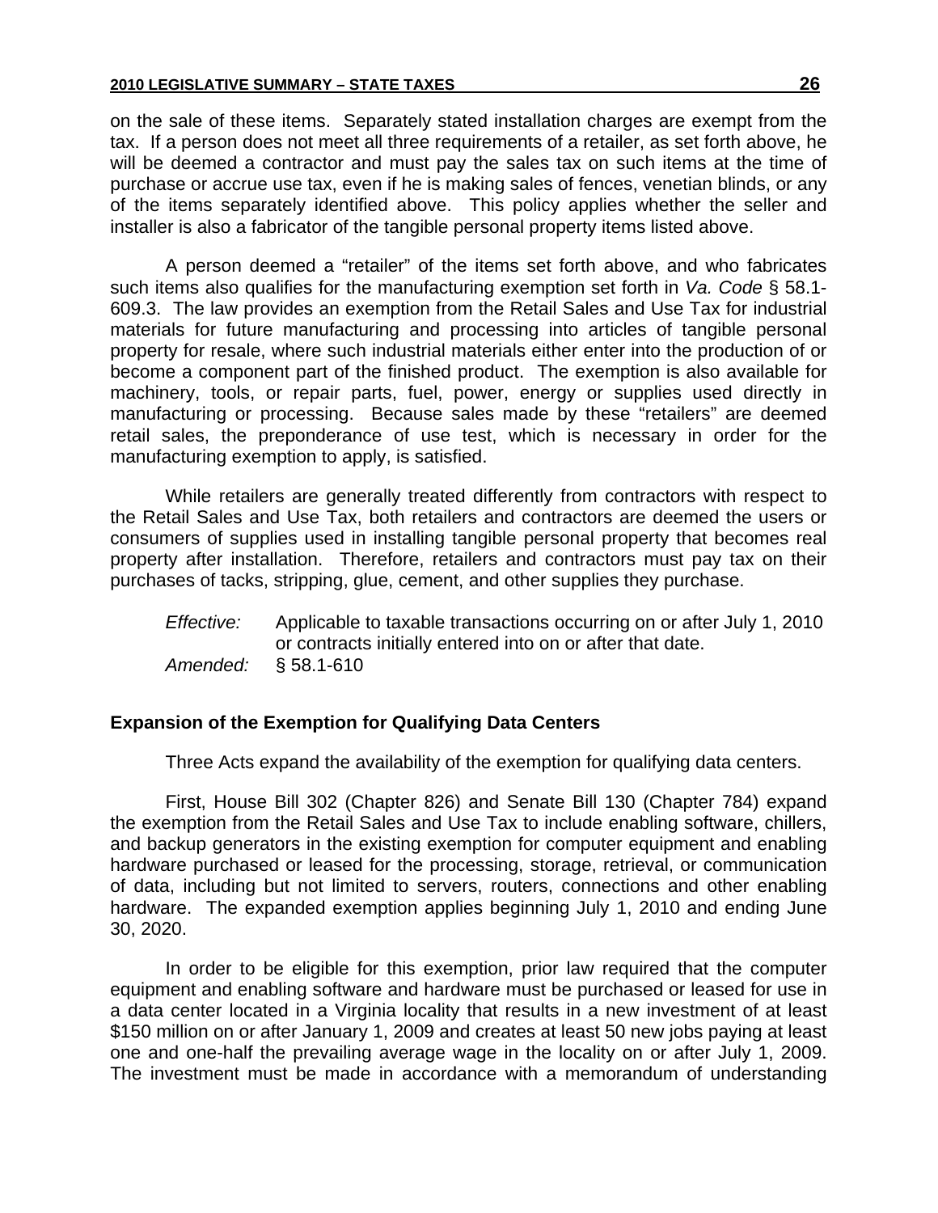on the sale of these items. Separately stated installation charges are exempt from the tax. If a person does not meet all three requirements of a retailer, as set forth above, he will be deemed a contractor and must pay the sales tax on such items at the time of purchase or accrue use tax, even if he is making sales of fences, venetian blinds, or any of the items separately identified above. This policy applies whether the seller and installer is also a fabricator of the tangible personal property items listed above.

A person deemed a "retailer" of the items set forth above, and who fabricates such items also qualifies for the manufacturing exemption set forth in *Va. Code* § 58.1-609.3. The law provides an exemption from the Retail Sales and Use Tax for industrial materials for future manufacturing and processing into articles of tangible personal property for resale, where such industrial materials either enter into the production of or become a component part of the finished product. The exemption is also available for machinery, tools, or repair parts, fuel, power, energy or supplies used directly in manufacturing or processing. Because sales made by these "retailers" are deemed retail sales, the preponderance of use test, which is necessary in order for the manufacturing exemption to apply, is satisfied.

While retailers are generally treated differently from contractors with respect to the Retail Sales and Use Tax, both retailers and contractors are deemed the users or consumers of supplies used in installing tangible personal property that becomes real property after installation. Therefore, retailers and contractors must pay tax on their purchases of tacks, stripping, glue, cement, and other supplies they purchase.

*Effective:* Applicable to taxable transactions occurring on or after July 1, 2010 or contracts initially entered into on or after that date.
*Amended:* § 58.1-610

**Expansion of the Exemption for Qualifying Data Centers**

Three Acts expand the availability of the exemption for qualifying data centers.

First, House Bill 302 (Chapter 826) and Senate Bill 130 (Chapter 784) expand the exemption from the Retail Sales and Use Tax to include enabling software, chillers, and backup generators in the existing exemption for computer equipment and enabling hardware purchased or leased for the processing, storage, retrieval, or communication of data, including but not limited to servers, routers, connections and other enabling hardware. The expanded exemption applies beginning July 1, 2010 and ending June 30, 2020.

In order to be eligible for this exemption, prior law required that the computer equipment and enabling software and hardware must be purchased or leased for use in a data center located in a Virginia locality that results in a new investment of at least $150 million on or after January 1, 2009 and creates at least 50 new jobs paying at least one and one-half the prevailing average wage in the locality on or after July 1, 2009. The investment must be made in accordance with a memorandum of understanding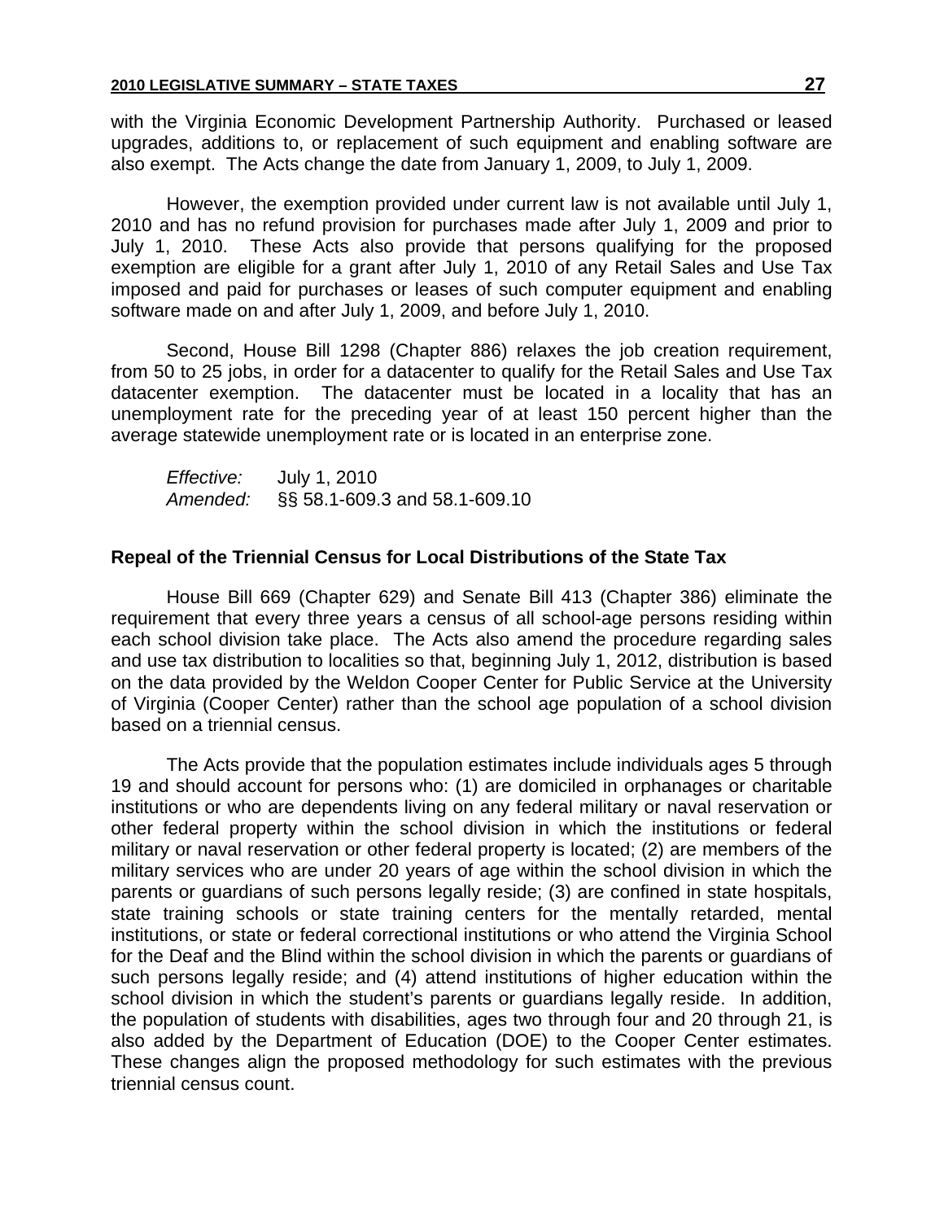with the Virginia Economic Development Partnership Authority. Purchased or leased upgrades, additions to, or replacement of such equipment and enabling software are also exempt. The Acts change the date from January 1, 2009, to July 1, 2009.

However, the exemption provided under current law is not available until July 1, 2010 and has no refund provision for purchases made after July 1, 2009 and prior to July 1, 2010. These Acts also provide that persons qualifying for the proposed exemption are eligible for a grant after July 1, 2010 of any Retail Sales and Use Tax imposed and paid for purchases or leases of such computer equipment and enabling software made on and after July 1, 2009, and before July 1, 2010.

Second, House Bill 1298 (Chapter 886) relaxes the job creation requirement, from 50 to 25 jobs, in order for a datacenter to qualify for the Retail Sales and Use Tax datacenter exemption. The datacenter must be located in a locality that has an unemployment rate for the preceding year of at least 150 percent higher than the average statewide unemployment rate or is located in an enterprise zone.

*Effective:* July 1, 2010
*Amended:* §§ 58.1-609.3 and 58.1-609.10

**Repeal of the Triennial Census for Local Distributions of the State Tax**

House Bill 669 (Chapter 629) and Senate Bill 413 (Chapter 386) eliminate the requirement that every three years a census of all school-age persons residing within each school division take place. The Acts also amend the procedure regarding sales and use tax distribution to localities so that, beginning July 1, 2012, distribution is based on the data provided by the Weldon Cooper Center for Public Service at the University of Virginia (Cooper Center) rather than the school age population of a school division based on a triennial census.

The Acts provide that the population estimates include individuals ages 5 through 19 and should account for persons who: (1) are domiciled in orphanages or charitable institutions or who are dependents living on any federal military or naval reservation or other federal property within the school division in which the institutions or federal military or naval reservation or other federal property is located; (2) are members of the military services who are under 20 years of age within the school division in which the parents or guardians of such persons legally reside; (3) are confined in state hospitals, state training schools or state training centers for the mentally retarded, mental institutions, or state or federal correctional institutions or who attend the Virginia School for the Deaf and the Blind within the school division in which the parents or guardians of such persons legally reside; and (4) attend institutions of higher education within the school division in which the student's parents or guardians legally reside. In addition, the population of students with disabilities, ages two through four and 20 through 21, is also added by the Department of Education (DOE) to the Cooper Center estimates. These changes align the proposed methodology for such estimates with the previous triennial census count.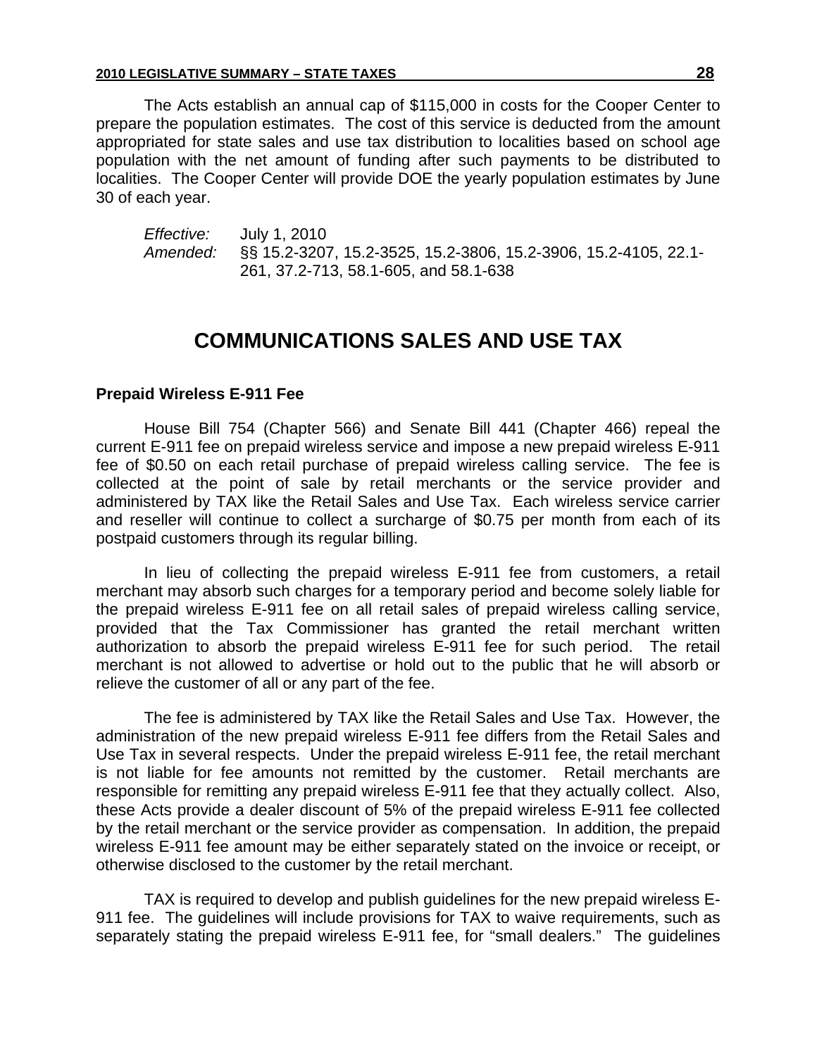The Acts establish an annual cap of $115,000 in costs for the Cooper Center to prepare the population estimates. The cost of this service is deducted from the amount appropriated for state sales and use tax distribution to localities based on school age population with the net amount of funding after such payments to be distributed to localities. The Cooper Center will provide DOE the yearly population estimates by June 30 of each year.

*Effective:* July 1, 2010
*Amended:* §§ 15.2-3207, 15.2-3525, 15.2-3806, 15.2-3906, 15.2-4105, 22.1-261, 37.2-713, 58.1-605, and 58.1-638

# COMMUNICATIONS SALES AND USE TAX

**Prepaid Wireless E-911 Fee**

House Bill 754 (Chapter 566) and Senate Bill 441 (Chapter 466) repeal the current E-911 fee on prepaid wireless service and impose a new prepaid wireless E-911 fee of $0.50 on each retail purchase of prepaid wireless calling service. The fee is collected at the point of sale by retail merchants or the service provider and administered by TAX like the Retail Sales and Use Tax. Each wireless service carrier and reseller will continue to collect a surcharge of $0.75 per month from each of its postpaid customers through its regular billing.

In lieu of collecting the prepaid wireless E-911 fee from customers, a retail merchant may absorb such charges for a temporary period and become solely liable for the prepaid wireless E-911 fee on all retail sales of prepaid wireless calling service, provided that the Tax Commissioner has granted the retail merchant written authorization to absorb the prepaid wireless E-911 fee for such period. The retail merchant is not allowed to advertise or hold out to the public that he will absorb or relieve the customer of all or any part of the fee.

The fee is administered by TAX like the Retail Sales and Use Tax. However, the administration of the new prepaid wireless E-911 fee differs from the Retail Sales and Use Tax in several respects. Under the prepaid wireless E-911 fee, the retail merchant is not liable for fee amounts not remitted by the customer. Retail merchants are responsible for remitting any prepaid wireless E-911 fee that they actually collect. Also, these Acts provide a dealer discount of 5% of the prepaid wireless E-911 fee collected by the retail merchant or the service provider as compensation. In addition, the prepaid wireless E-911 fee amount may be either separately stated on the invoice or receipt, or otherwise disclosed to the customer by the retail merchant.

TAX is required to develop and publish guidelines for the new prepaid wireless E-911 fee. The guidelines will include provisions for TAX to waive requirements, such as separately stating the prepaid wireless E-911 fee, for "small dealers." The guidelines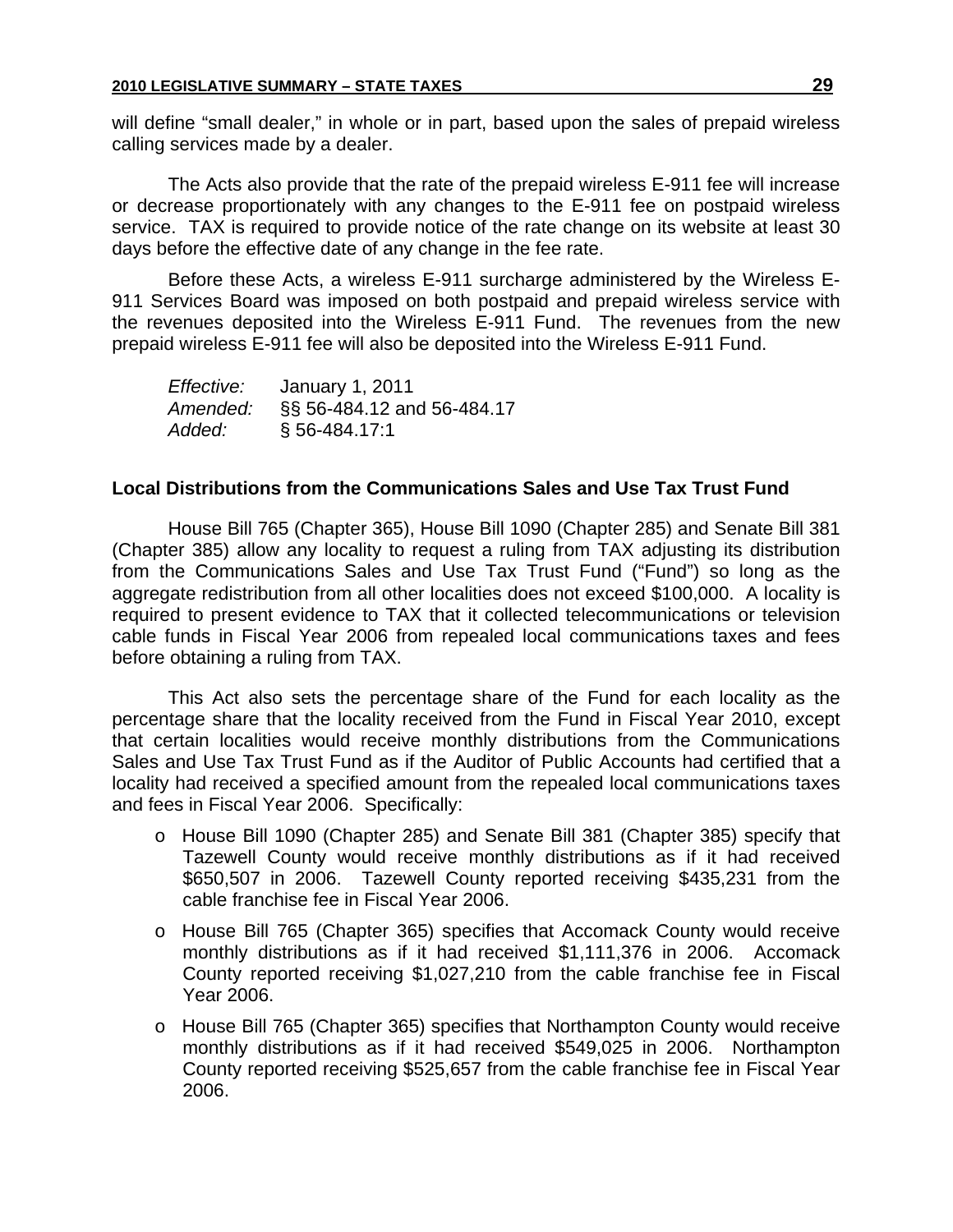will define "small dealer," in whole or in part, based upon the sales of prepaid wireless calling services made by a dealer.

The Acts also provide that the rate of the prepaid wireless E-911 fee will increase or decrease proportionately with any changes to the E-911 fee on postpaid wireless service. TAX is required to provide notice of the rate change on its website at least 30 days before the effective date of any change in the fee rate.

Before these Acts, a wireless E-911 surcharge administered by the Wireless E-911 Services Board was imposed on both postpaid and prepaid wireless service with the revenues deposited into the Wireless E-911 Fund. The revenues from the new prepaid wireless E-911 fee will also be deposited into the Wireless E-911 Fund.

*Effective:* January 1, 2011
*Amended:* §§ 56-484.12 and 56-484.17
*Added:* § 56-484.17:1

**Local Distributions from the Communications Sales and Use Tax Trust Fund**

House Bill 765 (Chapter 365), House Bill 1090 (Chapter 285) and Senate Bill 381 (Chapter 385) allow any locality to request a ruling from TAX adjusting its distribution from the Communications Sales and Use Tax Trust Fund ("Fund") so long as the aggregate redistribution from all other localities does not exceed $100,000. A locality is required to present evidence to TAX that it collected telecommunications or television cable funds in Fiscal Year 2006 from repealed local communications taxes and fees before obtaining a ruling from TAX.

This Act also sets the percentage share of the Fund for each locality as the percentage share that the locality received from the Fund in Fiscal Year 2010, except that certain localities would receive monthly distributions from the Communications Sales and Use Tax Trust Fund as if the Auditor of Public Accounts had certified that a locality had received a specified amount from the repealed local communications taxes and fees in Fiscal Year 2006. Specifically:

- House Bill 1090 (Chapter 285) and Senate Bill 381 (Chapter 385) specify that Tazewell County would receive monthly distributions as if it had received $650,507 in 2006. Tazewell County reported receiving $435,231 from the cable franchise fee in Fiscal Year 2006.
- House Bill 765 (Chapter 365) specifies that Accomack County would receive monthly distributions as if it had received $1,111,376 in 2006. Accomack County reported receiving $1,027,210 from the cable franchise fee in Fiscal Year 2006.
- House Bill 765 (Chapter 365) specifies that Northampton County would receive monthly distributions as if it had received $549,025 in 2006. Northampton County reported receiving $525,657 from the cable franchise fee in Fiscal Year 2006.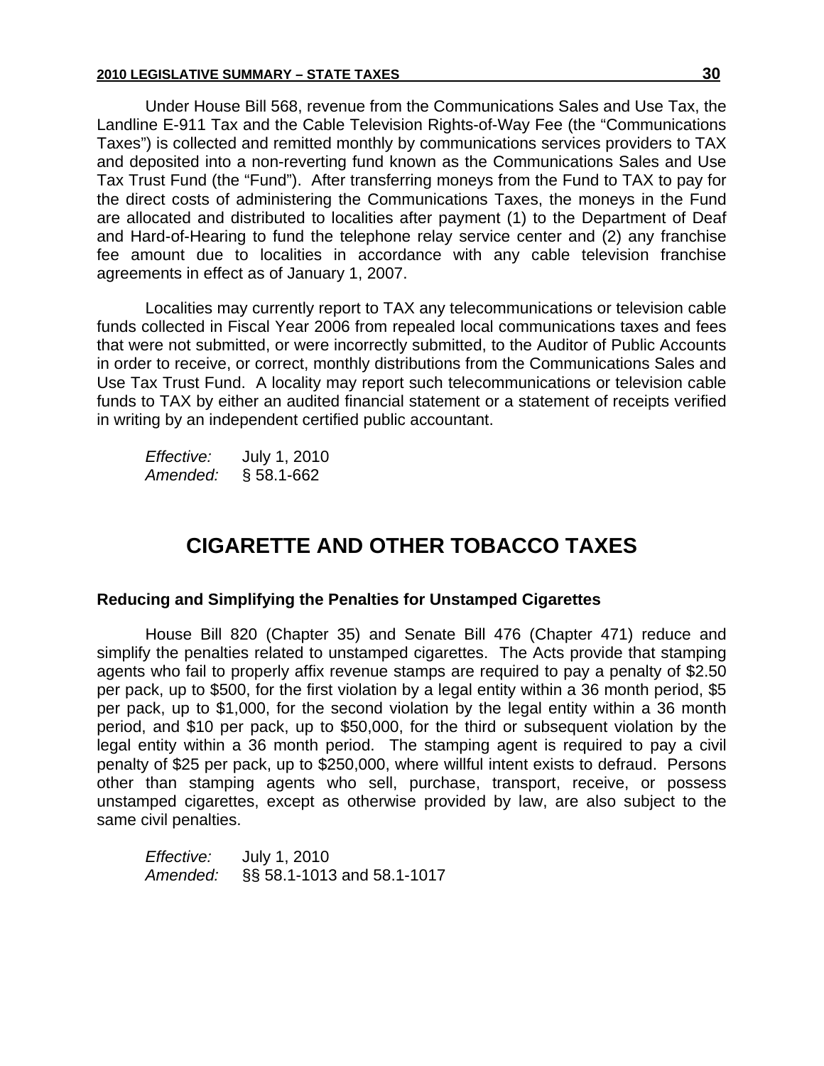Under House Bill 568, revenue from the Communications Sales and Use Tax, the Landline E-911 Tax and the Cable Television Rights-of-Way Fee (the "Communications Taxes") is collected and remitted monthly by communications services providers to TAX and deposited into a non-reverting fund known as the Communications Sales and Use Tax Trust Fund (the "Fund"). After transferring moneys from the Fund to TAX to pay for the direct costs of administering the Communications Taxes, the moneys in the Fund are allocated and distributed to localities after payment (1) to the Department of Deaf and Hard-of-Hearing to fund the telephone relay service center and (2) any franchise fee amount due to localities in accordance with any cable television franchise agreements in effect as of January 1, 2007.

Localities may currently report to TAX any telecommunications or television cable funds collected in Fiscal Year 2006 from repealed local communications taxes and fees that were not submitted, or were incorrectly submitted, to the Auditor of Public Accounts in order to receive, or correct, monthly distributions from the Communications Sales and Use Tax Trust Fund. A locality may report such telecommunications or television cable funds to TAX by either an audited financial statement or a statement of receipts verified in writing by an independent certified public accountant.

*Effective:* July 1, 2010
*Amended:* § 58.1-662

# CIGARETTE AND OTHER TOBACCO TAXES

### Reducing and Simplifying the Penalties for Unstamped Cigarettes

House Bill 820 (Chapter 35) and Senate Bill 476 (Chapter 471) reduce and simplify the penalties related to unstamped cigarettes. The Acts provide that stamping agents who fail to properly affix revenue stamps are required to pay a penalty of $2.50 per pack, up to $500, for the first violation by a legal entity within a 36 month period, $5 per pack, up to $1,000, for the second violation by the legal entity within a 36 month period, and $10 per pack, up to $50,000, for the third or subsequent violation by the legal entity within a 36 month period. The stamping agent is required to pay a civil penalty of $25 per pack, up to $250,000, where willful intent exists to defraud. Persons other than stamping agents who sell, purchase, transport, receive, or possess unstamped cigarettes, except as otherwise provided by law, are also subject to the same civil penalties.

*Effective:* July 1, 2010
*Amended:* §§ 58.1-1013 and 58.1-1017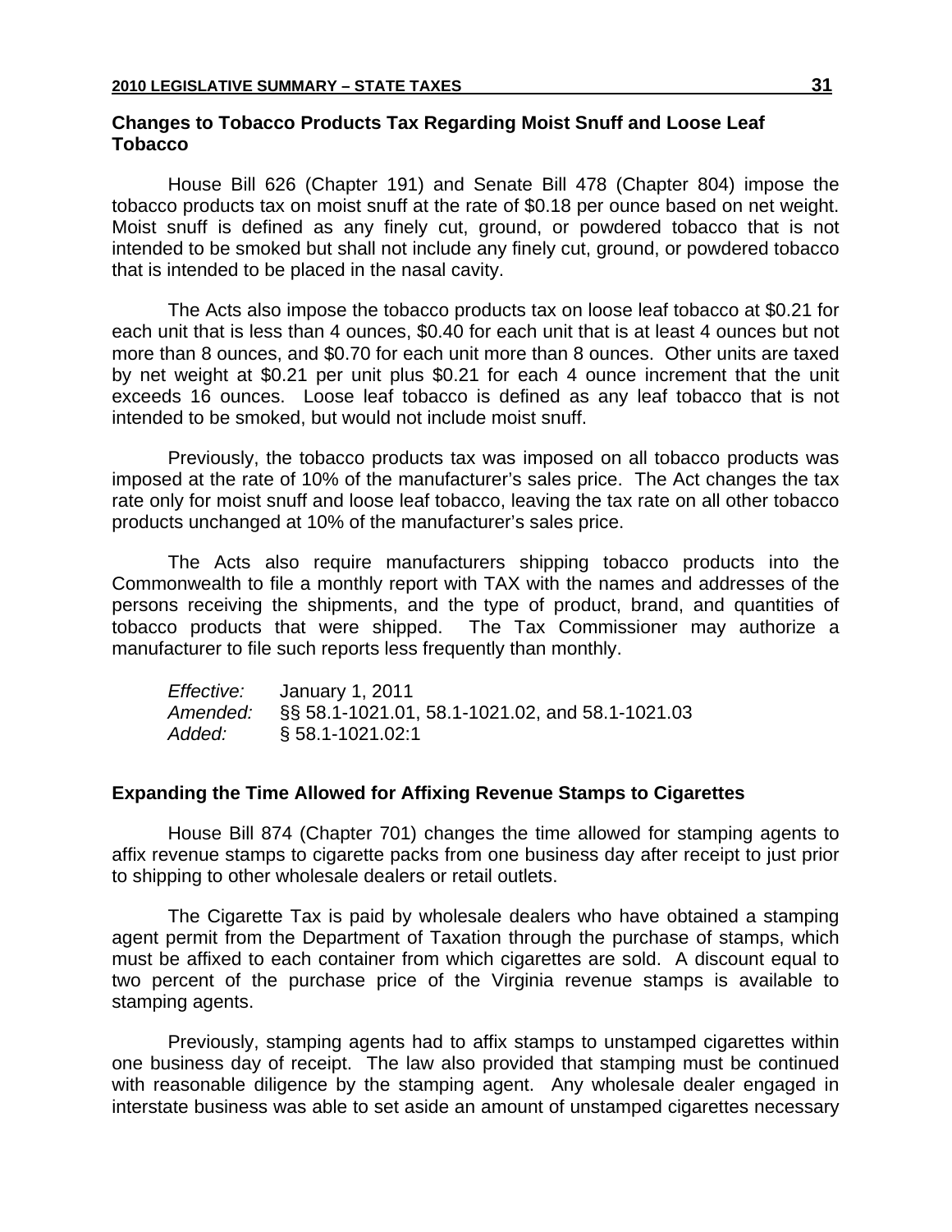### Changes to Tobacco Products Tax Regarding Moist Snuff and Loose Leaf Tobacco

House Bill 626 (Chapter 191) and Senate Bill 478 (Chapter 804) impose the tobacco products tax on moist snuff at the rate of $0.18 per ounce based on net weight. Moist snuff is defined as any finely cut, ground, or powdered tobacco that is not intended to be smoked but shall not include any finely cut, ground, or powdered tobacco that is intended to be placed in the nasal cavity.

The Acts also impose the tobacco products tax on loose leaf tobacco at $0.21 for each unit that is less than 4 ounces, $0.40 for each unit that is at least 4 ounces but not more than 8 ounces, and $0.70 for each unit more than 8 ounces. Other units are taxed by net weight at $0.21 per unit plus $0.21 for each 4 ounce increment that the unit exceeds 16 ounces. Loose leaf tobacco is defined as any leaf tobacco that is not intended to be smoked, but would not include moist snuff.

Previously, the tobacco products tax was imposed on all tobacco products was imposed at the rate of 10% of the manufacturer's sales price. The Act changes the tax rate only for moist snuff and loose leaf tobacco, leaving the tax rate on all other tobacco products unchanged at 10% of the manufacturer's sales price.

The Acts also require manufacturers shipping tobacco products into the Commonwealth to file a monthly report with TAX with the names and addresses of the persons receiving the shipments, and the type of product, brand, and quantities of tobacco products that were shipped. The Tax Commissioner may authorize a manufacturer to file such reports less frequently than monthly.

*Effective:* January 1, 2011
*Amended:* §§ 58.1-1021.01, 58.1-1021.02, and 58.1-1021.03
*Added:* § 58.1-1021.02:1

### Expanding the Time Allowed for Affixing Revenue Stamps to Cigarettes

House Bill 874 (Chapter 701) changes the time allowed for stamping agents to affix revenue stamps to cigarette packs from one business day after receipt to just prior to shipping to other wholesale dealers or retail outlets.

The Cigarette Tax is paid by wholesale dealers who have obtained a stamping agent permit from the Department of Taxation through the purchase of stamps, which must be affixed to each container from which cigarettes are sold. A discount equal to two percent of the purchase price of the Virginia revenue stamps is available to stamping agents.

Previously, stamping agents had to affix stamps to unstamped cigarettes within one business day of receipt. The law also provided that stamping must be continued with reasonable diligence by the stamping agent. Any wholesale dealer engaged in interstate business was able to set aside an amount of unstamped cigarettes necessary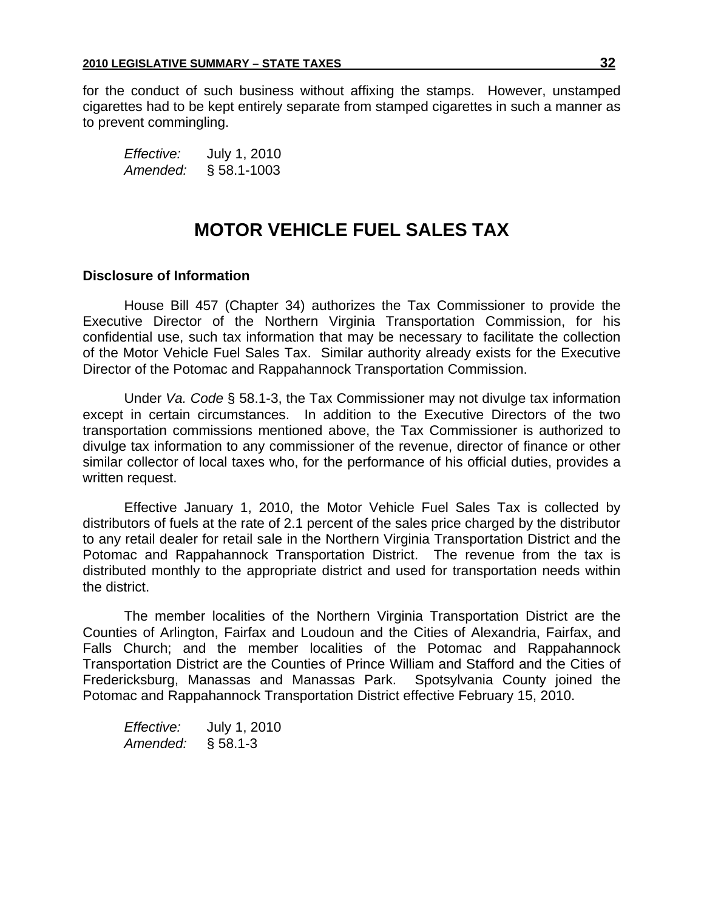for the conduct of such business without affixing the stamps. However, unstamped cigarettes had to be kept entirely separate from stamped cigarettes in such a manner as to prevent commingling.

*Effective:* July 1, 2010
*Amended:* § 58.1-1003

# MOTOR VEHICLE FUEL SALES TAX

### Disclosure of Information

House Bill 457 (Chapter 34) authorizes the Tax Commissioner to provide the Executive Director of the Northern Virginia Transportation Commission, for his confidential use, such tax information that may be necessary to facilitate the collection of the Motor Vehicle Fuel Sales Tax. Similar authority already exists for the Executive Director of the Potomac and Rappahannock Transportation Commission.

Under *Va. Code* § 58.1-3, the Tax Commissioner may not divulge tax information except in certain circumstances. In addition to the Executive Directors of the two transportation commissions mentioned above, the Tax Commissioner is authorized to divulge tax information to any commissioner of the revenue, director of finance or other similar collector of local taxes who, for the performance of his official duties, provides a written request.

Effective January 1, 2010, the Motor Vehicle Fuel Sales Tax is collected by distributors of fuels at the rate of 2.1 percent of the sales price charged by the distributor to any retail dealer for retail sale in the Northern Virginia Transportation District and the Potomac and Rappahannock Transportation District. The revenue from the tax is distributed monthly to the appropriate district and used for transportation needs within the district.

The member localities of the Northern Virginia Transportation District are the Counties of Arlington, Fairfax and Loudoun and the Cities of Alexandria, Fairfax, and Falls Church; and the member localities of the Potomac and Rappahannock Transportation District are the Counties of Prince William and Stafford and the Cities of Fredericksburg, Manassas and Manassas Park. Spotsylvania County joined the Potomac and Rappahannock Transportation District effective February 15, 2010.

*Effective:* July 1, 2010
*Amended:* § 58.1-3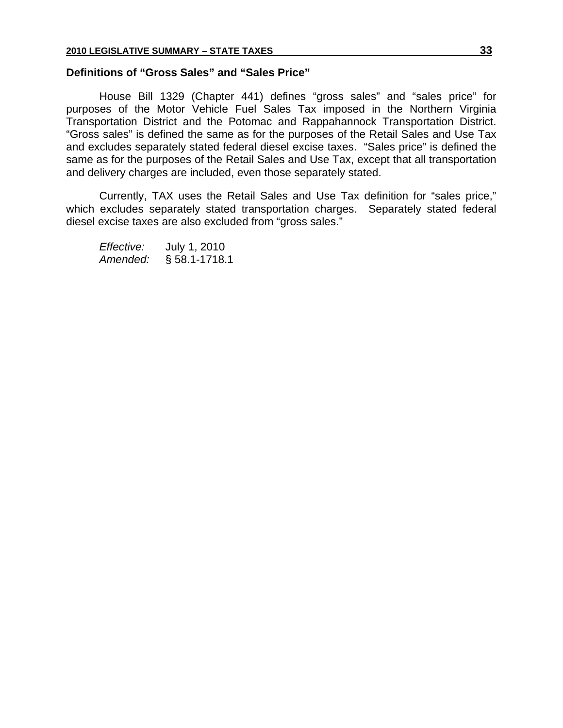## Definitions of "Gross Sales" and "Sales Price"

House Bill 1329 (Chapter 441) defines "gross sales" and "sales price" for purposes of the Motor Vehicle Fuel Sales Tax imposed in the Northern Virginia Transportation District and the Potomac and Rappahannock Transportation District. "Gross sales" is defined the same as for the purposes of the Retail Sales and Use Tax and excludes separately stated federal diesel excise taxes. "Sales price" is defined the same as for the purposes of the Retail Sales and Use Tax, except that all transportation and delivery charges are included, even those separately stated.

Currently, TAX uses the Retail Sales and Use Tax definition for "sales price," which excludes separately stated transportation charges. Separately stated federal diesel excise taxes are also excluded from "gross sales."

*Effective:* July 1, 2010
*Amended:* § 58.1-1718.1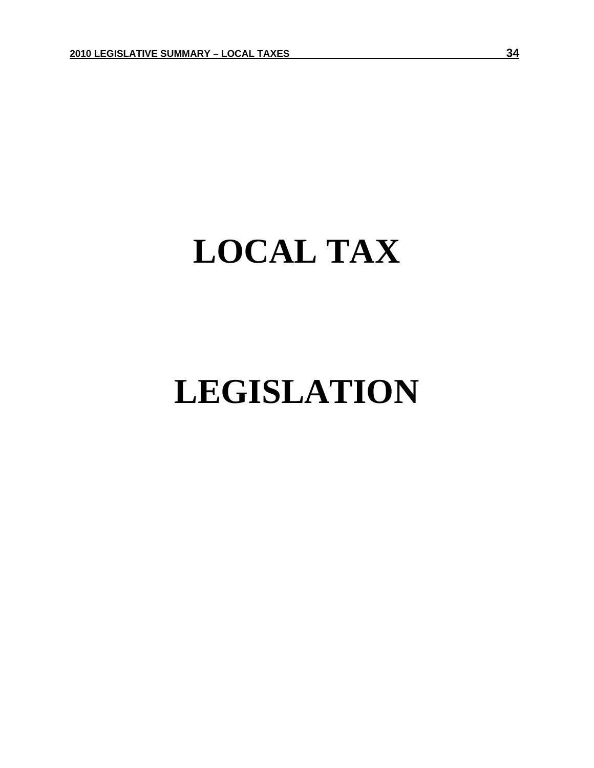# LOCAL TAX

# LEGISLATION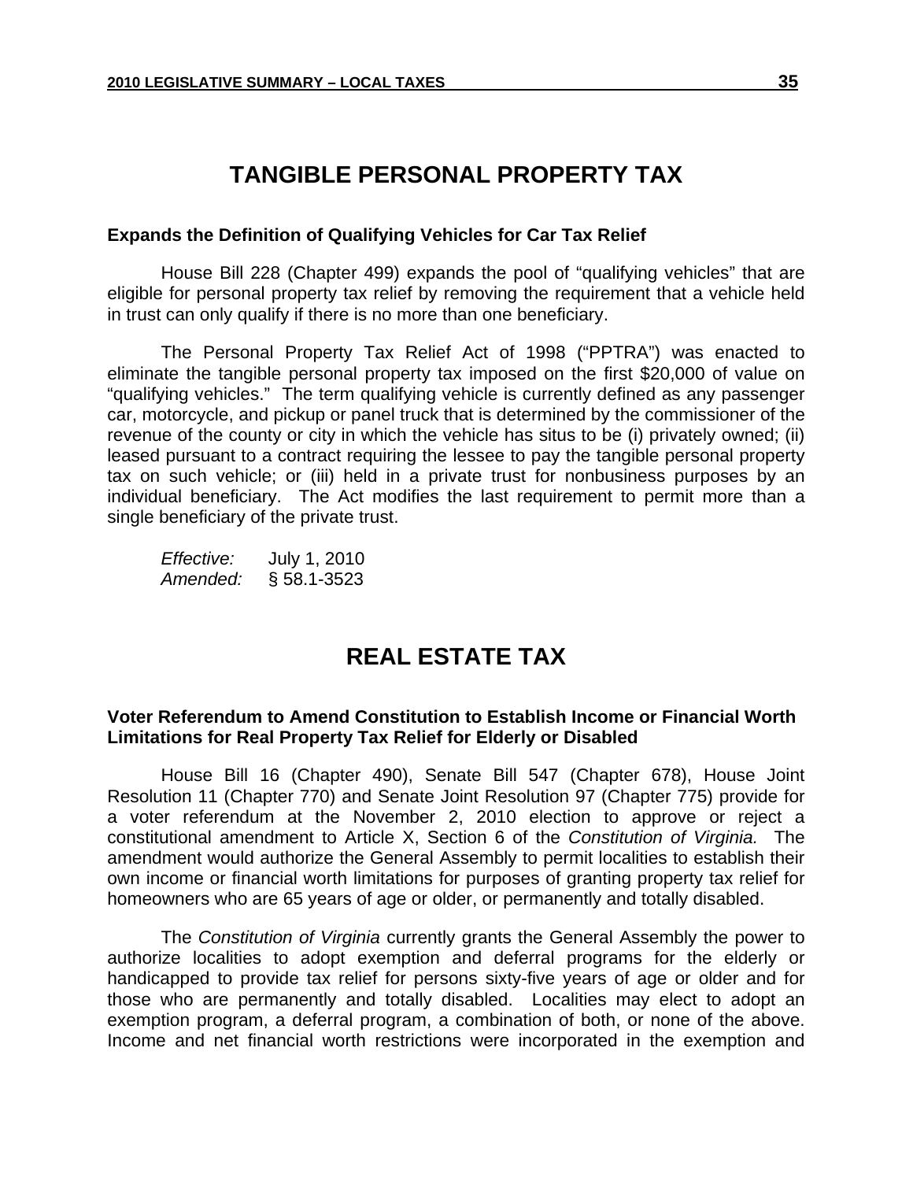# TANGIBLE PERSONAL PROPERTY TAX

**Expands the Definition of Qualifying Vehicles for Car Tax Relief**

House Bill 228 (Chapter 499) expands the pool of "qualifying vehicles" that are eligible for personal property tax relief by removing the requirement that a vehicle held in trust can only qualify if there is no more than one beneficiary.

The Personal Property Tax Relief Act of 1998 ("PPTRA") was enacted to eliminate the tangible personal property tax imposed on the first $20,000 of value on "qualifying vehicles." The term qualifying vehicle is currently defined as any passenger car, motorcycle, and pickup or panel truck that is determined by the commissioner of the revenue of the county or city in which the vehicle has situs to be (i) privately owned; (ii) leased pursuant to a contract requiring the lessee to pay the tangible personal property tax on such vehicle; or (iii) held in a private trust for nonbusiness purposes by an individual beneficiary. The Act modifies the last requirement to permit more than a single beneficiary of the private trust.

*Effective:* July 1, 2010
*Amended:* § 58.1-3523

# REAL ESTATE TAX

**Voter Referendum to Amend Constitution to Establish Income or Financial Worth Limitations for Real Property Tax Relief for Elderly or Disabled**

House Bill 16 (Chapter 490), Senate Bill 547 (Chapter 678), House Joint Resolution 11 (Chapter 770) and Senate Joint Resolution 97 (Chapter 775) provide for a voter referendum at the November 2, 2010 election to approve or reject a constitutional amendment to Article X, Section 6 of the *Constitution of Virginia.* The amendment would authorize the General Assembly to permit localities to establish their own income or financial worth limitations for purposes of granting property tax relief for homeowners who are 65 years of age or older, or permanently and totally disabled.

The *Constitution of Virginia* currently grants the General Assembly the power to authorize localities to adopt exemption and deferral programs for the elderly or handicapped to provide tax relief for persons sixty-five years of age or older and for those who are permanently and totally disabled. Localities may elect to adopt an exemption program, a deferral program, a combination of both, or none of the above. Income and net financial worth restrictions were incorporated in the exemption and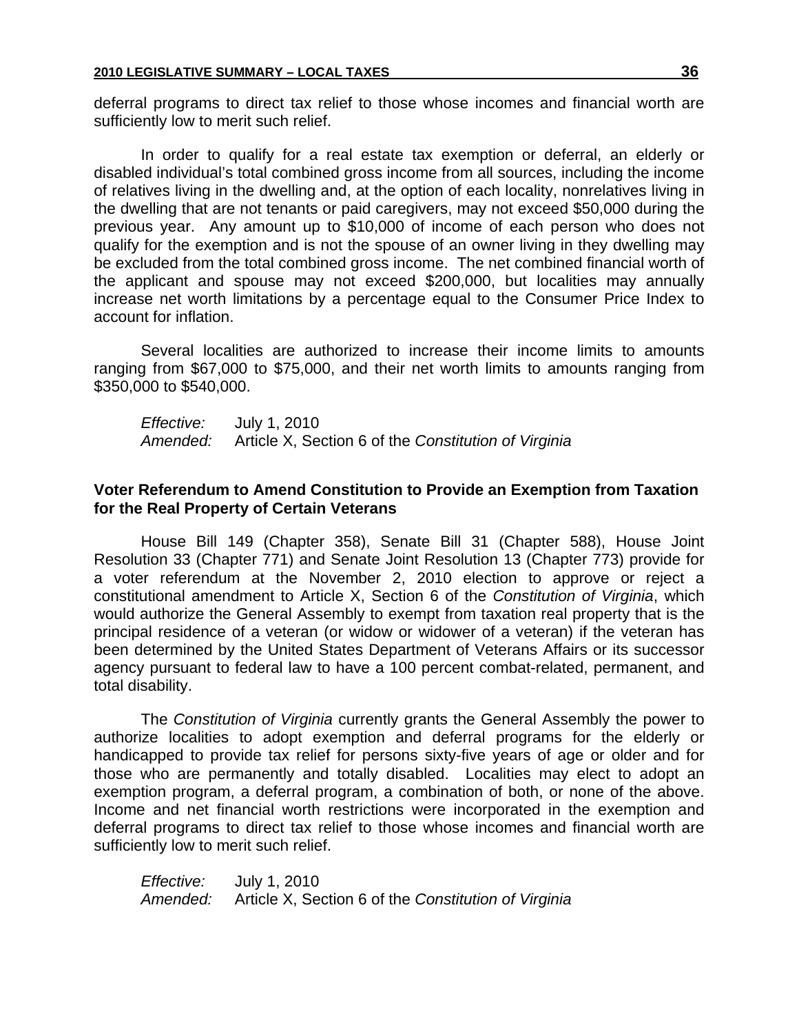deferral programs to direct tax relief to those whose incomes and financial worth are sufficiently low to merit such relief.

In order to qualify for a real estate tax exemption or deferral, an elderly or disabled individual's total combined gross income from all sources, including the income of relatives living in the dwelling and, at the option of each locality, nonrelatives living in the dwelling that are not tenants or paid caregivers, may not exceed $50,000 during the previous year. Any amount up to $10,000 of income of each person who does not qualify for the exemption and is not the spouse of an owner living in they dwelling may be excluded from the total combined gross income. The net combined financial worth of the applicant and spouse may not exceed $200,000, but localities may annually increase net worth limitations by a percentage equal to the Consumer Price Index to account for inflation.

Several localities are authorized to increase their income limits to amounts ranging from $67,000 to $75,000, and their net worth limits to amounts ranging from $350,000 to $540,000.

*Effective:* July 1, 2010
*Amended:* Article X, Section 6 of the *Constitution of Virginia*

### Voter Referendum to Amend Constitution to Provide an Exemption from Taxation for the Real Property of Certain Veterans

House Bill 149 (Chapter 358), Senate Bill 31 (Chapter 588), House Joint Resolution 33 (Chapter 771) and Senate Joint Resolution 13 (Chapter 773) provide for a voter referendum at the November 2, 2010 election to approve or reject a constitutional amendment to Article X, Section 6 of the *Constitution of Virginia*, which would authorize the General Assembly to exempt from taxation real property that is the principal residence of a veteran (or widow or widower of a veteran) if the veteran has been determined by the United States Department of Veterans Affairs or its successor agency pursuant to federal law to have a 100 percent combat-related, permanent, and total disability.

The *Constitution of Virginia* currently grants the General Assembly the power to authorize localities to adopt exemption and deferral programs for the elderly or handicapped to provide tax relief for persons sixty-five years of age or older and for those who are permanently and totally disabled. Localities may elect to adopt an exemption program, a deferral program, a combination of both, or none of the above. Income and net financial worth restrictions were incorporated in the exemption and deferral programs to direct tax relief to those whose incomes and financial worth are sufficiently low to merit such relief.

*Effective:* July 1, 2010
*Amended:* Article X, Section 6 of the *Constitution of Virginia*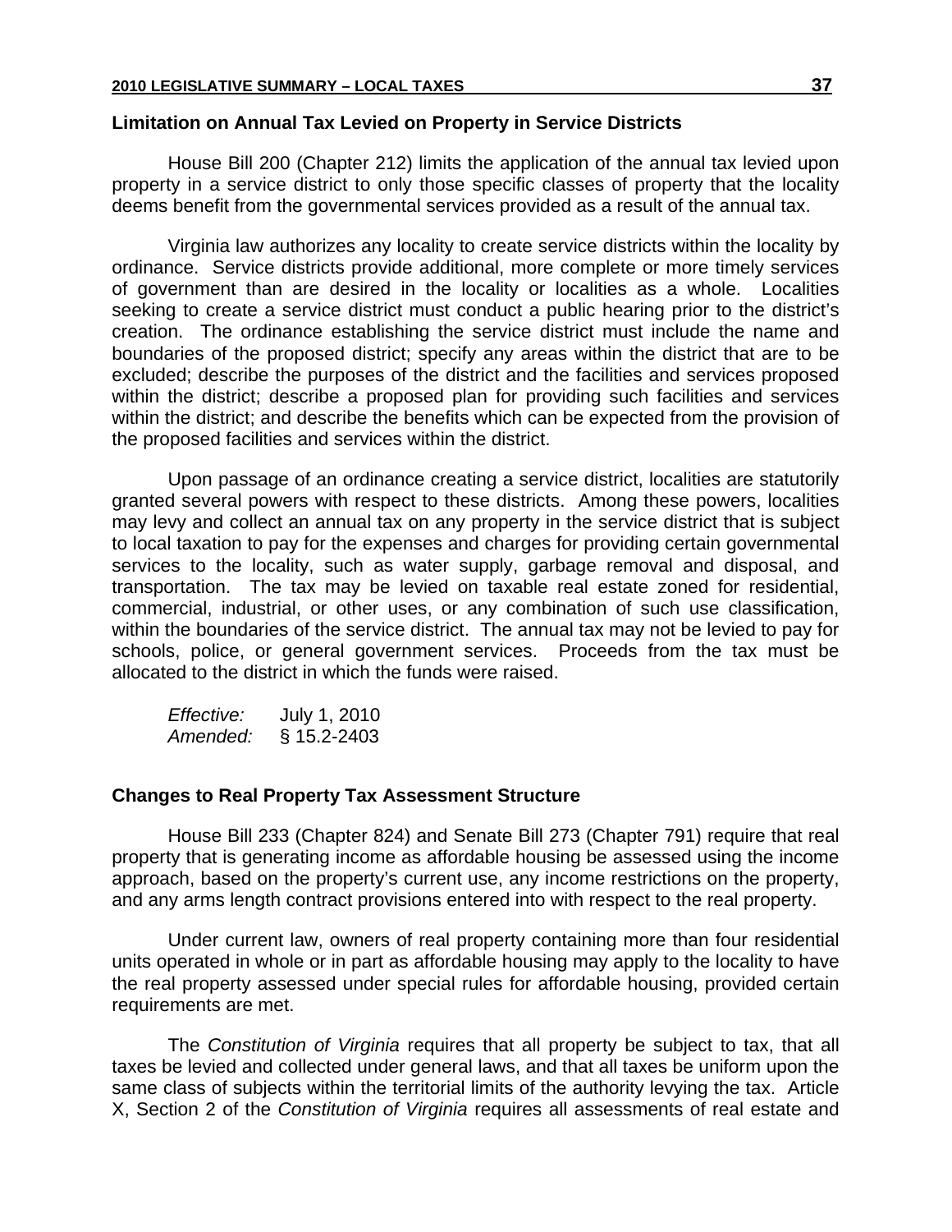### Limitation on Annual Tax Levied on Property in Service Districts

House Bill 200 (Chapter 212) limits the application of the annual tax levied upon property in a service district to only those specific classes of property that the locality deems benefit from the governmental services provided as a result of the annual tax.

Virginia law authorizes any locality to create service districts within the locality by ordinance. Service districts provide additional, more complete or more timely services of government than are desired in the locality or localities as a whole. Localities seeking to create a service district must conduct a public hearing prior to the district's creation. The ordinance establishing the service district must include the name and boundaries of the proposed district; specify any areas within the district that are to be excluded; describe the purposes of the district and the facilities and services proposed within the district; describe a proposed plan for providing such facilities and services within the district; and describe the benefits which can be expected from the provision of the proposed facilities and services within the district.

Upon passage of an ordinance creating a service district, localities are statutorily granted several powers with respect to these districts. Among these powers, localities may levy and collect an annual tax on any property in the service district that is subject to local taxation to pay for the expenses and charges for providing certain governmental services to the locality, such as water supply, garbage removal and disposal, and transportation. The tax may be levied on taxable real estate zoned for residential, commercial, industrial, or other uses, or any combination of such use classification, within the boundaries of the service district. The annual tax may not be levied to pay for schools, police, or general government services. Proceeds from the tax must be allocated to the district in which the funds were raised.

*Effective:* July 1, 2010
*Amended:* § 15.2-2403

### Changes to Real Property Tax Assessment Structure

House Bill 233 (Chapter 824) and Senate Bill 273 (Chapter 791) require that real property that is generating income as affordable housing be assessed using the income approach, based on the property's current use, any income restrictions on the property, and any arms length contract provisions entered into with respect to the real property.

Under current law, owners of real property containing more than four residential units operated in whole or in part as affordable housing may apply to the locality to have the real property assessed under special rules for affordable housing, provided certain requirements are met.

The *Constitution of Virginia* requires that all property be subject to tax, that all taxes be levied and collected under general laws, and that all taxes be uniform upon the same class of subjects within the territorial limits of the authority levying the tax. Article X, Section 2 of the *Constitution of Virginia* requires all assessments of real estate and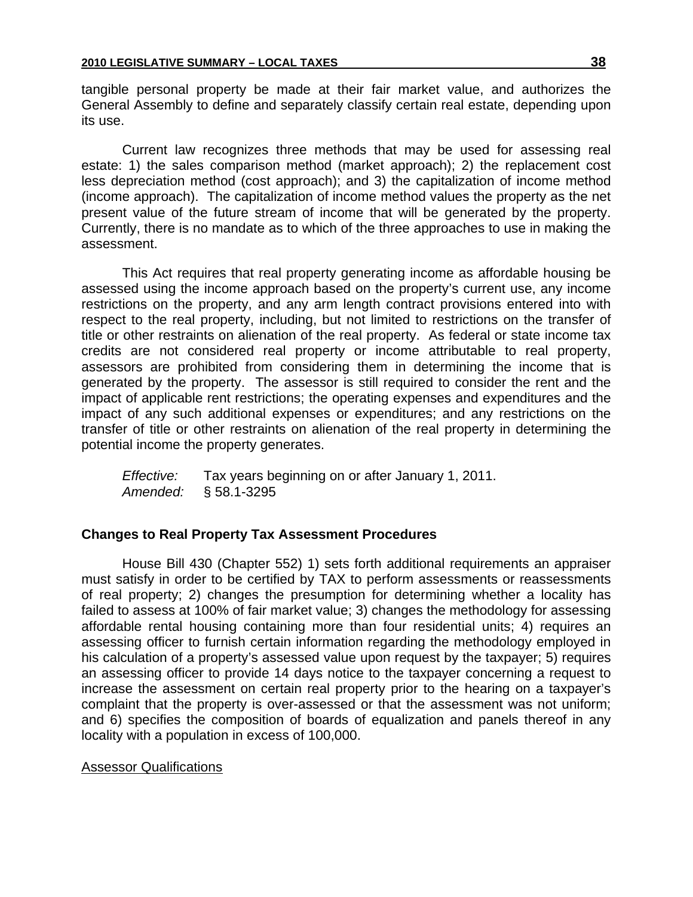tangible personal property be made at their fair market value, and authorizes the General Assembly to define and separately classify certain real estate, depending upon its use.

Current law recognizes three methods that may be used for assessing real estate: 1) the sales comparison method (market approach); 2) the replacement cost less depreciation method (cost approach); and 3) the capitalization of income method (income approach). The capitalization of income method values the property as the net present value of the future stream of income that will be generated by the property. Currently, there is no mandate as to which of the three approaches to use in making the assessment.

This Act requires that real property generating income as affordable housing be assessed using the income approach based on the property's current use, any income restrictions on the property, and any arm length contract provisions entered into with respect to the real property, including, but not limited to restrictions on the transfer of title or other restraints on alienation of the real property. As federal or state income tax credits are not considered real property or income attributable to real property, assessors are prohibited from considering them in determining the income that is generated by the property. The assessor is still required to consider the rent and the impact of applicable rent restrictions; the operating expenses and expenditures and the impact of any such additional expenses or expenditures; and any restrictions on the transfer of title or other restraints on alienation of the real property in determining the potential income the property generates.

*Effective:* Tax years beginning on or after January 1, 2011.
*Amended:* § 58.1-3295

**Changes to Real Property Tax Assessment Procedures**

House Bill 430 (Chapter 552) 1) sets forth additional requirements an appraiser must satisfy in order to be certified by TAX to perform assessments or reassessments of real property; 2) changes the presumption for determining whether a locality has failed to assess at 100% of fair market value; 3) changes the methodology for assessing affordable rental housing containing more than four residential units; 4) requires an assessing officer to furnish certain information regarding the methodology employed in his calculation of a property's assessed value upon request by the taxpayer; 5) requires an assessing officer to provide 14 days notice to the taxpayer concerning a request to increase the assessment on certain real property prior to the hearing on a taxpayer's complaint that the property is over-assessed or that the assessment was not uniform; and 6) specifies the composition of boards of equalization and panels thereof in any locality with a population in excess of 100,000.

<u>Assessor Qualifications</u>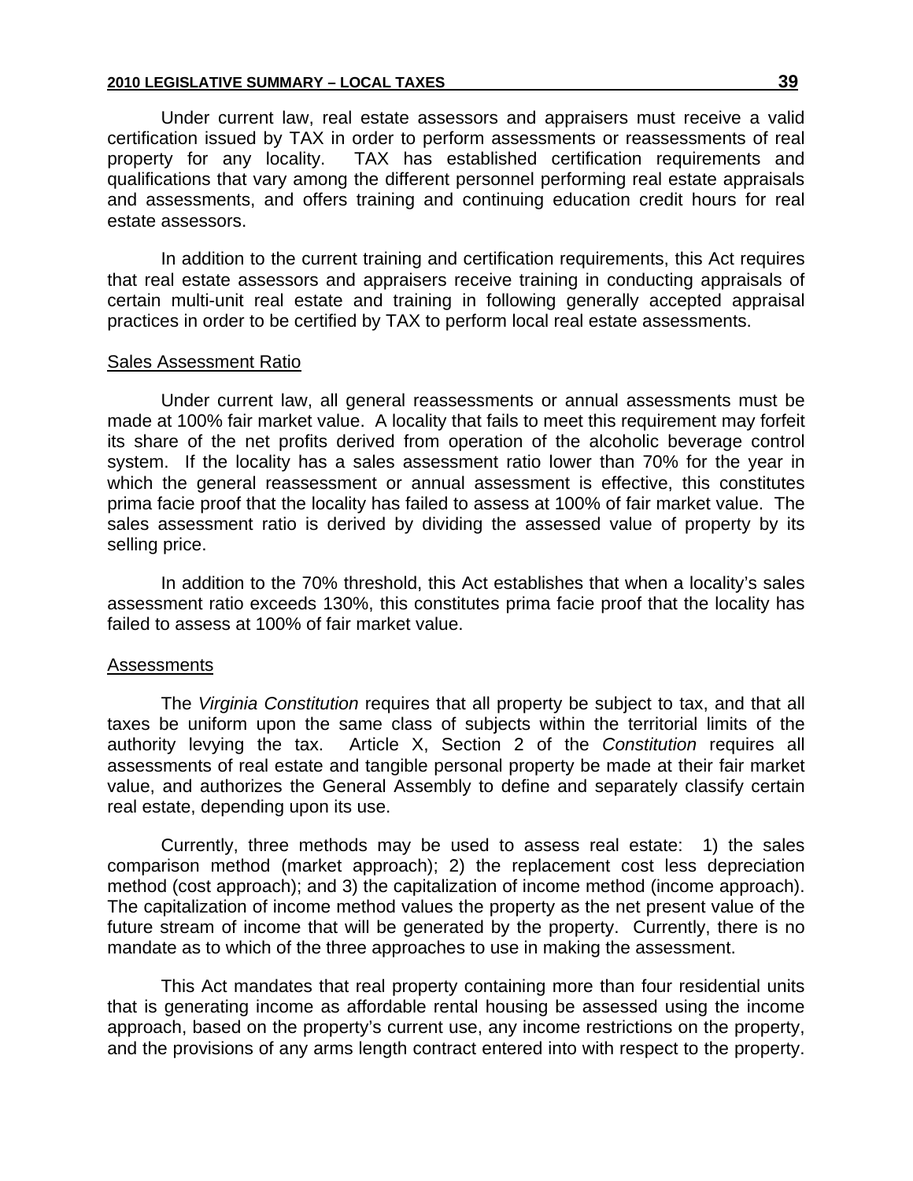Under current law, real estate assessors and appraisers must receive a valid certification issued by TAX in order to perform assessments or reassessments of real property for any locality. TAX has established certification requirements and qualifications that vary among the different personnel performing real estate appraisals and assessments, and offers training and continuing education credit hours for real estate assessors.

In addition to the current training and certification requirements, this Act requires that real estate assessors and appraisers receive training in conducting appraisals of certain multi-unit real estate and training in following generally accepted appraisal practices in order to be certified by TAX to perform local real estate assessments.

Sales Assessment Ratio

Under current law, all general reassessments or annual assessments must be made at 100% fair market value. A locality that fails to meet this requirement may forfeit its share of the net profits derived from operation of the alcoholic beverage control system. If the locality has a sales assessment ratio lower than 70% for the year in which the general reassessment or annual assessment is effective, this constitutes prima facie proof that the locality has failed to assess at 100% of fair market value. The sales assessment ratio is derived by dividing the assessed value of property by its selling price.

In addition to the 70% threshold, this Act establishes that when a locality's sales assessment ratio exceeds 130%, this constitutes prima facie proof that the locality has failed to assess at 100% of fair market value.

Assessments

The *Virginia Constitution* requires that all property be subject to tax, and that all taxes be uniform upon the same class of subjects within the territorial limits of the authority levying the tax. Article X, Section 2 of the *Constitution* requires all assessments of real estate and tangible personal property be made at their fair market value, and authorizes the General Assembly to define and separately classify certain real estate, depending upon its use.

Currently, three methods may be used to assess real estate: 1) the sales comparison method (market approach); 2) the replacement cost less depreciation method (cost approach); and 3) the capitalization of income method (income approach). The capitalization of income method values the property as the net present value of the future stream of income that will be generated by the property. Currently, there is no mandate as to which of the three approaches to use in making the assessment.

This Act mandates that real property containing more than four residential units that is generating income as affordable rental housing be assessed using the income approach, based on the property's current use, any income restrictions on the property, and the provisions of any arms length contract entered into with respect to the property.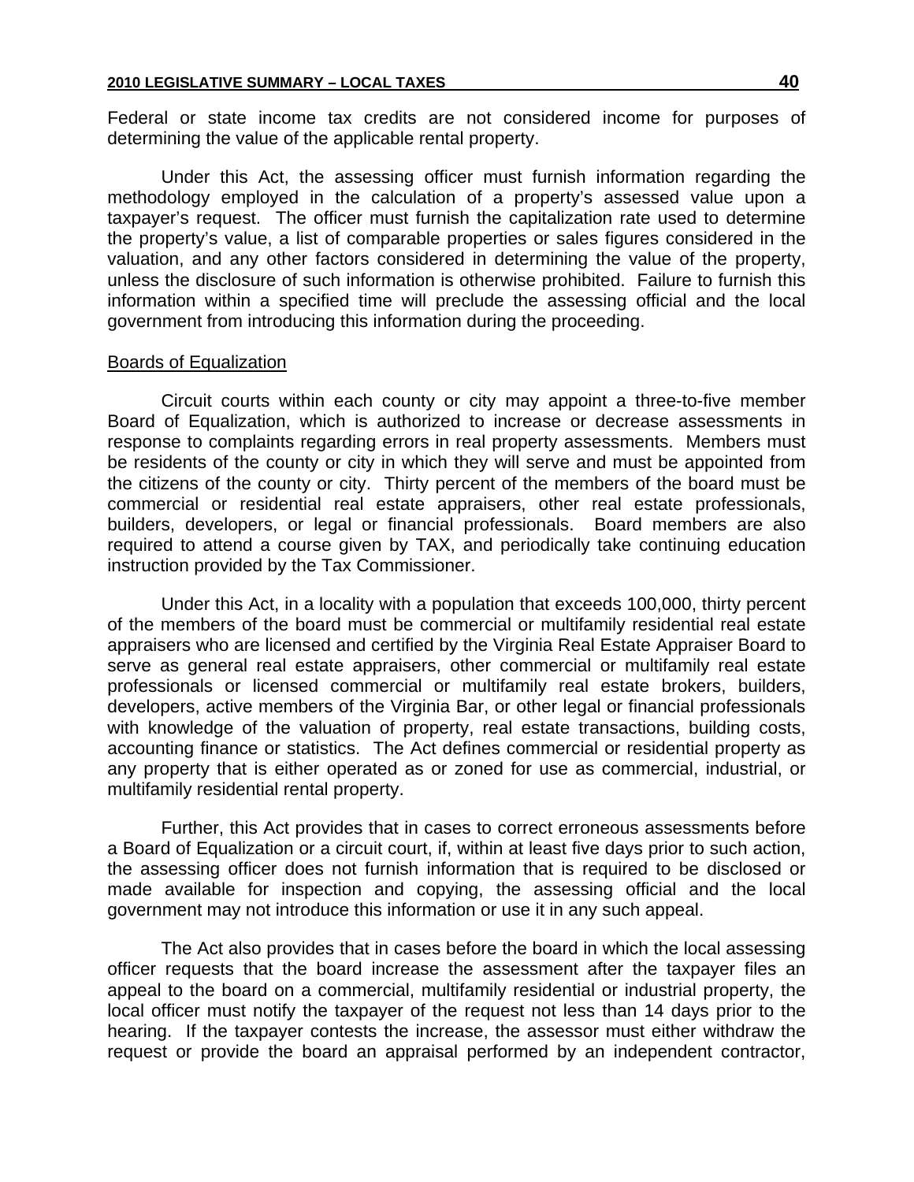Federal or state income tax credits are not considered income for purposes of determining the value of the applicable rental property.

Under this Act, the assessing officer must furnish information regarding the methodology employed in the calculation of a property's assessed value upon a taxpayer's request. The officer must furnish the capitalization rate used to determine the property's value, a list of comparable properties or sales figures considered in the valuation, and any other factors considered in determining the value of the property, unless the disclosure of such information is otherwise prohibited. Failure to furnish this information within a specified time will preclude the assessing official and the local government from introducing this information during the proceeding.

Boards of Equalization

Circuit courts within each county or city may appoint a three-to-five member Board of Equalization, which is authorized to increase or decrease assessments in response to complaints regarding errors in real property assessments. Members must be residents of the county or city in which they will serve and must be appointed from the citizens of the county or city. Thirty percent of the members of the board must be commercial or residential real estate appraisers, other real estate professionals, builders, developers, or legal or financial professionals. Board members are also required to attend a course given by TAX, and periodically take continuing education instruction provided by the Tax Commissioner.

Under this Act, in a locality with a population that exceeds 100,000, thirty percent of the members of the board must be commercial or multifamily residential real estate appraisers who are licensed and certified by the Virginia Real Estate Appraiser Board to serve as general real estate appraisers, other commercial or multifamily real estate professionals or licensed commercial or multifamily real estate brokers, builders, developers, active members of the Virginia Bar, or other legal or financial professionals with knowledge of the valuation of property, real estate transactions, building costs, accounting finance or statistics. The Act defines commercial or residential property as any property that is either operated as or zoned for use as commercial, industrial, or multifamily residential rental property.

Further, this Act provides that in cases to correct erroneous assessments before a Board of Equalization or a circuit court, if, within at least five days prior to such action, the assessing officer does not furnish information that is required to be disclosed or made available for inspection and copying, the assessing official and the local government may not introduce this information or use it in any such appeal.

The Act also provides that in cases before the board in which the local assessing officer requests that the board increase the assessment after the taxpayer files an appeal to the board on a commercial, multifamily residential or industrial property, the local officer must notify the taxpayer of the request not less than 14 days prior to the hearing. If the taxpayer contests the increase, the assessor must either withdraw the request or provide the board an appraisal performed by an independent contractor,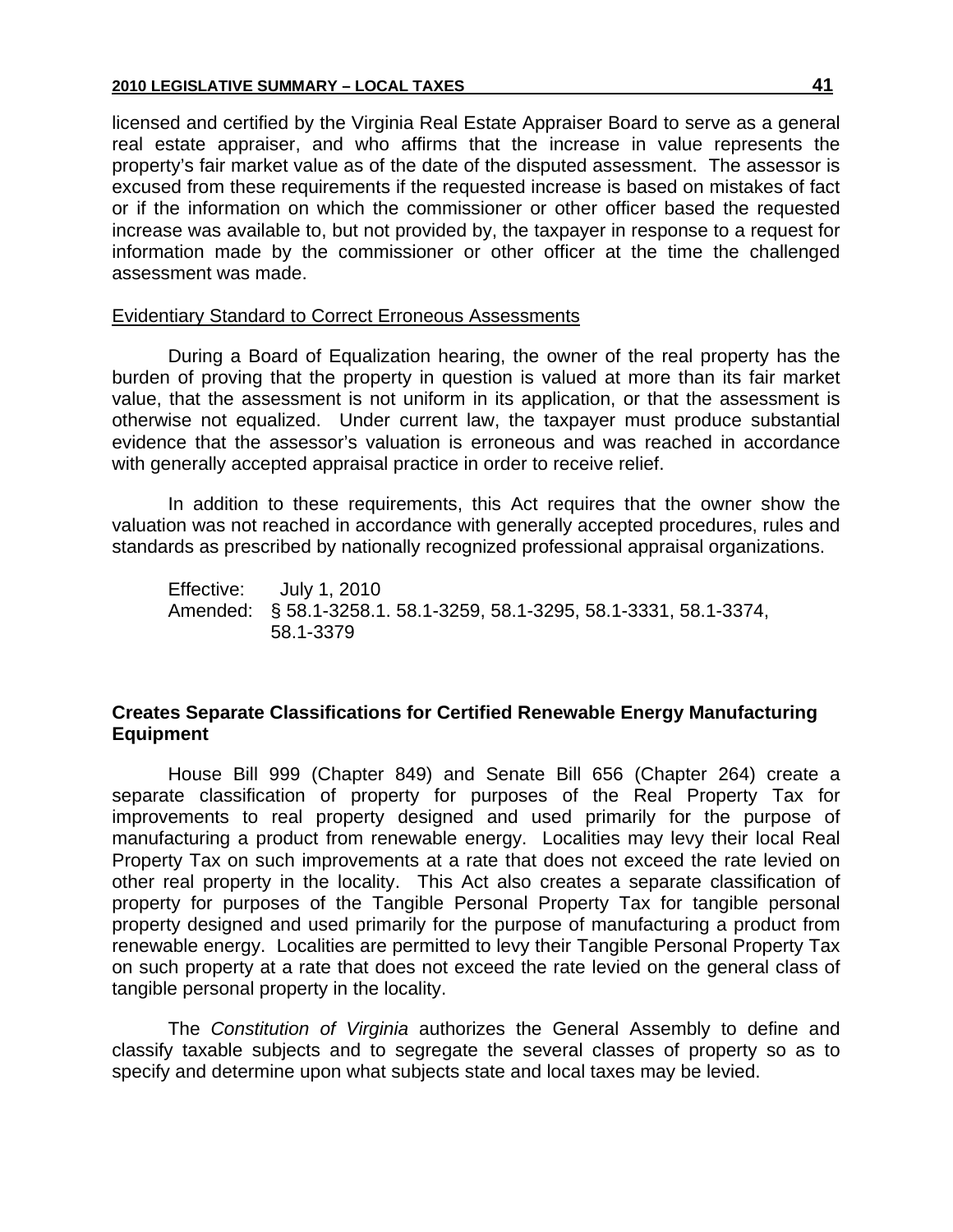licensed and certified by the Virginia Real Estate Appraiser Board to serve as a general real estate appraiser, and who affirms that the increase in value represents the property's fair market value as of the date of the disputed assessment. The assessor is excused from these requirements if the requested increase is based on mistakes of fact or if the information on which the commissioner or other officer based the requested increase was available to, but not provided by, the taxpayer in response to a request for information made by the commissioner or other officer at the time the challenged assessment was made.

Evidentiary Standard to Correct Erroneous Assessments

During a Board of Equalization hearing, the owner of the real property has the burden of proving that the property in question is valued at more than its fair market value, that the assessment is not uniform in its application, or that the assessment is otherwise not equalized. Under current law, the taxpayer must produce substantial evidence that the assessor's valuation is erroneous and was reached in accordance with generally accepted appraisal practice in order to receive relief.

In addition to these requirements, this Act requires that the owner show the valuation was not reached in accordance with generally accepted procedures, rules and standards as prescribed by nationally recognized professional appraisal organizations.

Effective: July 1, 2010
Amended: § 58.1-3258.1. 58.1-3259, 58.1-3295, 58.1-3331, 58.1-3374, 58.1-3379

### Creates Separate Classifications for Certified Renewable Energy Manufacturing Equipment

House Bill 999 (Chapter 849) and Senate Bill 656 (Chapter 264) create a separate classification of property for purposes of the Real Property Tax for improvements to real property designed and used primarily for the purpose of manufacturing a product from renewable energy. Localities may levy their local Real Property Tax on such improvements at a rate that does not exceed the rate levied on other real property in the locality. This Act also creates a separate classification of property for purposes of the Tangible Personal Property Tax for tangible personal property designed and used primarily for the purpose of manufacturing a product from renewable energy. Localities are permitted to levy their Tangible Personal Property Tax on such property at a rate that does not exceed the rate levied on the general class of tangible personal property in the locality.

The *Constitution of Virginia* authorizes the General Assembly to define and classify taxable subjects and to segregate the several classes of property so as to specify and determine upon what subjects state and local taxes may be levied.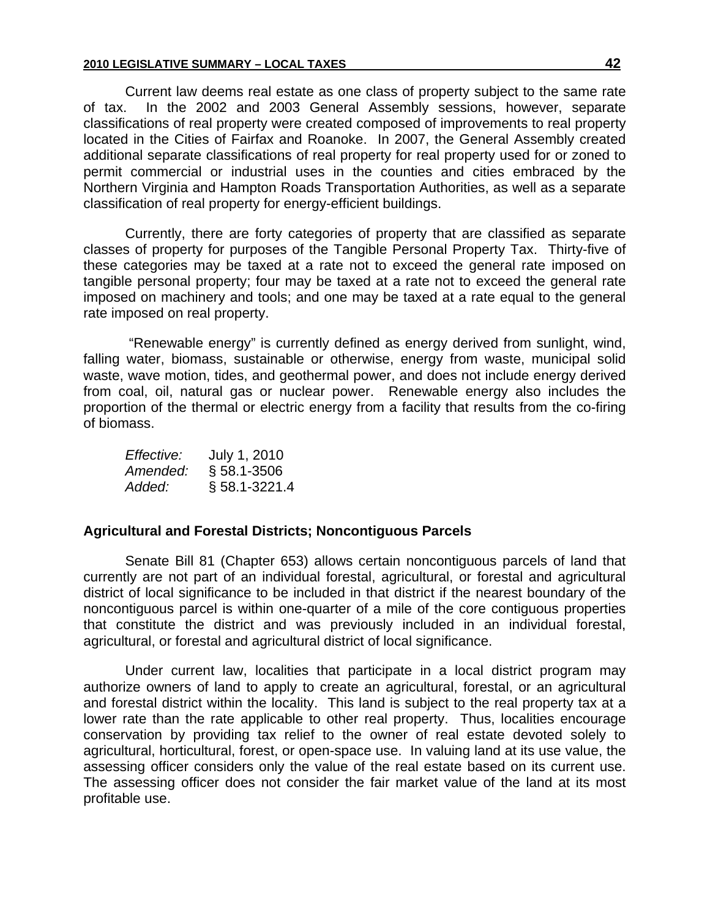Current law deems real estate as one class of property subject to the same rate of tax. In the 2002 and 2003 General Assembly sessions, however, separate classifications of real property were created composed of improvements to real property located in the Cities of Fairfax and Roanoke. In 2007, the General Assembly created additional separate classifications of real property for real property used for or zoned to permit commercial or industrial uses in the counties and cities embraced by the Northern Virginia and Hampton Roads Transportation Authorities, as well as a separate classification of real property for energy-efficient buildings.

Currently, there are forty categories of property that are classified as separate classes of property for purposes of the Tangible Personal Property Tax. Thirty-five of these categories may be taxed at a rate not to exceed the general rate imposed on tangible personal property; four may be taxed at a rate not to exceed the general rate imposed on machinery and tools; and one may be taxed at a rate equal to the general rate imposed on real property.

"Renewable energy" is currently defined as energy derived from sunlight, wind, falling water, biomass, sustainable or otherwise, energy from waste, municipal solid waste, wave motion, tides, and geothermal power, and does not include energy derived from coal, oil, natural gas or nuclear power. Renewable energy also includes the proportion of the thermal or electric energy from a facility that results from the co-firing of biomass.

*Effective:* July 1, 2010
*Amended:* § 58.1-3506
*Added:* § 58.1-3221.4

**Agricultural and Forestal Districts; Noncontiguous Parcels**

Senate Bill 81 (Chapter 653) allows certain noncontiguous parcels of land that currently are not part of an individual forestal, agricultural, or forestal and agricultural district of local significance to be included in that district if the nearest boundary of the noncontiguous parcel is within one-quarter of a mile of the core contiguous properties that constitute the district and was previously included in an individual forestal, agricultural, or forestal and agricultural district of local significance.

Under current law, localities that participate in a local district program may authorize owners of land to apply to create an agricultural, forestal, or an agricultural and forestal district within the locality. This land is subject to the real property tax at a lower rate than the rate applicable to other real property. Thus, localities encourage conservation by providing tax relief to the owner of real estate devoted solely to agricultural, horticultural, forest, or open-space use. In valuing land at its use value, the assessing officer considers only the value of the real estate based on its current use. The assessing officer does not consider the fair market value of the land at its most profitable use.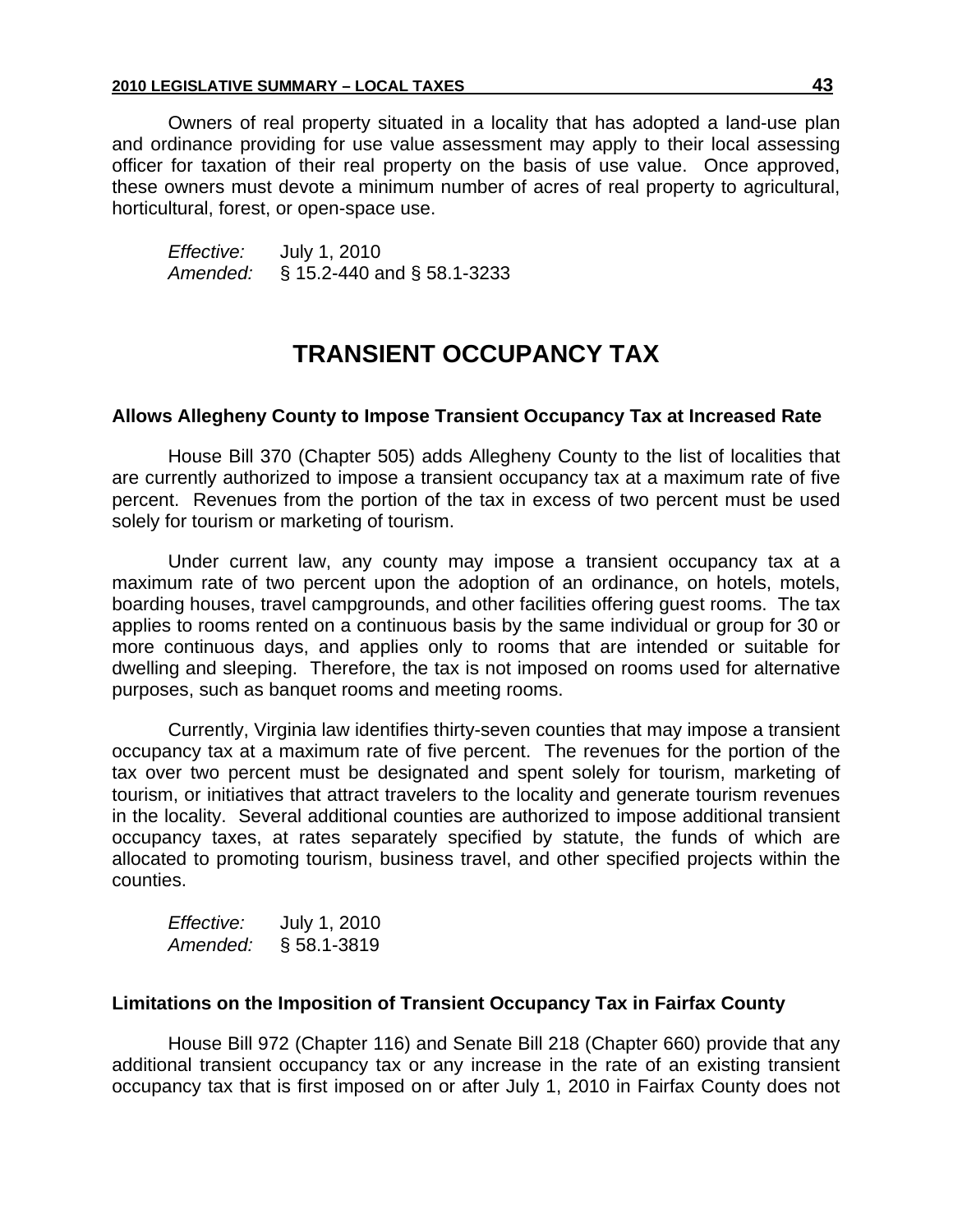Owners of real property situated in a locality that has adopted a land-use plan and ordinance providing for use value assessment may apply to their local assessing officer for taxation of their real property on the basis of use value. Once approved, these owners must devote a minimum number of acres of real property to agricultural, horticultural, forest, or open-space use.

*Effective:* July 1, 2010
*Amended:* § 15.2-440 and § 58.1-3233

# TRANSIENT OCCUPANCY TAX

### Allows Allegheny County to Impose Transient Occupancy Tax at Increased Rate

House Bill 370 (Chapter 505) adds Allegheny County to the list of localities that are currently authorized to impose a transient occupancy tax at a maximum rate of five percent. Revenues from the portion of the tax in excess of two percent must be used solely for tourism or marketing of tourism.

Under current law, any county may impose a transient occupancy tax at a maximum rate of two percent upon the adoption of an ordinance, on hotels, motels, boarding houses, travel campgrounds, and other facilities offering guest rooms. The tax applies to rooms rented on a continuous basis by the same individual or group for 30 or more continuous days, and applies only to rooms that are intended or suitable for dwelling and sleeping. Therefore, the tax is not imposed on rooms used for alternative purposes, such as banquet rooms and meeting rooms.

Currently, Virginia law identifies thirty-seven counties that may impose a transient occupancy tax at a maximum rate of five percent. The revenues for the portion of the tax over two percent must be designated and spent solely for tourism, marketing of tourism, or initiatives that attract travelers to the locality and generate tourism revenues in the locality. Several additional counties are authorized to impose additional transient occupancy taxes, at rates separately specified by statute, the funds of which are allocated to promoting tourism, business travel, and other specified projects within the counties.

*Effective:* July 1, 2010
*Amended:* § 58.1-3819

### Limitations on the Imposition of Transient Occupancy Tax in Fairfax County

House Bill 972 (Chapter 116) and Senate Bill 218 (Chapter 660) provide that any additional transient occupancy tax or any increase in the rate of an existing transient occupancy tax that is first imposed on or after July 1, 2010 in Fairfax County does not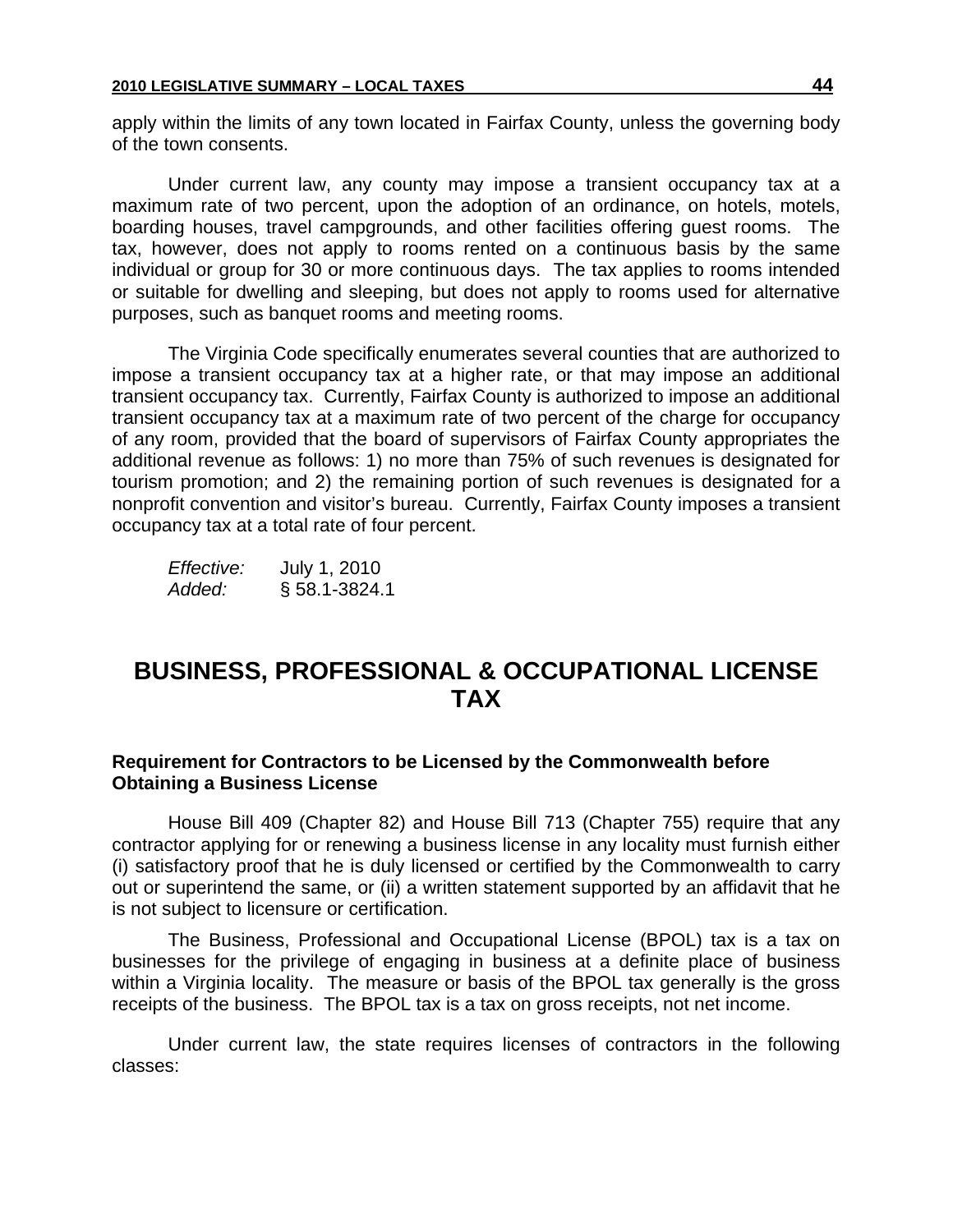apply within the limits of any town located in Fairfax County, unless the governing body of the town consents.

Under current law, any county may impose a transient occupancy tax at a maximum rate of two percent, upon the adoption of an ordinance, on hotels, motels, boarding houses, travel campgrounds, and other facilities offering guest rooms. The tax, however, does not apply to rooms rented on a continuous basis by the same individual or group for 30 or more continuous days. The tax applies to rooms intended or suitable for dwelling and sleeping, but does not apply to rooms used for alternative purposes, such as banquet rooms and meeting rooms.

The Virginia Code specifically enumerates several counties that are authorized to impose a transient occupancy tax at a higher rate, or that may impose an additional transient occupancy tax. Currently, Fairfax County is authorized to impose an additional transient occupancy tax at a maximum rate of two percent of the charge for occupancy of any room, provided that the board of supervisors of Fairfax County appropriates the additional revenue as follows: 1) no more than 75% of such revenues is designated for tourism promotion; and 2) the remaining portion of such revenues is designated for a nonprofit convention and visitor's bureau. Currently, Fairfax County imposes a transient occupancy tax at a total rate of four percent.

*Effective:* July 1, 2010
*Added:* § 58.1-3824.1

# BUSINESS, PROFESSIONAL & OCCUPATIONAL LICENSE TAX

### Requirement for Contractors to be Licensed by the Commonwealth before Obtaining a Business License

House Bill 409 (Chapter 82) and House Bill 713 (Chapter 755) require that any contractor applying for or renewing a business license in any locality must furnish either (i) satisfactory proof that he is duly licensed or certified by the Commonwealth to carry out or superintend the same, or (ii) a written statement supported by an affidavit that he is not subject to licensure or certification.

The Business, Professional and Occupational License (BPOL) tax is a tax on businesses for the privilege of engaging in business at a definite place of business within a Virginia locality. The measure or basis of the BPOL tax generally is the gross receipts of the business. The BPOL tax is a tax on gross receipts, not net income.

Under current law, the state requires licenses of contractors in the following classes: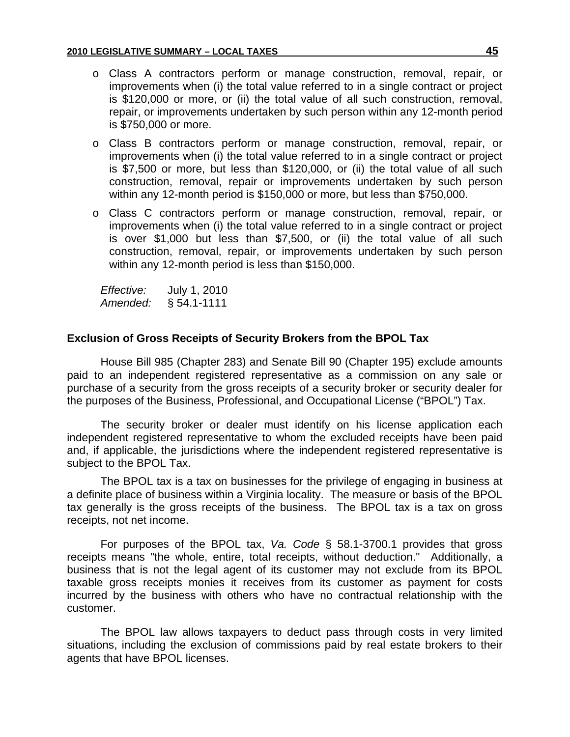- Class A contractors perform or manage construction, removal, repair, or improvements when (i) the total value referred to in a single contract or project is $120,000 or more, or (ii) the total value of all such construction, removal, repair, or improvements undertaken by such person within any 12-month period is $750,000 or more.
- Class B contractors perform or manage construction, removal, repair, or improvements when (i) the total value referred to in a single contract or project is $7,500 or more, but less than $120,000, or (ii) the total value of all such construction, removal, repair or improvements undertaken by such person within any 12-month period is $150,000 or more, but less than $750,000.
- Class C contractors perform or manage construction, removal, repair, or improvements when (i) the total value referred to in a single contract or project is over $1,000 but less than $7,500, or (ii) the total value of all such construction, removal, repair, or improvements undertaken by such person within any 12-month period is less than $150,000.

*Effective:* July 1, 2010
*Amended:* § 54.1-1111

### Exclusion of Gross Receipts of Security Brokers from the BPOL Tax

House Bill 985 (Chapter 283) and Senate Bill 90 (Chapter 195) exclude amounts paid to an independent registered representative as a commission on any sale or purchase of a security from the gross receipts of a security broker or security dealer for the purposes of the Business, Professional, and Occupational License ("BPOL") Tax.

The security broker or dealer must identify on his license application each independent registered representative to whom the excluded receipts have been paid and, if applicable, the jurisdictions where the independent registered representative is subject to the BPOL Tax.

The BPOL tax is a tax on businesses for the privilege of engaging in business at a definite place of business within a Virginia locality. The measure or basis of the BPOL tax generally is the gross receipts of the business. The BPOL tax is a tax on gross receipts, not net income.

For purposes of the BPOL tax, *Va. Code* § 58.1-3700.1 provides that gross receipts means "the whole, entire, total receipts, without deduction." Additionally, a business that is not the legal agent of its customer may not exclude from its BPOL taxable gross receipts monies it receives from its customer as payment for costs incurred by the business with others who have no contractual relationship with the customer.

The BPOL law allows taxpayers to deduct pass through costs in very limited situations, including the exclusion of commissions paid by real estate brokers to their agents that have BPOL licenses.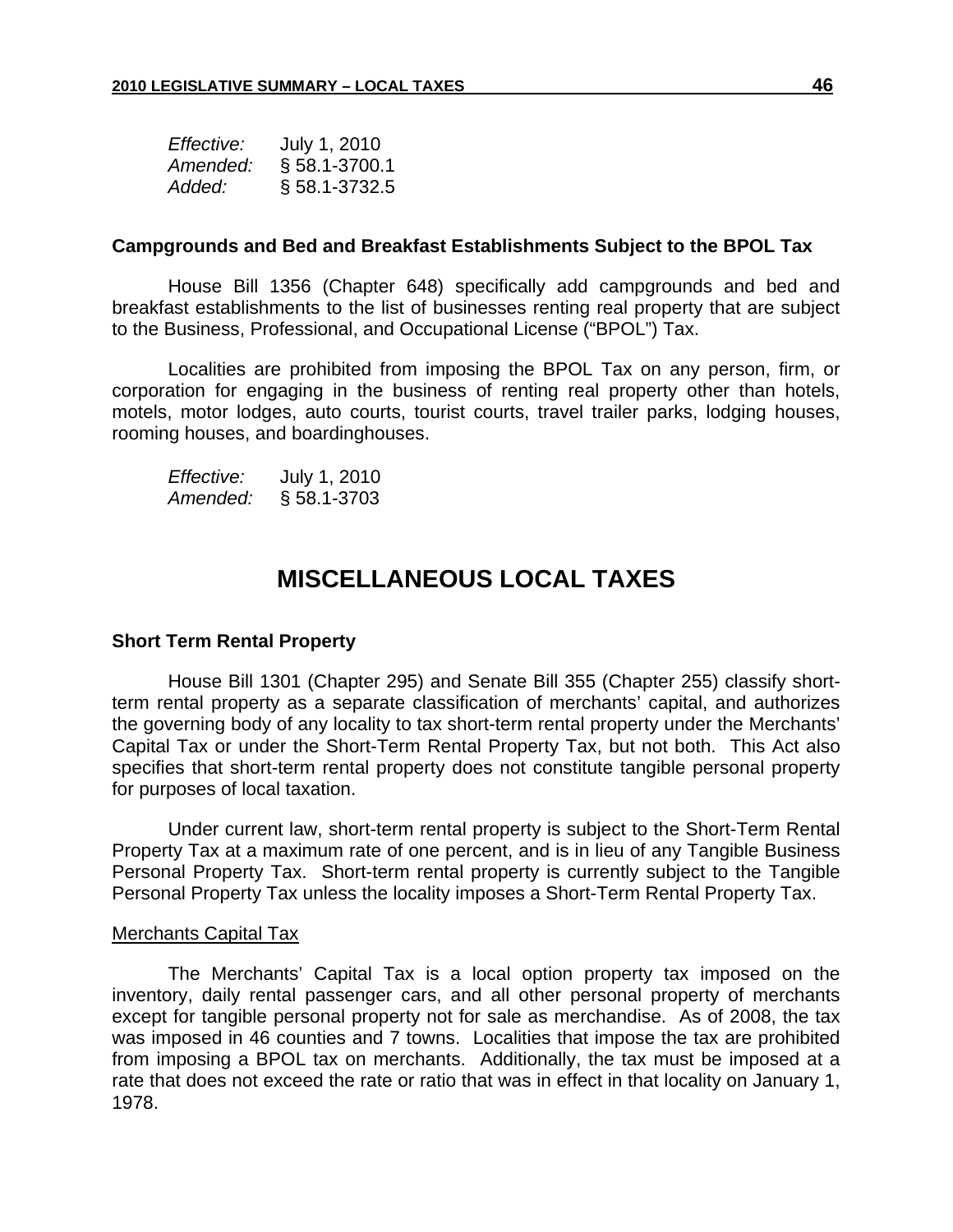*Effective:* July 1, 2010
*Amended:* § 58.1-3700.1
*Added:* § 58.1-3732.5

### Campgrounds and Bed and Breakfast Establishments Subject to the BPOL Tax

House Bill 1356 (Chapter 648) specifically add campgrounds and bed and breakfast establishments to the list of businesses renting real property that are subject to the Business, Professional, and Occupational License ("BPOL") Tax.

Localities are prohibited from imposing the BPOL Tax on any person, firm, or corporation for engaging in the business of renting real property other than hotels, motels, motor lodges, auto courts, tourist courts, travel trailer parks, lodging houses, rooming houses, and boardinghouses.

*Effective:* July 1, 2010
*Amended:* § 58.1-3703

## MISCELLANEOUS LOCAL TAXES

### Short Term Rental Property

House Bill 1301 (Chapter 295) and Senate Bill 355 (Chapter 255) classify short-term rental property as a separate classification of merchants' capital, and authorizes the governing body of any locality to tax short-term rental property under the Merchants' Capital Tax or under the Short-Term Rental Property Tax, but not both. This Act also specifies that short-term rental property does not constitute tangible personal property for purposes of local taxation.

Under current law, short-term rental property is subject to the Short-Term Rental Property Tax at a maximum rate of one percent, and is in lieu of any Tangible Business Personal Property Tax. Short-term rental property is currently subject to the Tangible Personal Property Tax unless the locality imposes a Short-Term Rental Property Tax.

<u>Merchants Capital Tax</u>

The Merchants' Capital Tax is a local option property tax imposed on the inventory, daily rental passenger cars, and all other personal property of merchants except for tangible personal property not for sale as merchandise. As of 2008, the tax was imposed in 46 counties and 7 towns. Localities that impose the tax are prohibited from imposing a BPOL tax on merchants. Additionally, the tax must be imposed at a rate that does not exceed the rate or ratio that was in effect in that locality on January 1, 1978.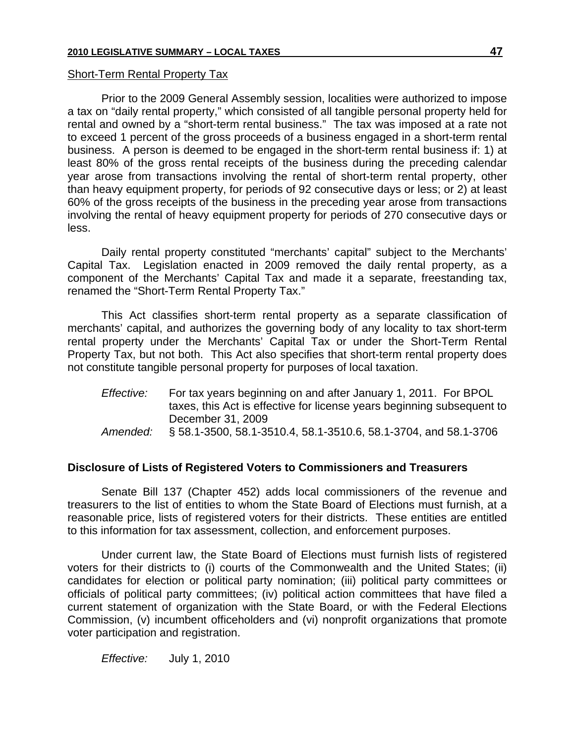Short-Term Rental Property Tax

Prior to the 2009 General Assembly session, localities were authorized to impose a tax on "daily rental property," which consisted of all tangible personal property held for rental and owned by a "short-term rental business." The tax was imposed at a rate not to exceed 1 percent of the gross proceeds of a business engaged in a short-term rental business. A person is deemed to be engaged in the short-term rental business if: 1) at least 80% of the gross rental receipts of the business during the preceding calendar year arose from transactions involving the rental of short-term rental property, other than heavy equipment property, for periods of 92 consecutive days or less; or 2) at least 60% of the gross receipts of the business in the preceding year arose from transactions involving the rental of heavy equipment property for periods of 270 consecutive days or less.

Daily rental property constituted "merchants' capital" subject to the Merchants' Capital Tax. Legislation enacted in 2009 removed the daily rental property, as a component of the Merchants' Capital Tax and made it a separate, freestanding tax, renamed the "Short-Term Rental Property Tax."

This Act classifies short-term rental property as a separate classification of merchants' capital, and authorizes the governing body of any locality to tax short-term rental property under the Merchants' Capital Tax or under the Short-Term Rental Property Tax, but not both. This Act also specifies that short-term rental property does not constitute tangible personal property for purposes of local taxation.

*Effective:* For tax years beginning on and after January 1, 2011. For BPOL taxes, this Act is effective for license years beginning subsequent to December 31, 2009

*Amended:* § 58.1-3500, 58.1-3510.4, 58.1-3510.6, 58.1-3704, and 58.1-3706

**Disclosure of Lists of Registered Voters to Commissioners and Treasurers**

Senate Bill 137 (Chapter 452) adds local commissioners of the revenue and treasurers to the list of entities to whom the State Board of Elections must furnish, at a reasonable price, lists of registered voters for their districts. These entities are entitled to this information for tax assessment, collection, and enforcement purposes.

Under current law, the State Board of Elections must furnish lists of registered voters for their districts to (i) courts of the Commonwealth and the United States; (ii) candidates for election or political party nomination; (iii) political party committees or officials of political party committees; (iv) political action committees that have filed a current statement of organization with the State Board, or with the Federal Elections Commission, (v) incumbent officeholders and (vi) nonprofit organizations that promote voter participation and registration.

*Effective:* July 1, 2010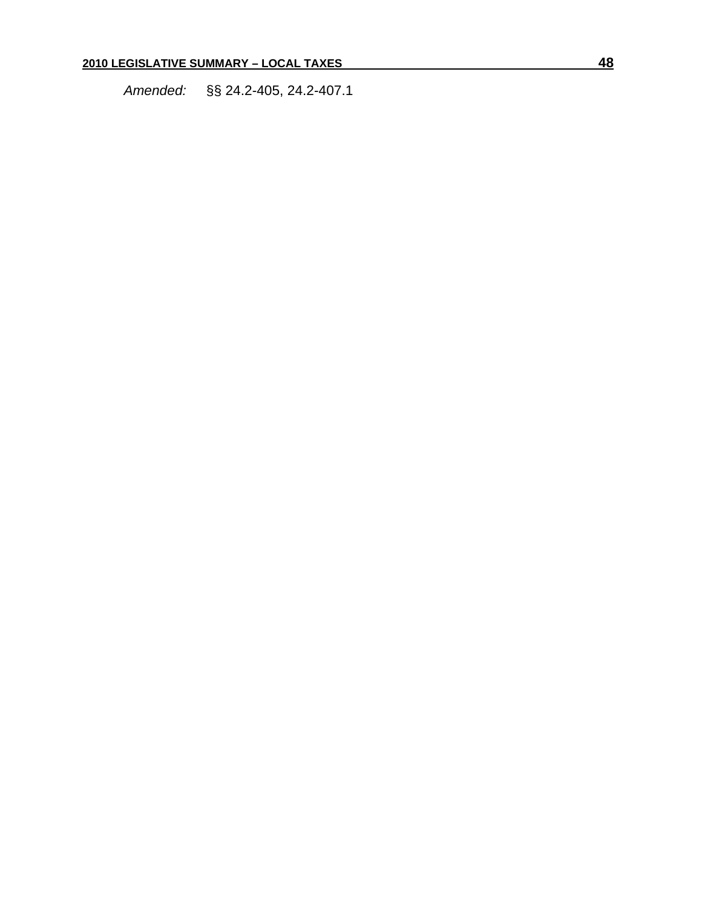*Amended:* §§ 24.2-405, 24.2-407.1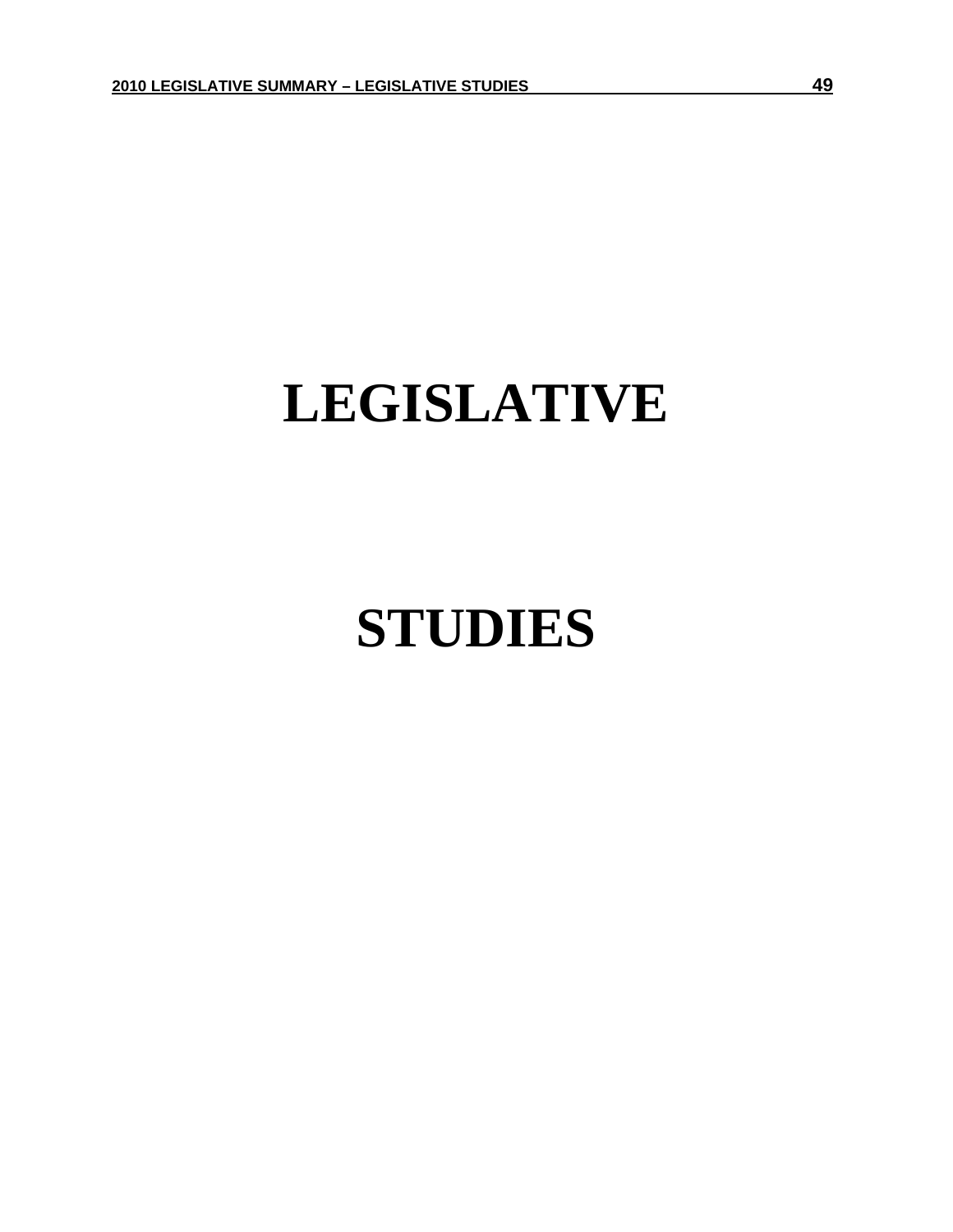# LEGISLATIVE

# STUDIES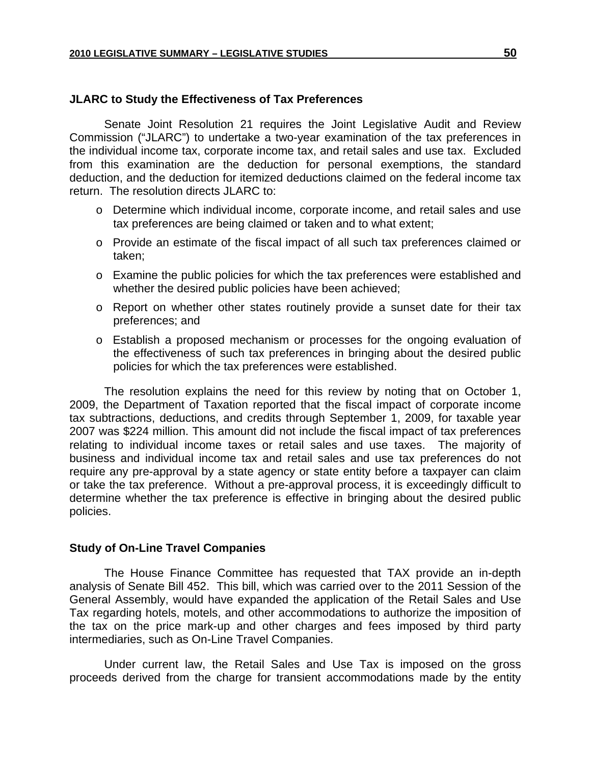### JLARC to Study the Effectiveness of Tax Preferences

Senate Joint Resolution 21 requires the Joint Legislative Audit and Review Commission ("JLARC") to undertake a two-year examination of the tax preferences in the individual income tax, corporate income tax, and retail sales and use tax. Excluded from this examination are the deduction for personal exemptions, the standard deduction, and the deduction for itemized deductions claimed on the federal income tax return. The resolution directs JLARC to:

- Determine which individual income, corporate income, and retail sales and use tax preferences are being claimed or taken and to what extent;
- Provide an estimate of the fiscal impact of all such tax preferences claimed or taken;
- Examine the public policies for which the tax preferences were established and whether the desired public policies have been achieved;
- Report on whether other states routinely provide a sunset date for their tax preferences; and
- Establish a proposed mechanism or processes for the ongoing evaluation of the effectiveness of such tax preferences in bringing about the desired public policies for which the tax preferences were established.

The resolution explains the need for this review by noting that on October 1, 2009, the Department of Taxation reported that the fiscal impact of corporate income tax subtractions, deductions, and credits through September 1, 2009, for taxable year 2007 was $224 million. This amount did not include the fiscal impact of tax preferences relating to individual income taxes or retail sales and use taxes. The majority of business and individual income tax and retail sales and use tax preferences do not require any pre-approval by a state agency or state entity before a taxpayer can claim or take the tax preference. Without a pre-approval process, it is exceedingly difficult to determine whether the tax preference is effective in bringing about the desired public policies.

### Study of On-Line Travel Companies

The House Finance Committee has requested that TAX provide an in-depth analysis of Senate Bill 452. This bill, which was carried over to the 2011 Session of the General Assembly, would have expanded the application of the Retail Sales and Use Tax regarding hotels, motels, and other accommodations to authorize the imposition of the tax on the price mark-up and other charges and fees imposed by third party intermediaries, such as On-Line Travel Companies.

Under current law, the Retail Sales and Use Tax is imposed on the gross proceeds derived from the charge for transient accommodations made by the entity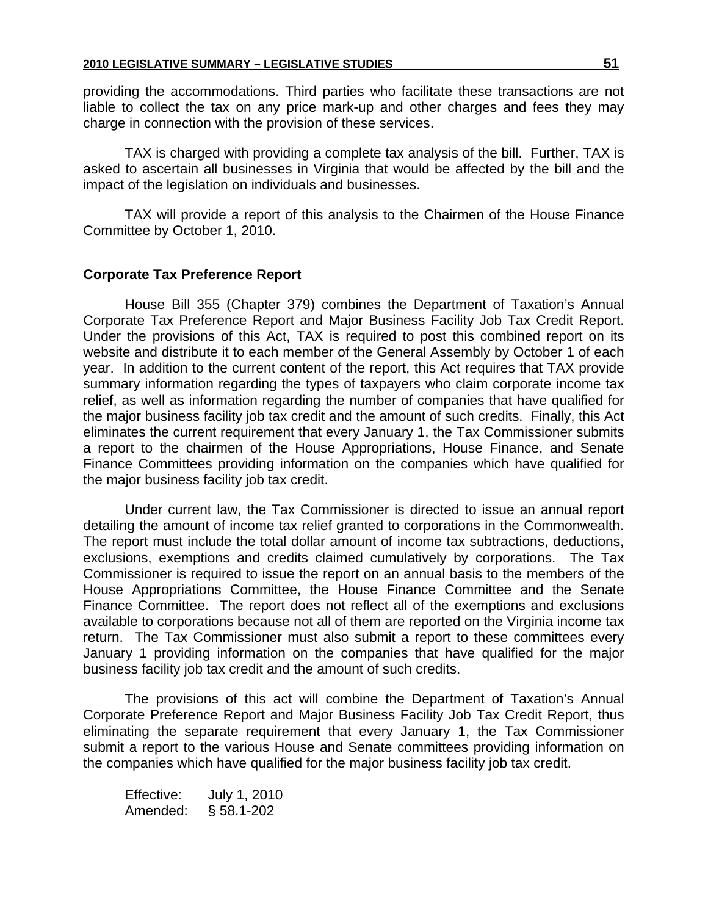providing the accommodations. Third parties who facilitate these transactions are not liable to collect the tax on any price mark-up and other charges and fees they may charge in connection with the provision of these services.

TAX is charged with providing a complete tax analysis of the bill. Further, TAX is asked to ascertain all businesses in Virginia that would be affected by the bill and the impact of the legislation on individuals and businesses.

TAX will provide a report of this analysis to the Chairmen of the House Finance Committee by October 1, 2010.

**Corporate Tax Preference Report**

House Bill 355 (Chapter 379) combines the Department of Taxation's Annual Corporate Tax Preference Report and Major Business Facility Job Tax Credit Report. Under the provisions of this Act, TAX is required to post this combined report on its website and distribute it to each member of the General Assembly by October 1 of each year. In addition to the current content of the report, this Act requires that TAX provide summary information regarding the types of taxpayers who claim corporate income tax relief, as well as information regarding the number of companies that have qualified for the major business facility job tax credit and the amount of such credits. Finally, this Act eliminates the current requirement that every January 1, the Tax Commissioner submits a report to the chairmen of the House Appropriations, House Finance, and Senate Finance Committees providing information on the companies which have qualified for the major business facility job tax credit.

Under current law, the Tax Commissioner is directed to issue an annual report detailing the amount of income tax relief granted to corporations in the Commonwealth. The report must include the total dollar amount of income tax subtractions, deductions, exclusions, exemptions and credits claimed cumulatively by corporations. The Tax Commissioner is required to issue the report on an annual basis to the members of the House Appropriations Committee, the House Finance Committee and the Senate Finance Committee. The report does not reflect all of the exemptions and exclusions available to corporations because not all of them are reported on the Virginia income tax return. The Tax Commissioner must also submit a report to these committees every January 1 providing information on the companies that have qualified for the major business facility job tax credit and the amount of such credits.

The provisions of this act will combine the Department of Taxation's Annual Corporate Preference Report and Major Business Facility Job Tax Credit Report, thus eliminating the separate requirement that every January 1, the Tax Commissioner submit a report to the various House and Senate committees providing information on the companies which have qualified for the major business facility job tax credit.

Effective: July 1, 2010
Amended: § 58.1-202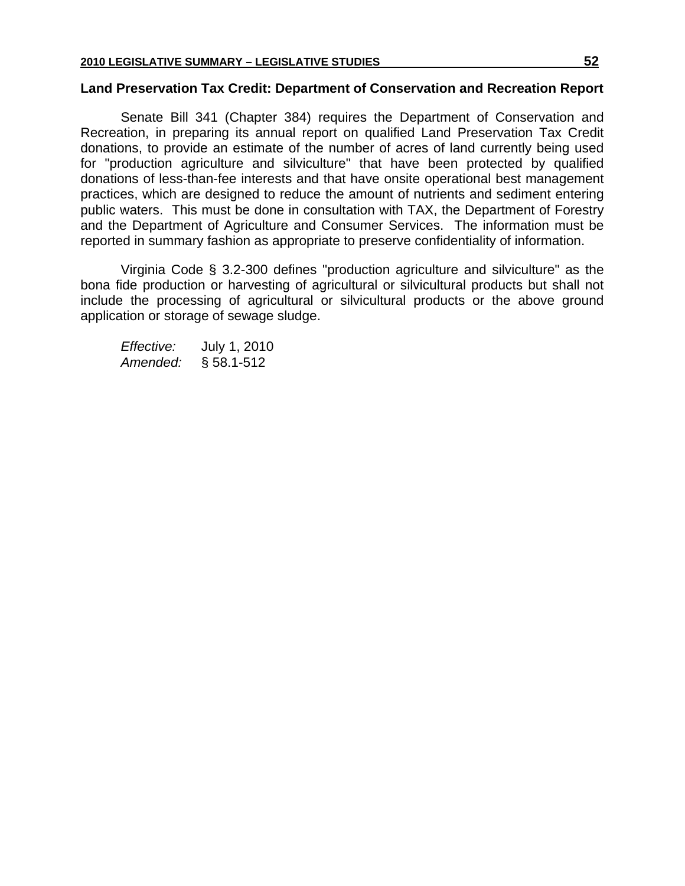## Land Preservation Tax Credit: Department of Conservation and Recreation Report

Senate Bill 341 (Chapter 384) requires the Department of Conservation and Recreation, in preparing its annual report on qualified Land Preservation Tax Credit donations, to provide an estimate of the number of acres of land currently being used for "production agriculture and silviculture" that have been protected by qualified donations of less-than-fee interests and that have onsite operational best management practices, which are designed to reduce the amount of nutrients and sediment entering public waters. This must be done in consultation with TAX, the Department of Forestry and the Department of Agriculture and Consumer Services. The information must be reported in summary fashion as appropriate to preserve confidentiality of information.

Virginia Code § 3.2-300 defines "production agriculture and silviculture" as the bona fide production or harvesting of agricultural or silvicultural products but shall not include the processing of agricultural or silvicultural products or the above ground application or storage of sewage sludge.

*Effective:* July 1, 2010
*Amended:* § 58.1-512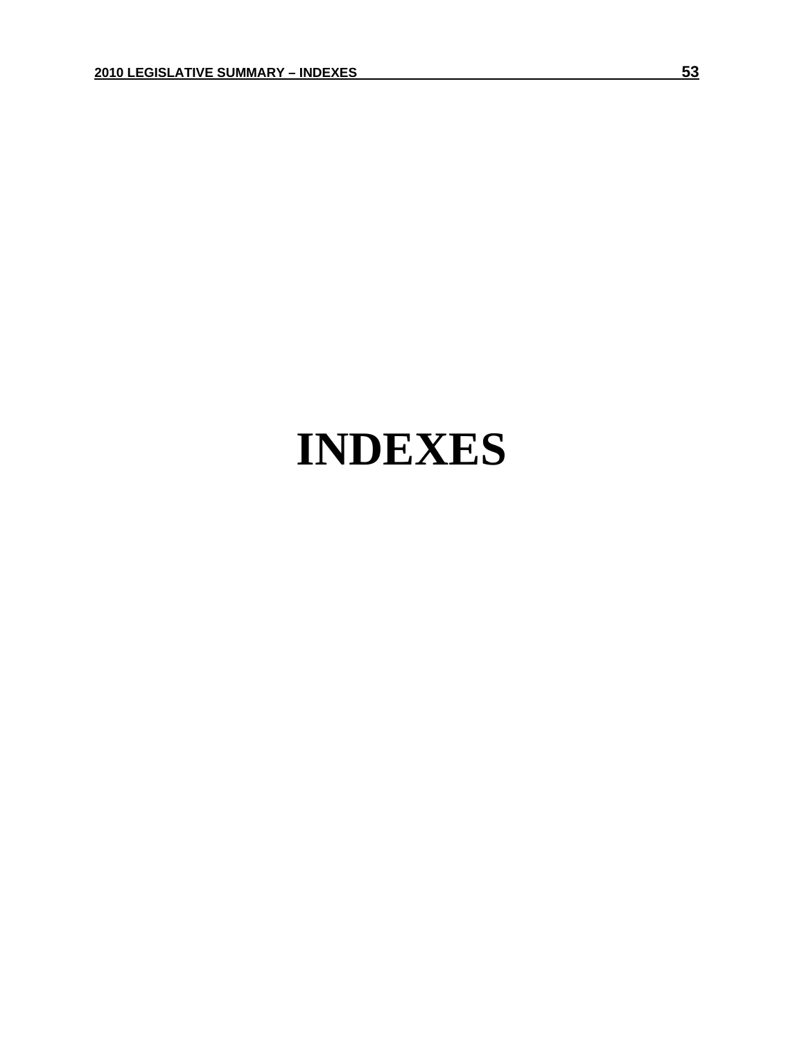# INDEXES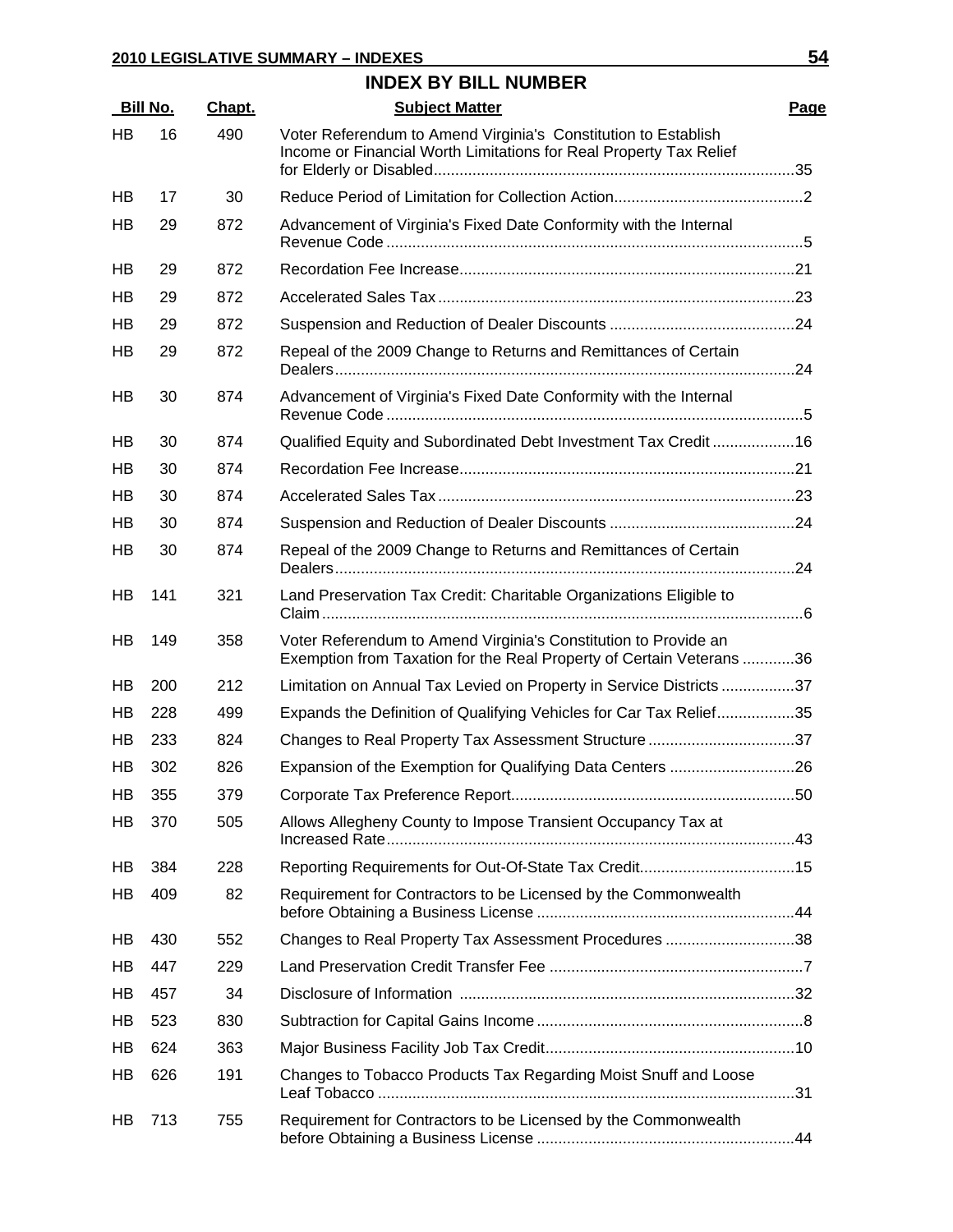## INDEX BY BILL NUMBER

| Bill No. | | Chapt. | Subject Matter | Page |
|---|---|---|---|---|
| HB | 16 | 490 | Voter Referendum to Amend Virginia's Constitution to Establish Income or Financial Worth Limitations for Real Property Tax Relief for Elderly or Disabled | 35 |
| HB | 17 | 30 | Reduce Period of Limitation for Collection Action | 2 |
| HB | 29 | 872 | Advancement of Virginia's Fixed Date Conformity with the Internal Revenue Code | 5 |
| HB | 29 | 872 | Recordation Fee Increase | 21 |
| HB | 29 | 872 | Accelerated Sales Tax | 23 |
| HB | 29 | 872 | Suspension and Reduction of Dealer Discounts | 24 |
| HB | 29 | 872 | Repeal of the 2009 Change to Returns and Remittances of Certain Dealers | 24 |
| HB | 30 | 874 | Advancement of Virginia's Fixed Date Conformity with the Internal Revenue Code | 5 |
| HB | 30 | 874 | Qualified Equity and Subordinated Debt Investment Tax Credit | 16 |
| HB | 30 | 874 | Recordation Fee Increase | 21 |
| HB | 30 | 874 | Accelerated Sales Tax | 23 |
| HB | 30 | 874 | Suspension and Reduction of Dealer Discounts | 24 |
| HB | 30 | 874 | Repeal of the 2009 Change to Returns and Remittances of Certain Dealers | 24 |
| HB | 141 | 321 | Land Preservation Tax Credit: Charitable Organizations Eligible to Claim | 6 |
| HB | 149 | 358 | Voter Referendum to Amend Virginia's Constitution to Provide an Exemption from Taxation for the Real Property of Certain Veterans | 36 |
| HB | 200 | 212 | Limitation on Annual Tax Levied on Property in Service Districts | 37 |
| HB | 228 | 499 | Expands the Definition of Qualifying Vehicles for Car Tax Relief | 35 |
| HB | 233 | 824 | Changes to Real Property Tax Assessment Structure | 37 |
| HB | 302 | 826 | Expansion of the Exemption for Qualifying Data Centers | 26 |
| HB | 355 | 379 | Corporate Tax Preference Report | 50 |
| HB | 370 | 505 | Allows Allegheny County to Impose Transient Occupancy Tax at Increased Rate | 43 |
| HB | 384 | 228 | Reporting Requirements for Out-Of-State Tax Credit | 15 |
| HB | 409 | 82 | Requirement for Contractors to be Licensed by the Commonwealth before Obtaining a Business License | 44 |
| HB | 430 | 552 | Changes to Real Property Tax Assessment Procedures | 38 |
| HB | 447 | 229 | Land Preservation Credit Transfer Fee | 7 |
| HB | 457 | 34 | Disclosure of Information | 32 |
| HB | 523 | 830 | Subtraction for Capital Gains Income | 8 |
| HB | 624 | 363 | Major Business Facility Job Tax Credit | 10 |
| HB | 626 | 191 | Changes to Tobacco Products Tax Regarding Moist Snuff and Loose Leaf Tobacco | 31 |
| HB | 713 | 755 | Requirement for Contractors to be Licensed by the Commonwealth before Obtaining a Business License | 44 |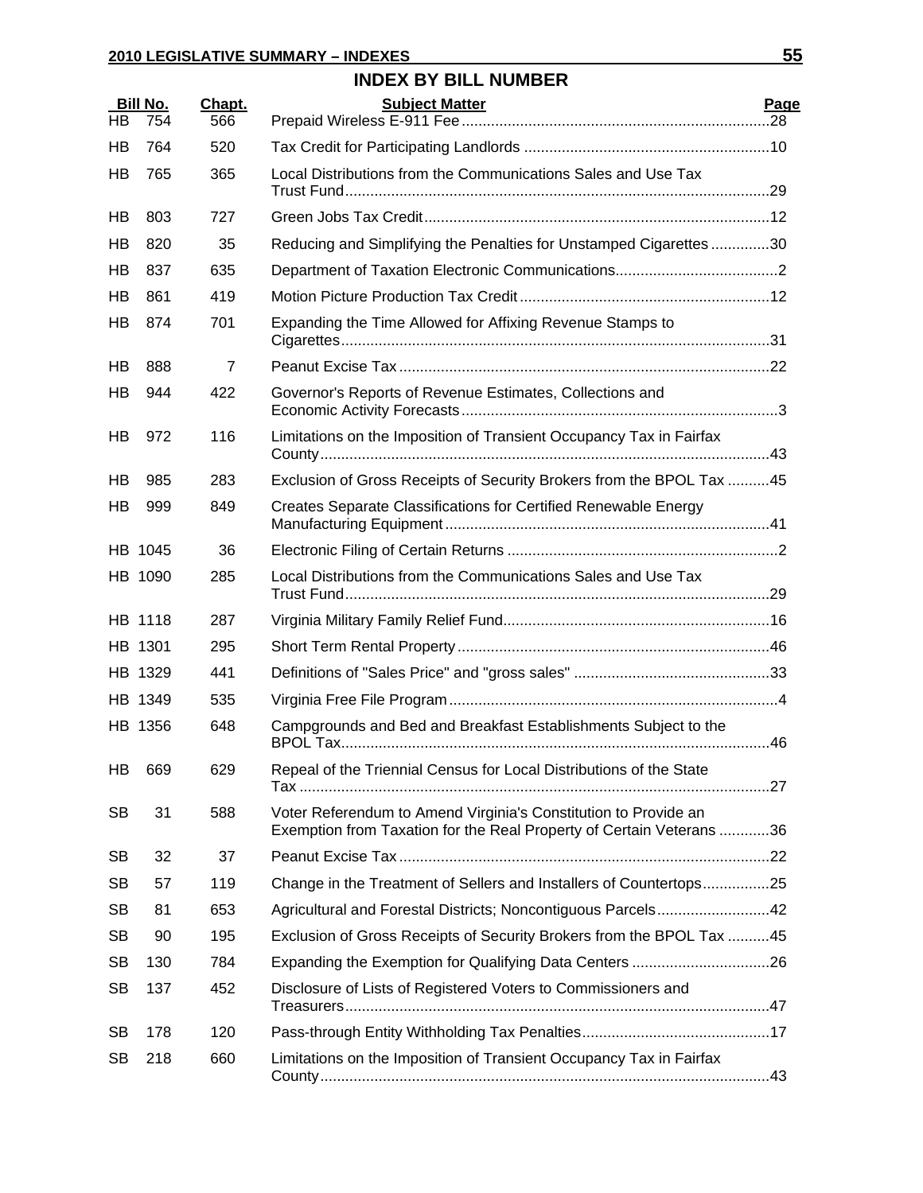## INDEX BY BILL NUMBER

| Bill No. | Chapt. | Subject Matter | Page |
|---|---|---|---|
| HB 754 | 566 | Prepaid Wireless E-911 Fee | 28 |
| HB 764 | 520 | Tax Credit for Participating Landlords | 10 |
| HB 765 | 365 | Local Distributions from the Communications Sales and Use Tax Trust Fund | 29 |
| HB 803 | 727 | Green Jobs Tax Credit | 12 |
| HB 820 | 35 | Reducing and Simplifying the Penalties for Unstamped Cigarettes | 30 |
| HB 837 | 635 | Department of Taxation Electronic Communications | 2 |
| HB 861 | 419 | Motion Picture Production Tax Credit | 12 |
| HB 874 | 701 | Expanding the Time Allowed for Affixing Revenue Stamps to Cigarettes | 31 |
| HB 888 | 7 | Peanut Excise Tax | 22 |
| HB 944 | 422 | Governor's Reports of Revenue Estimates, Collections and Economic Activity Forecasts | 3 |
| HB 972 | 116 | Limitations on the Imposition of Transient Occupancy Tax in Fairfax County | 43 |
| HB 985 | 283 | Exclusion of Gross Receipts of Security Brokers from the BPOL Tax | 45 |
| HB 999 | 849 | Creates Separate Classifications for Certified Renewable Energy Manufacturing Equipment | 41 |
| HB 1045 | 36 | Electronic Filing of Certain Returns | 2 |
| HB 1090 | 285 | Local Distributions from the Communications Sales and Use Tax Trust Fund | 29 |
| HB 1118 | 287 | Virginia Military Family Relief Fund | 16 |
| HB 1301 | 295 | Short Term Rental Property | 46 |
| HB 1329 | 441 | Definitions of "Sales Price" and "gross sales" | 33 |
| HB 1349 | 535 | Virginia Free File Program | 4 |
| HB 1356 | 648 | Campgrounds and Bed and Breakfast Establishments Subject to the BPOL Tax | 46 |
| HB 669 | 629 | Repeal of the Triennial Census for Local Distributions of the State Tax | 27 |
| SB 31 | 588 | Voter Referendum to Amend Virginia's Constitution to Provide an Exemption from Taxation for the Real Property of Certain Veterans | 36 |
| SB 32 | 37 | Peanut Excise Tax | 22 |
| SB 57 | 119 | Change in the Treatment of Sellers and Installers of Countertops | 25 |
| SB 81 | 653 | Agricultural and Forestal Districts; Noncontiguous Parcels | 42 |
| SB 90 | 195 | Exclusion of Gross Receipts of Security Brokers from the BPOL Tax | 45 |
| SB 130 | 784 | Expanding the Exemption for Qualifying Data Centers | 26 |
| SB 137 | 452 | Disclosure of Lists of Registered Voters to Commissioners and Treasurers | 47 |
| SB 178 | 120 | Pass-through Entity Withholding Tax Penalties | 17 |
| SB 218 | 660 | Limitations on the Imposition of Transient Occupancy Tax in Fairfax County | 43 |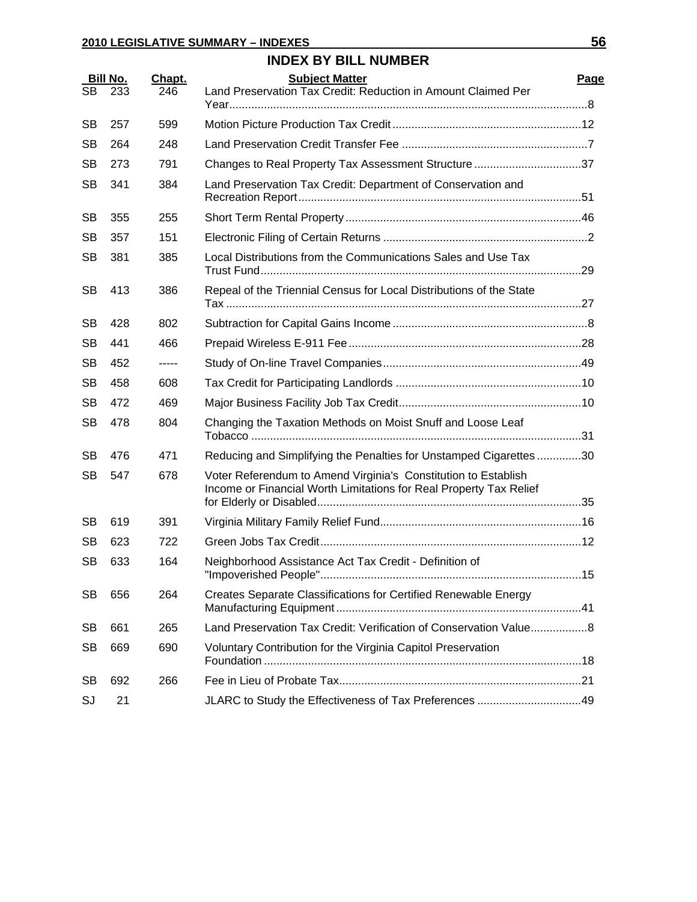## INDEX BY BILL NUMBER

| Bill No. | | Chapt. | Subject Matter | Page |
|---|---|---|---|---|
| SB | 233 | 246 | Land Preservation Tax Credit: Reduction in Amount Claimed Per Year | 8 |
| SB | 257 | 599 | Motion Picture Production Tax Credit | 12 |
| SB | 264 | 248 | Land Preservation Credit Transfer Fee | 7 |
| SB | 273 | 791 | Changes to Real Property Tax Assessment Structure | 37 |
| SB | 341 | 384 | Land Preservation Tax Credit: Department of Conservation and Recreation Report | 51 |
| SB | 355 | 255 | Short Term Rental Property | 46 |
| SB | 357 | 151 | Electronic Filing of Certain Returns | 2 |
| SB | 381 | 385 | Local Distributions from the Communications Sales and Use Tax Trust Fund | 29 |
| SB | 413 | 386 | Repeal of the Triennial Census for Local Distributions of the State Tax | 27 |
| SB | 428 | 802 | Subtraction for Capital Gains Income | 8 |
| SB | 441 | 466 | Prepaid Wireless E-911 Fee | 28 |
| SB | 452 | ----- | Study of On-line Travel Companies | 49 |
| SB | 458 | 608 | Tax Credit for Participating Landlords | 10 |
| SB | 472 | 469 | Major Business Facility Job Tax Credit | 10 |
| SB | 478 | 804 | Changing the Taxation Methods on Moist Snuff and Loose Leaf Tobacco | 31 |
| SB | 476 | 471 | Reducing and Simplifying the Penalties for Unstamped Cigarettes | 30 |
| SB | 547 | 678 | Voter Referendum to Amend Virginia's Constitution to Establish Income or Financial Worth Limitations for Real Property Tax Relief for Elderly or Disabled | 35 |
| SB | 619 | 391 | Virginia Military Family Relief Fund | 16 |
| SB | 623 | 722 | Green Jobs Tax Credit | 12 |
| SB | 633 | 164 | Neighborhood Assistance Act Tax Credit - Definition of "Impoverished People" | 15 |
| SB | 656 | 264 | Creates Separate Classifications for Certified Renewable Energy Manufacturing Equipment | 41 |
| SB | 661 | 265 | Land Preservation Tax Credit: Verification of Conservation Value | 8 |
| SB | 669 | 690 | Voluntary Contribution for the Virginia Capitol Preservation Foundation | 18 |
| SB | 692 | 266 | Fee in Lieu of Probate Tax | 21 |
| SJ | 21 | | JLARC to Study the Effectiveness of Tax Preferences | 49 |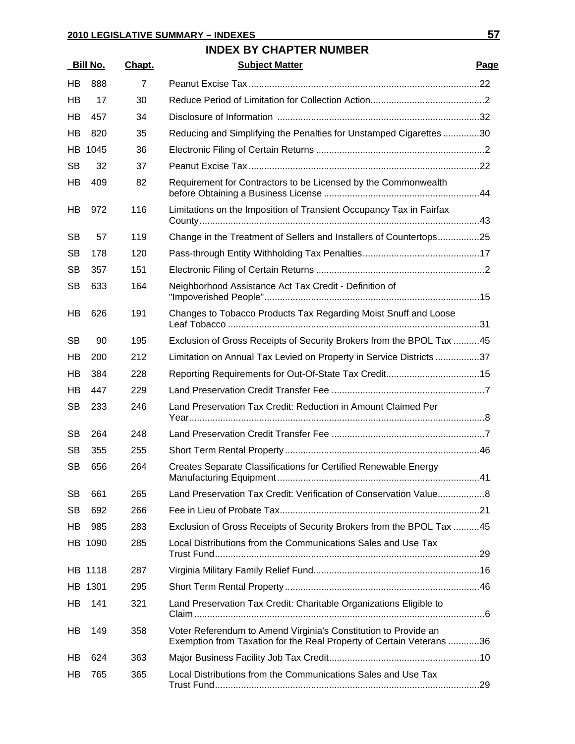## INDEX BY CHAPTER NUMBER

| Bill No. | | Chapt. | Subject Matter | Page |
|---|---|---|---|---|
| HB | 888 | 7 | Peanut Excise Tax | 22 |
| HB | 17 | 30 | Reduce Period of Limitation for Collection Action | 2 |
| HB | 457 | 34 | Disclosure of Information | 32 |
| HB | 820 | 35 | Reducing and Simplifying the Penalties for Unstamped Cigarettes | 30 |
| HB | 1045 | 36 | Electronic Filing of Certain Returns | 2 |
| SB | 32 | 37 | Peanut Excise Tax | 22 |
| HB | 409 | 82 | Requirement for Contractors to be Licensed by the Commonwealth before Obtaining a Business License | 44 |
| HB | 972 | 116 | Limitations on the Imposition of Transient Occupancy Tax in Fairfax County | 43 |
| SB | 57 | 119 | Change in the Treatment of Sellers and Installers of Countertops | 25 |
| SB | 178 | 120 | Pass-through Entity Withholding Tax Penalties | 17 |
| SB | 357 | 151 | Electronic Filing of Certain Returns | 2 |
| SB | 633 | 164 | Neighborhood Assistance Act Tax Credit - Definition of "Impoverished People" | 15 |
| HB | 626 | 191 | Changes to Tobacco Products Tax Regarding Moist Snuff and Loose Leaf Tobacco | 31 |
| SB | 90 | 195 | Exclusion of Gross Receipts of Security Brokers from the BPOL Tax | 45 |
| HB | 200 | 212 | Limitation on Annual Tax Levied on Property in Service Districts | 37 |
| HB | 384 | 228 | Reporting Requirements for Out-Of-State Tax Credit | 15 |
| HB | 447 | 229 | Land Preservation Credit Transfer Fee | 7 |
| SB | 233 | 246 | Land Preservation Tax Credit: Reduction in Amount Claimed Per Year | 8 |
| SB | 264 | 248 | Land Preservation Credit Transfer Fee | 7 |
| SB | 355 | 255 | Short Term Rental Property | 46 |
| SB | 656 | 264 | Creates Separate Classifications for Certified Renewable Energy Manufacturing Equipment | 41 |
| SB | 661 | 265 | Land Preservation Tax Credit: Verification of Conservation Value | 8 |
| SB | 692 | 266 | Fee in Lieu of Probate Tax | 21 |
| HB | 985 | 283 | Exclusion of Gross Receipts of Security Brokers from the BPOL Tax | 45 |
| HB | 1090 | 285 | Local Distributions from the Communications Sales and Use Tax Trust Fund | 29 |
| HB | 1118 | 287 | Virginia Military Family Relief Fund | 16 |
| HB | 1301 | 295 | Short Term Rental Property | 46 |
| HB | 141 | 321 | Land Preservation Tax Credit: Charitable Organizations Eligible to Claim | 6 |
| HB | 149 | 358 | Voter Referendum to Amend Virginia's Constitution to Provide an Exemption from Taxation for the Real Property of Certain Veterans | 36 |
| HB | 624 | 363 | Major Business Facility Job Tax Credit | 10 |
| HB | 765 | 365 | Local Distributions from the Communications Sales and Use Tax Trust Fund | 29 |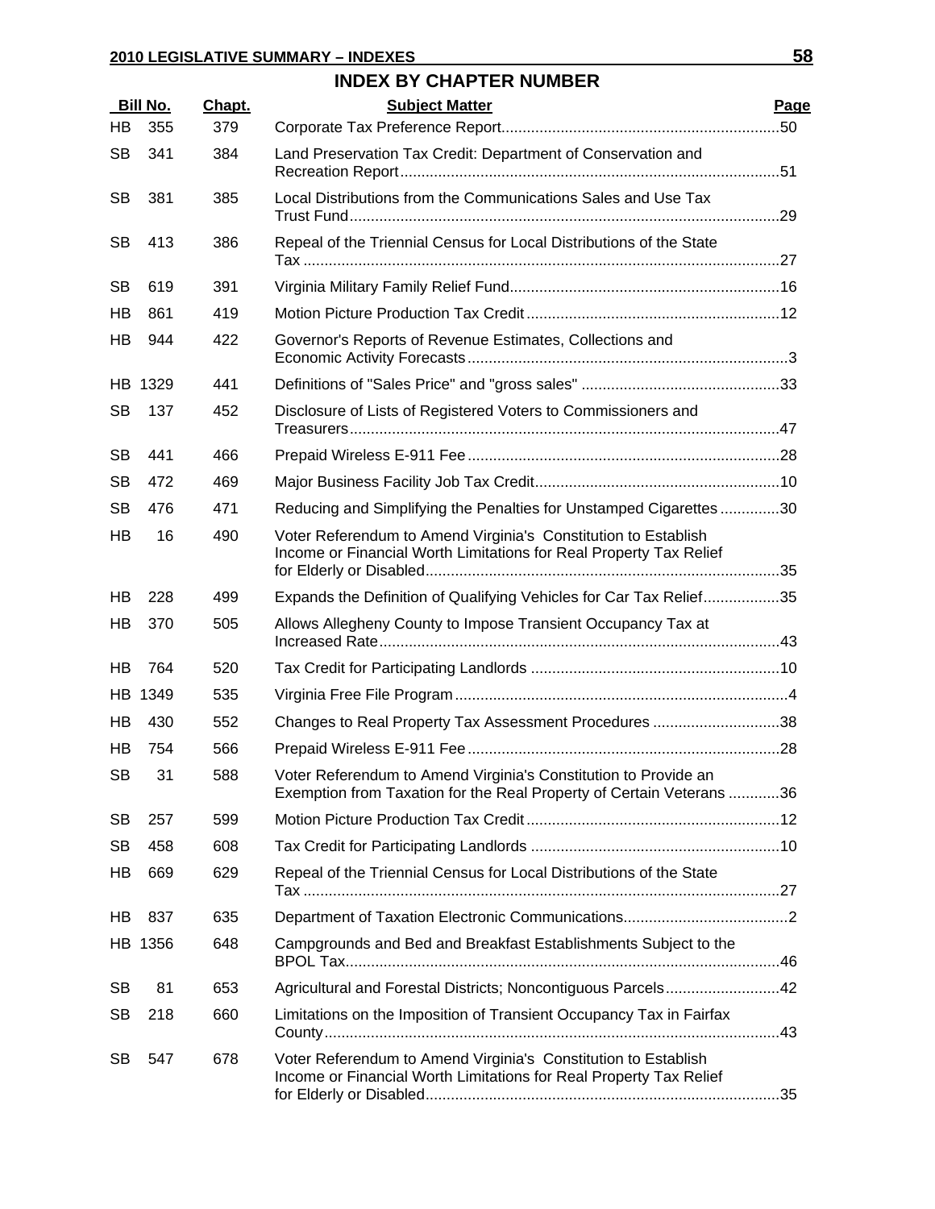## INDEX BY CHAPTER NUMBER

| Bill No. | Chapt. | Subject Matter | Page |
|---|---|---|---|
| HB 355 | 379 | Corporate Tax Preference Report | 50 |
| SB 341 | 384 | Land Preservation Tax Credit: Department of Conservation and Recreation Report | 51 |
| SB 381 | 385 | Local Distributions from the Communications Sales and Use Tax Trust Fund | 29 |
| SB 413 | 386 | Repeal of the Triennial Census for Local Distributions of the State Tax | 27 |
| SB 619 | 391 | Virginia Military Family Relief Fund | 16 |
| HB 861 | 419 | Motion Picture Production Tax Credit | 12 |
| HB 944 | 422 | Governor's Reports of Revenue Estimates, Collections and Economic Activity Forecasts | 3 |
| HB 1329 | 441 | Definitions of "Sales Price" and "gross sales" | 33 |
| SB 137 | 452 | Disclosure of Lists of Registered Voters to Commissioners and Treasurers | 47 |
| SB 441 | 466 | Prepaid Wireless E-911 Fee | 28 |
| SB 472 | 469 | Major Business Facility Job Tax Credit | 10 |
| SB 476 | 471 | Reducing and Simplifying the Penalties for Unstamped Cigarettes | 30 |
| HB 16 | 490 | Voter Referendum to Amend Virginia's Constitution to Establish Income or Financial Worth Limitations for Real Property Tax Relief for Elderly or Disabled | 35 |
| HB 228 | 499 | Expands the Definition of Qualifying Vehicles for Car Tax Relief | 35 |
| HB 370 | 505 | Allows Allegheny County to Impose Transient Occupancy Tax at Increased Rate | 43 |
| HB 764 | 520 | Tax Credit for Participating Landlords | 10 |
| HB 1349 | 535 | Virginia Free File Program | 4 |
| HB 430 | 552 | Changes to Real Property Tax Assessment Procedures | 38 |
| HB 754 | 566 | Prepaid Wireless E-911 Fee | 28 |
| SB 31 | 588 | Voter Referendum to Amend Virginia's Constitution to Provide an Exemption from Taxation for the Real Property of Certain Veterans | 36 |
| SB 257 | 599 | Motion Picture Production Tax Credit | 12 |
| SB 458 | 608 | Tax Credit for Participating Landlords | 10 |
| HB 669 | 629 | Repeal of the Triennial Census for Local Distributions of the State Tax | 27 |
| HB 837 | 635 | Department of Taxation Electronic Communications | 2 |
| HB 1356 | 648 | Campgrounds and Bed and Breakfast Establishments Subject to the BPOL Tax | 46 |
| SB 81 | 653 | Agricultural and Forestal Districts; Noncontiguous Parcels | 42 |
| SB 218 | 660 | Limitations on the Imposition of Transient Occupancy Tax in Fairfax County | 43 |
| SB 547 | 678 | Voter Referendum to Amend Virginia's Constitution to Establish Income or Financial Worth Limitations for Real Property Tax Relief for Elderly or Disabled | 35 |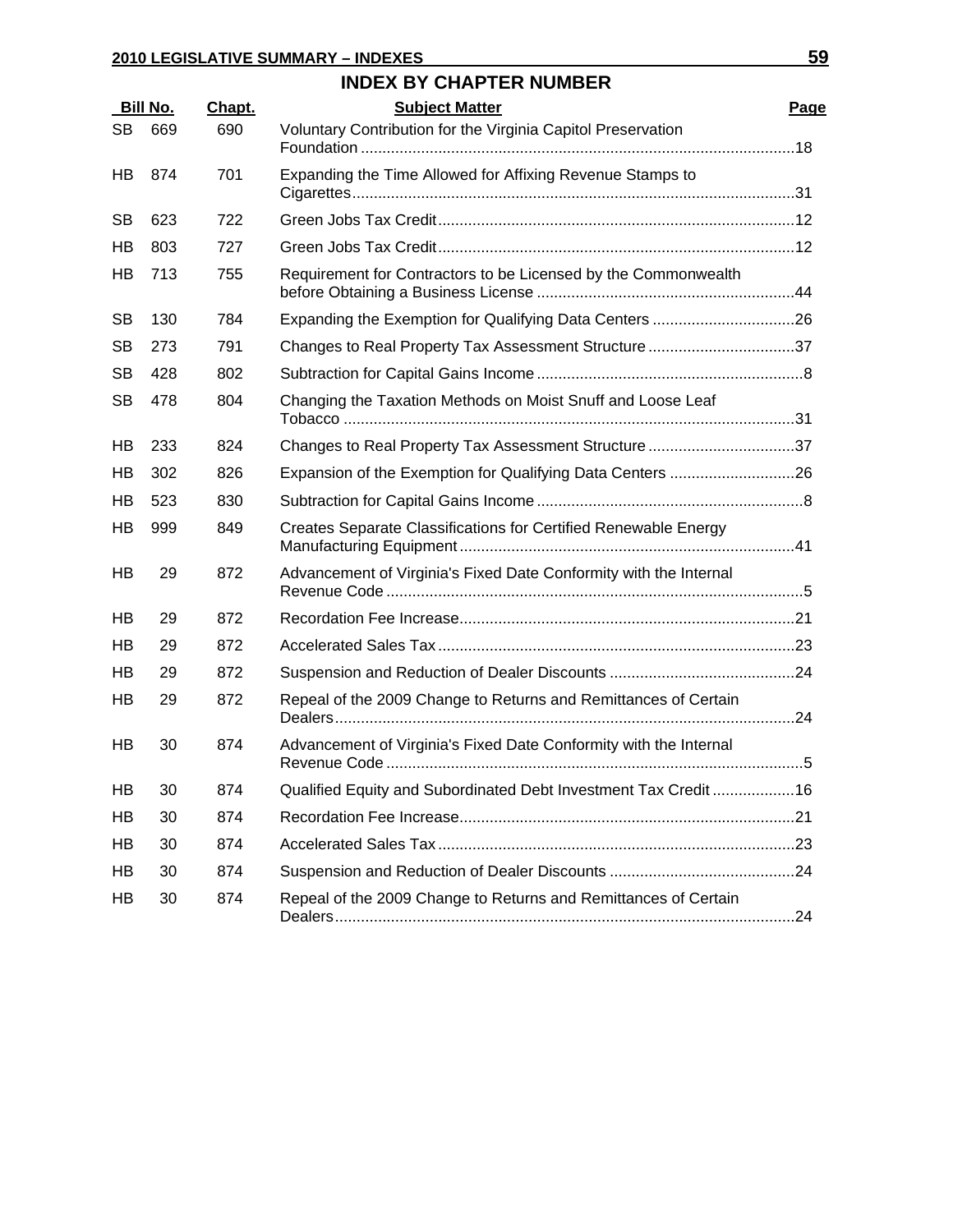## INDEX BY CHAPTER NUMBER

| Bill No. | | Chapt. | Subject Matter | Page |
|---|---|---|---|---|
| SB | 669 | 690 | Voluntary Contribution for the Virginia Capitol Preservation Foundation | 18 |
| HB | 874 | 701 | Expanding the Time Allowed for Affixing Revenue Stamps to Cigarettes | 31 |
| SB | 623 | 722 | Green Jobs Tax Credit | 12 |
| HB | 803 | 727 | Green Jobs Tax Credit | 12 |
| HB | 713 | 755 | Requirement for Contractors to be Licensed by the Commonwealth before Obtaining a Business License | 44 |
| SB | 130 | 784 | Expanding the Exemption for Qualifying Data Centers | 26 |
| SB | 273 | 791 | Changes to Real Property Tax Assessment Structure | 37 |
| SB | 428 | 802 | Subtraction for Capital Gains Income | 8 |
| SB | 478 | 804 | Changing the Taxation Methods on Moist Snuff and Loose Leaf Tobacco | 31 |
| HB | 233 | 824 | Changes to Real Property Tax Assessment Structure | 37 |
| HB | 302 | 826 | Expansion of the Exemption for Qualifying Data Centers | 26 |
| HB | 523 | 830 | Subtraction for Capital Gains Income | 8 |
| HB | 999 | 849 | Creates Separate Classifications for Certified Renewable Energy Manufacturing Equipment | 41 |
| HB | 29 | 872 | Advancement of Virginia's Fixed Date Conformity with the Internal Revenue Code | 5 |
| HB | 29 | 872 | Recordation Fee Increase | 21 |
| HB | 29 | 872 | Accelerated Sales Tax | 23 |
| HB | 29 | 872 | Suspension and Reduction of Dealer Discounts | 24 |
| HB | 29 | 872 | Repeal of the 2009 Change to Returns and Remittances of Certain Dealers | 24 |
| HB | 30 | 874 | Advancement of Virginia's Fixed Date Conformity with the Internal Revenue Code | 5 |
| HB | 30 | 874 | Qualified Equity and Subordinated Debt Investment Tax Credit | 16 |
| HB | 30 | 874 | Recordation Fee Increase | 21 |
| HB | 30 | 874 | Accelerated Sales Tax | 23 |
| HB | 30 | 874 | Suspension and Reduction of Dealer Discounts | 24 |
| HB | 30 | 874 | Repeal of the 2009 Change to Returns and Remittances of Certain Dealers | 24 |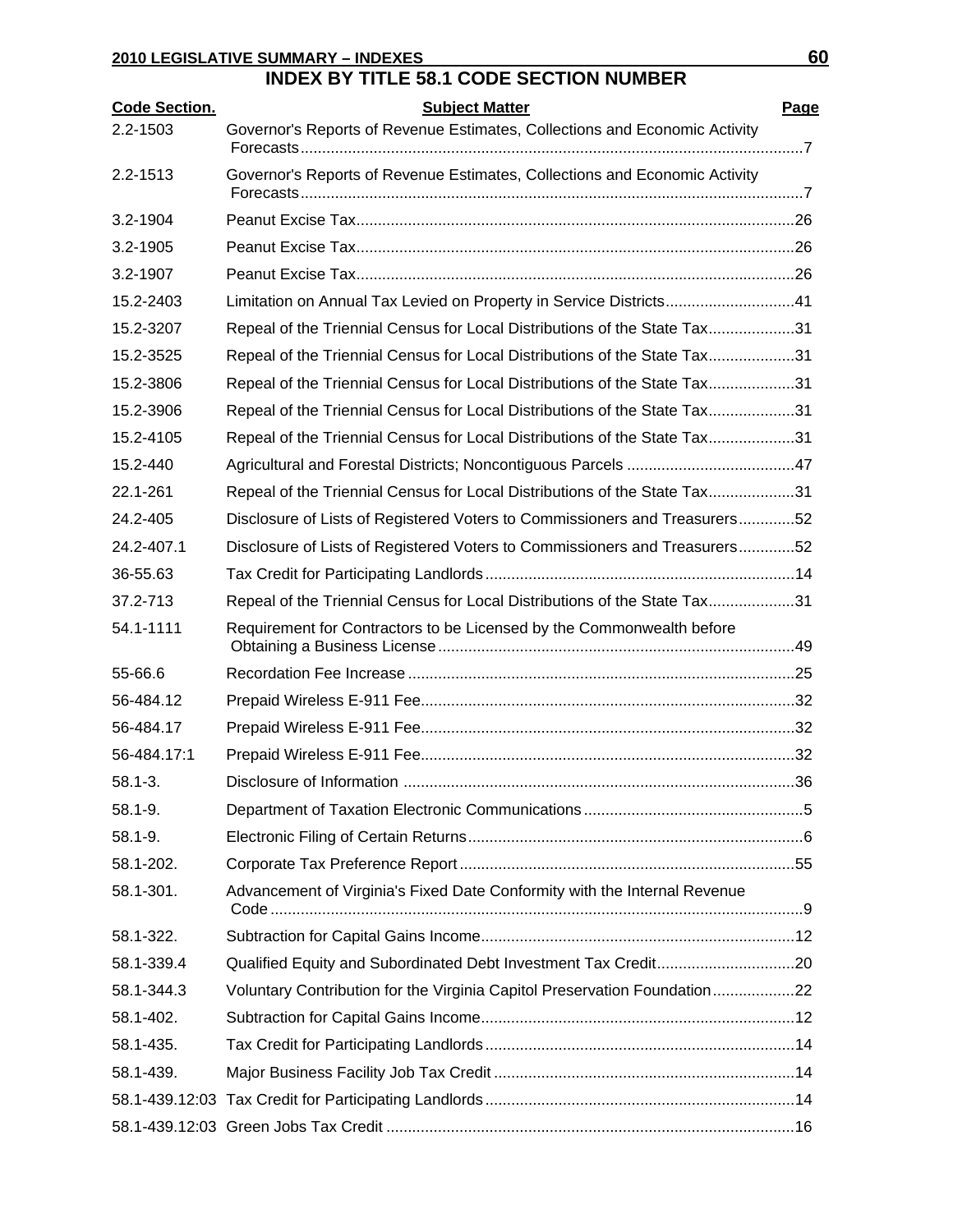# INDEX BY TITLE 58.1 CODE SECTION NUMBER

| Code Section. | Subject Matter | Page |
|---|---|---|
| 2.2-1503 | Governor's Reports of Revenue Estimates, Collections and Economic Activity Forecasts | 7 |
| 2.2-1513 | Governor's Reports of Revenue Estimates, Collections and Economic Activity Forecasts | 7 |
| 3.2-1904 | Peanut Excise Tax | 26 |
| 3.2-1905 | Peanut Excise Tax | 26 |
| 3.2-1907 | Peanut Excise Tax | 26 |
| 15.2-2403 | Limitation on Annual Tax Levied on Property in Service Districts | 41 |
| 15.2-3207 | Repeal of the Triennial Census for Local Distributions of the State Tax | 31 |
| 15.2-3525 | Repeal of the Triennial Census for Local Distributions of the State Tax | 31 |
| 15.2-3806 | Repeal of the Triennial Census for Local Distributions of the State Tax | 31 |
| 15.2-3906 | Repeal of the Triennial Census for Local Distributions of the State Tax | 31 |
| 15.2-4105 | Repeal of the Triennial Census for Local Distributions of the State Tax | 31 |
| 15.2-440 | Agricultural and Forestal Districts; Noncontiguous Parcels | 47 |
| 22.1-261 | Repeal of the Triennial Census for Local Distributions of the State Tax | 31 |
| 24.2-405 | Disclosure of Lists of Registered Voters to Commissioners and Treasurers | 52 |
| 24.2-407.1 | Disclosure of Lists of Registered Voters to Commissioners and Treasurers | 52 |
| 36-55.63 | Tax Credit for Participating Landlords | 14 |
| 37.2-713 | Repeal of the Triennial Census for Local Distributions of the State Tax | 31 |
| 54.1-1111 | Requirement for Contractors to be Licensed by the Commonwealth before Obtaining a Business License | 49 |
| 55-66.6 | Recordation Fee Increase | 25 |
| 56-484.12 | Prepaid Wireless E-911 Fee | 32 |
| 56-484.17 | Prepaid Wireless E-911 Fee | 32 |
| 56-484.17:1 | Prepaid Wireless E-911 Fee | 32 |
| 58.1-3. | Disclosure of Information | 36 |
| 58.1-9. | Department of Taxation Electronic Communications | 5 |
| 58.1-9. | Electronic Filing of Certain Returns | 6 |
| 58.1-202. | Corporate Tax Preference Report | 55 |
| 58.1-301. | Advancement of Virginia's Fixed Date Conformity with the Internal Revenue Code | 9 |
| 58.1-322. | Subtraction for Capital Gains Income | 12 |
| 58.1-339.4 | Qualified Equity and Subordinated Debt Investment Tax Credit | 20 |
| 58.1-344.3 | Voluntary Contribution for the Virginia Capitol Preservation Foundation | 22 |
| 58.1-402. | Subtraction for Capital Gains Income | 12 |
| 58.1-435. | Tax Credit for Participating Landlords | 14 |
| 58.1-439. | Major Business Facility Job Tax Credit | 14 |
| 58.1-439.12:03 | Tax Credit for Participating Landlords | 14 |
| 58.1-439.12:03 | Green Jobs Tax Credit | 16 |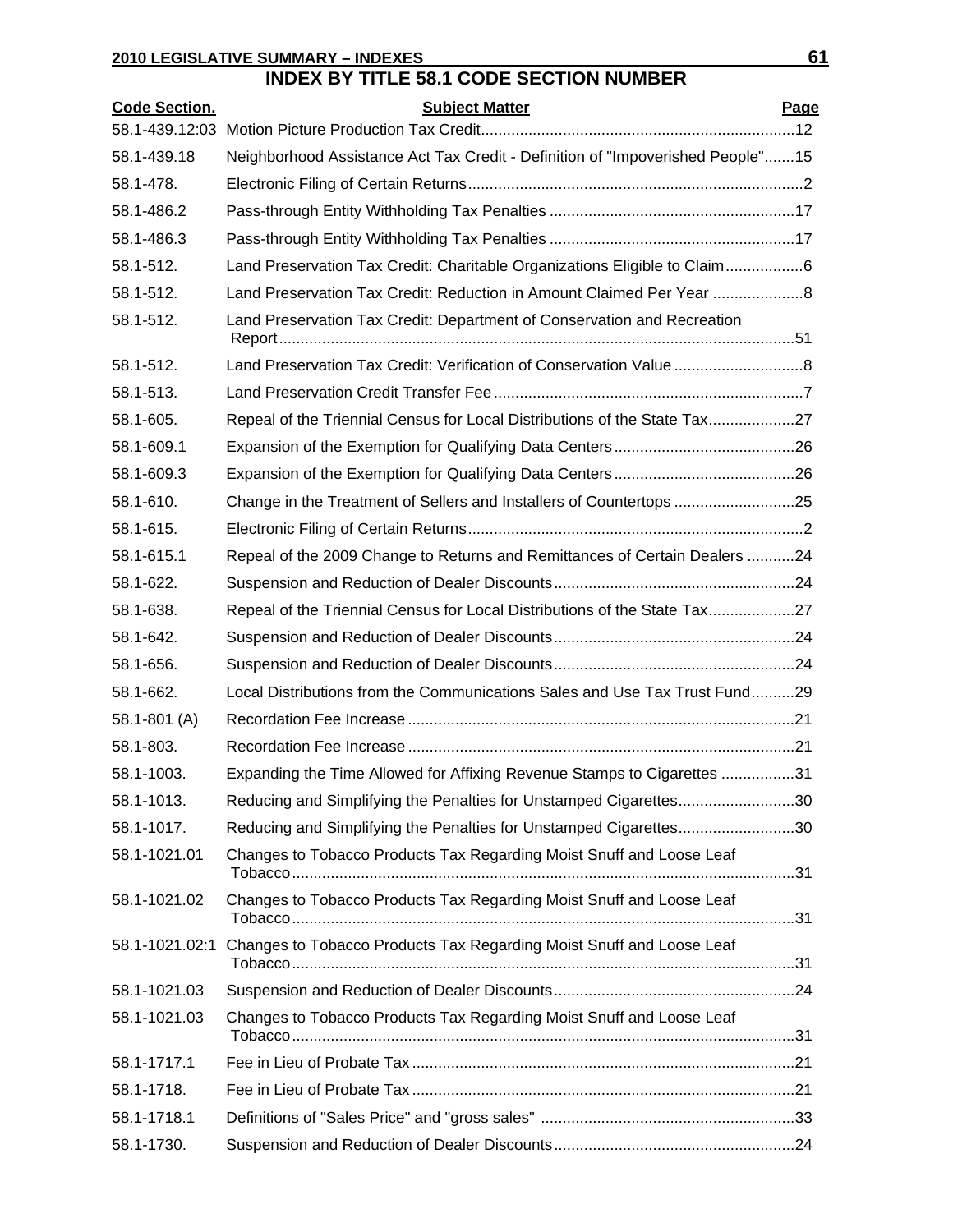# INDEX BY TITLE 58.1 CODE SECTION NUMBER

| Code Section. | Subject Matter | Page |
|---|---|---|
| 58.1-439.12:03 | Motion Picture Production Tax Credit | 12 |
| 58.1-439.18 | Neighborhood Assistance Act Tax Credit - Definition of "Impoverished People" | 15 |
| 58.1-478. | Electronic Filing of Certain Returns | 2 |
| 58.1-486.2 | Pass-through Entity Withholding Tax Penalties | 17 |
| 58.1-486.3 | Pass-through Entity Withholding Tax Penalties | 17 |
| 58.1-512. | Land Preservation Tax Credit: Charitable Organizations Eligible to Claim | 6 |
| 58.1-512. | Land Preservation Tax Credit: Reduction in Amount Claimed Per Year | 8 |
| 58.1-512. | Land Preservation Tax Credit: Department of Conservation and Recreation Report | 51 |
| 58.1-512. | Land Preservation Tax Credit: Verification of Conservation Value | 8 |
| 58.1-513. | Land Preservation Credit Transfer Fee | 7 |
| 58.1-605. | Repeal of the Triennial Census for Local Distributions of the State Tax | 27 |
| 58.1-609.1 | Expansion of the Exemption for Qualifying Data Centers | 26 |
| 58.1-609.3 | Expansion of the Exemption for Qualifying Data Centers | 26 |
| 58.1-610. | Change in the Treatment of Sellers and Installers of Countertops | 25 |
| 58.1-615. | Electronic Filing of Certain Returns | 2 |
| 58.1-615.1 | Repeal of the 2009 Change to Returns and Remittances of Certain Dealers | 24 |
| 58.1-622. | Suspension and Reduction of Dealer Discounts | 24 |
| 58.1-638. | Repeal of the Triennial Census for Local Distributions of the State Tax | 27 |
| 58.1-642. | Suspension and Reduction of Dealer Discounts | 24 |
| 58.1-656. | Suspension and Reduction of Dealer Discounts | 24 |
| 58.1-662. | Local Distributions from the Communications Sales and Use Tax Trust Fund | 29 |
| 58.1-801 (A) | Recordation Fee Increase | 21 |
| 58.1-803. | Recordation Fee Increase | 21 |
| 58.1-1003. | Expanding the Time Allowed for Affixing Revenue Stamps to Cigarettes | 31 |
| 58.1-1013. | Reducing and Simplifying the Penalties for Unstamped Cigarettes | 30 |
| 58.1-1017. | Reducing and Simplifying the Penalties for Unstamped Cigarettes | 30 |
| 58.1-1021.01 | Changes to Tobacco Products Tax Regarding Moist Snuff and Loose Leaf Tobacco | 31 |
| 58.1-1021.02 | Changes to Tobacco Products Tax Regarding Moist Snuff and Loose Leaf Tobacco | 31 |
| 58.1-1021.02:1 | Changes to Tobacco Products Tax Regarding Moist Snuff and Loose Leaf Tobacco | 31 |
| 58.1-1021.03 | Suspension and Reduction of Dealer Discounts | 24 |
| 58.1-1021.03 | Changes to Tobacco Products Tax Regarding Moist Snuff and Loose Leaf Tobacco | 31 |
| 58.1-1717.1 | Fee in Lieu of Probate Tax | 21 |
| 58.1-1718. | Fee in Lieu of Probate Tax | 21 |
| 58.1-1718.1 | Definitions of "Sales Price" and "gross sales" | 33 |
| 58.1-1730. | Suspension and Reduction of Dealer Discounts | 24 |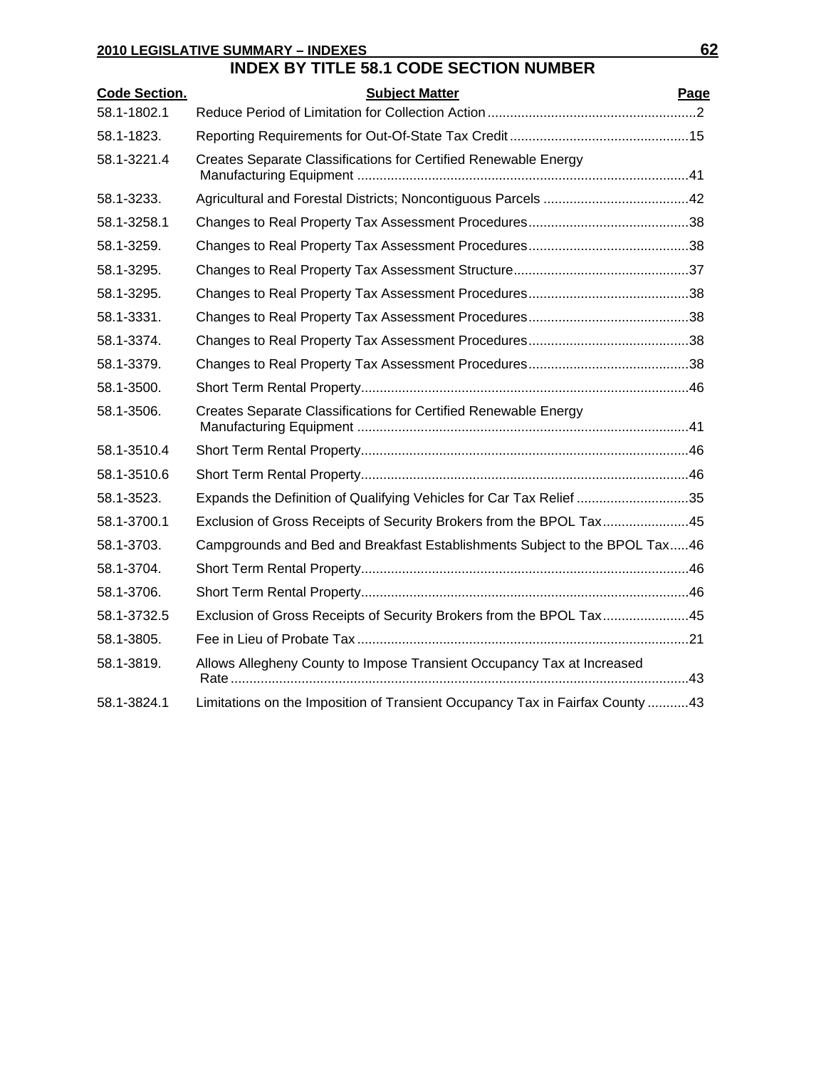# INDEX BY TITLE 58.1 CODE SECTION NUMBER

| Code Section. | Subject Matter | Page |
|---|---|---|
| 58.1-1802.1 | Reduce Period of Limitation for Collection Action | 2 |
| 58.1-1823. | Reporting Requirements for Out-Of-State Tax Credit | 15 |
| 58.1-3221.4 | Creates Separate Classifications for Certified Renewable Energy Manufacturing Equipment | 41 |
| 58.1-3233. | Agricultural and Forestal Districts; Noncontiguous Parcels | 42 |
| 58.1-3258.1 | Changes to Real Property Tax Assessment Procedures | 38 |
| 58.1-3259. | Changes to Real Property Tax Assessment Procedures | 38 |
| 58.1-3295. | Changes to Real Property Tax Assessment Structure | 37 |
| 58.1-3295. | Changes to Real Property Tax Assessment Procedures | 38 |
| 58.1-3331. | Changes to Real Property Tax Assessment Procedures | 38 |
| 58.1-3374. | Changes to Real Property Tax Assessment Procedures | 38 |
| 58.1-3379. | Changes to Real Property Tax Assessment Procedures | 38 |
| 58.1-3500. | Short Term Rental Property | 46 |
| 58.1-3506. | Creates Separate Classifications for Certified Renewable Energy Manufacturing Equipment | 41 |
| 58.1-3510.4 | Short Term Rental Property | 46 |
| 58.1-3510.6 | Short Term Rental Property | 46 |
| 58.1-3523. | Expands the Definition of Qualifying Vehicles for Car Tax Relief | 35 |
| 58.1-3700.1 | Exclusion of Gross Receipts of Security Brokers from the BPOL Tax | 45 |
| 58.1-3703. | Campgrounds and Bed and Breakfast Establishments Subject to the BPOL Tax | 46 |
| 58.1-3704. | Short Term Rental Property | 46 |
| 58.1-3706. | Short Term Rental Property | 46 |
| 58.1-3732.5 | Exclusion of Gross Receipts of Security Brokers from the BPOL Tax | 45 |
| 58.1-3805. | Fee in Lieu of Probate Tax | 21 |
| 58.1-3819. | Allows Allegheny County to Impose Transient Occupancy Tax at Increased Rate | 43 |
| 58.1-3824.1 | Limitations on the Imposition of Transient Occupancy Tax in Fairfax County | 43 |